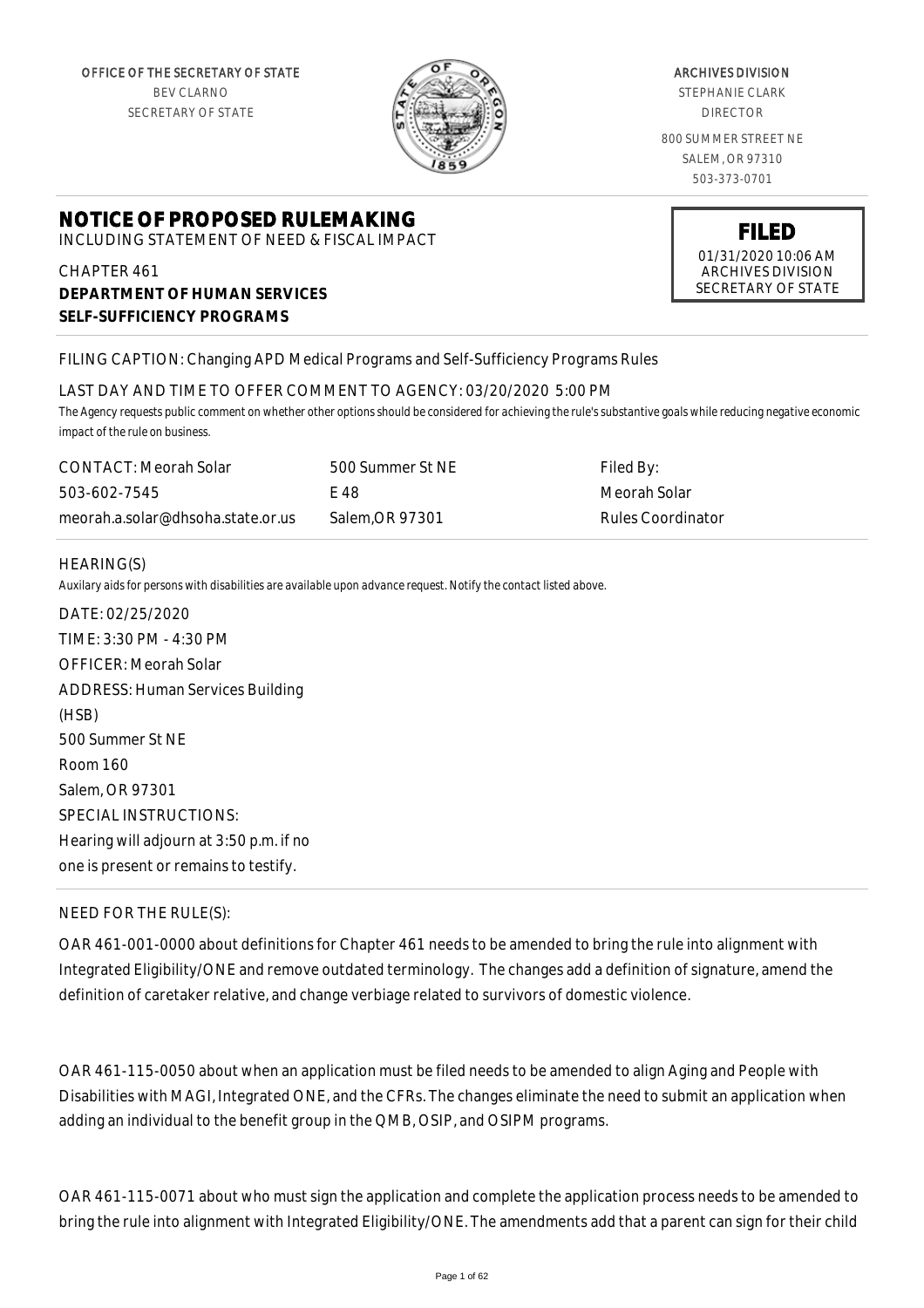OFFICE OF THE SECRETARY OF STATE
BEV CLARNO
SECRETARY OF STATE

ARCHIVES DIVISION
STEPHANIE CLARK
DIRECTOR
800 SUMMER STREET NE
SALEM, OR 97310
503-373-0701

# NOTICE OF PROPOSED RULEMAKING

INCLUDING STATEMENT OF NEED & FISCAL IMPACT

**FILED**
01/31/2020 10:06 AM
ARCHIVES DIVISION
SECRETARY OF STATE

CHAPTER 461
**DEPARTMENT OF HUMAN SERVICES**
**SELF-SUFFICIENCY PROGRAMS**

FILING CAPTION: Changing APD Medical Programs and Self-Sufficiency Programs Rules

LAST DAY AND TIME TO OFFER COMMENT TO AGENCY: 03/20/2020 5:00 PM

*The Agency requests public comment on whether other options should be considered for achieving the rule's substantive goals while reducing negative economic impact of the rule on business.*

| CONTACT: Meorah Solar | 500 Summer St NE | Filed By: |
|---|---|---|
| 503-602-7545 | E 48 | Meorah Solar |
| meorah.a.solar@dhsoha.state.or.us | Salem,OR 97301 | Rules Coordinator |

HEARING(S)

*Auxilary aids for persons with disabilities are available upon advance request. Notify the contact listed above.*

DATE: 02/25/2020
TIME: 3:30 PM - 4:30 PM
OFFICER: Meorah Solar
ADDRESS: Human Services Building (HSB)
500 Summer St NE
Room 160
Salem, OR 97301
SPECIAL INSTRUCTIONS:
Hearing will adjourn at 3:50 p.m. if no one is present or remains to testify.

NEED FOR THE RULE(S):

OAR 461-001-0000 about definitions for Chapter 461 needs to be amended to bring the rule into alignment with Integrated Eligibility/ONE and remove outdated terminology. The changes add a definition of signature, amend the definition of caretaker relative, and change verbiage related to survivors of domestic violence.

OAR 461-115-0050 about when an application must be filed needs to be amended to align Aging and People with Disabilities with MAGI, Integrated ONE, and the CFRs. The changes eliminate the need to submit an application when adding an individual to the benefit group in the QMB, OSIP, and OSIPM programs.

OAR 461-115-0071 about who must sign the application and complete the application process needs to be amended to bring the rule into alignment with Integrated Eligibility/ONE. The amendments add that a parent can sign for their child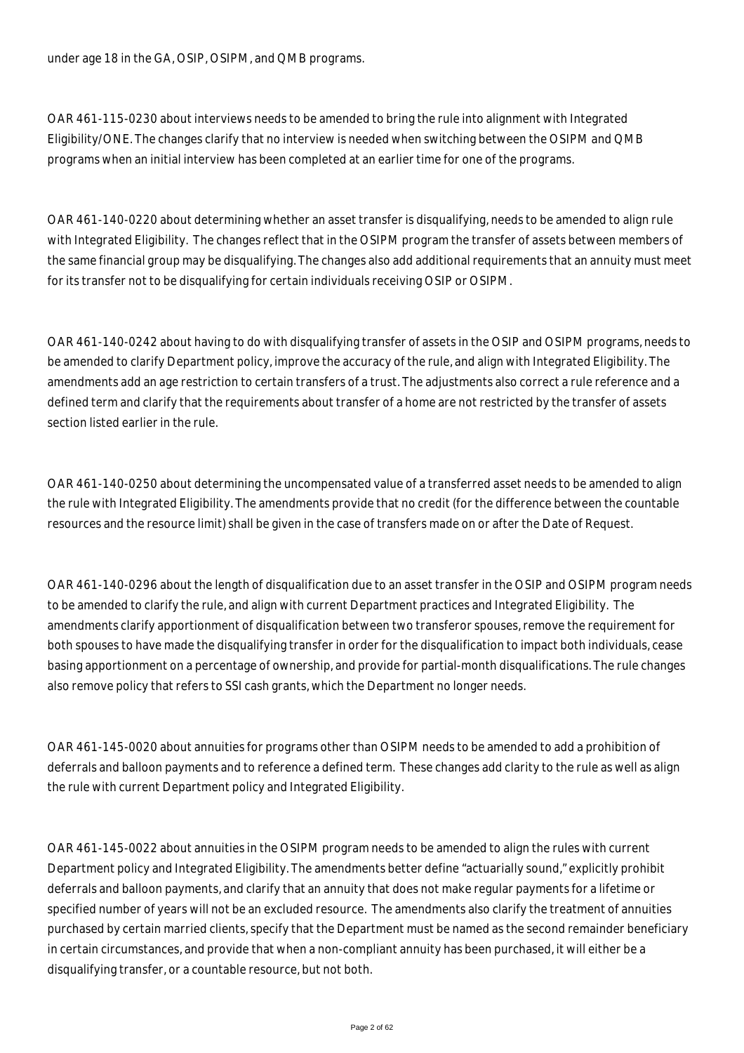under age 18 in the GA, OSIP, OSIPM, and QMB programs.

OAR 461-115-0230 about interviews needs to be amended to bring the rule into alignment with Integrated Eligibility/ONE. The changes clarify that no interview is needed when switching between the OSIPM and QMB programs when an initial interview has been completed at an earlier time for one of the programs.

OAR 461-140-0220 about determining whether an asset transfer is disqualifying, needs to be amended to align rule with Integrated Eligibility. The changes reflect that in the OSIPM program the transfer of assets between members of the same financial group may be disqualifying. The changes also add additional requirements that an annuity must meet for its transfer not to be disqualifying for certain individuals receiving OSIP or OSIPM.

OAR 461-140-0242 about having to do with disqualifying transfer of assets in the OSIP and OSIPM programs, needs to be amended to clarify Department policy, improve the accuracy of the rule, and align with Integrated Eligibility. The amendments add an age restriction to certain transfers of a trust. The adjustments also correct a rule reference and a defined term and clarify that the requirements about transfer of a home are not restricted by the transfer of assets section listed earlier in the rule.

OAR 461-140-0250 about determining the uncompensated value of a transferred asset needs to be amended to align the rule with Integrated Eligibility. The amendments provide that no credit (for the difference between the countable resources and the resource limit) shall be given in the case of transfers made on or after the Date of Request.

OAR 461-140-0296 about the length of disqualification due to an asset transfer in the OSIP and OSIPM program needs to be amended to clarify the rule, and align with current Department practices and Integrated Eligibility. The amendments clarify apportionment of disqualification between two transferor spouses, remove the requirement for both spouses to have made the disqualifying transfer in order for the disqualification to impact both individuals, cease basing apportionment on a percentage of ownership, and provide for partial-month disqualifications. The rule changes also remove policy that refers to SSI cash grants, which the Department no longer needs.

OAR 461-145-0020 about annuities for programs other than OSIPM needs to be amended to add a prohibition of deferrals and balloon payments and to reference a defined term. These changes add clarity to the rule as well as align the rule with current Department policy and Integrated Eligibility.

OAR 461-145-0022 about annuities in the OSIPM program needs to be amended to align the rules with current Department policy and Integrated Eligibility. The amendments better define "actuarially sound," explicitly prohibit deferrals and balloon payments, and clarify that an annuity that does not make regular payments for a lifetime or specified number of years will not be an excluded resource. The amendments also clarify the treatment of annuities purchased by certain married clients, specify that the Department must be named as the second remainder beneficiary in certain circumstances, and provide that when a non-compliant annuity has been purchased, it will either be a disqualifying transfer, or a countable resource, but not both.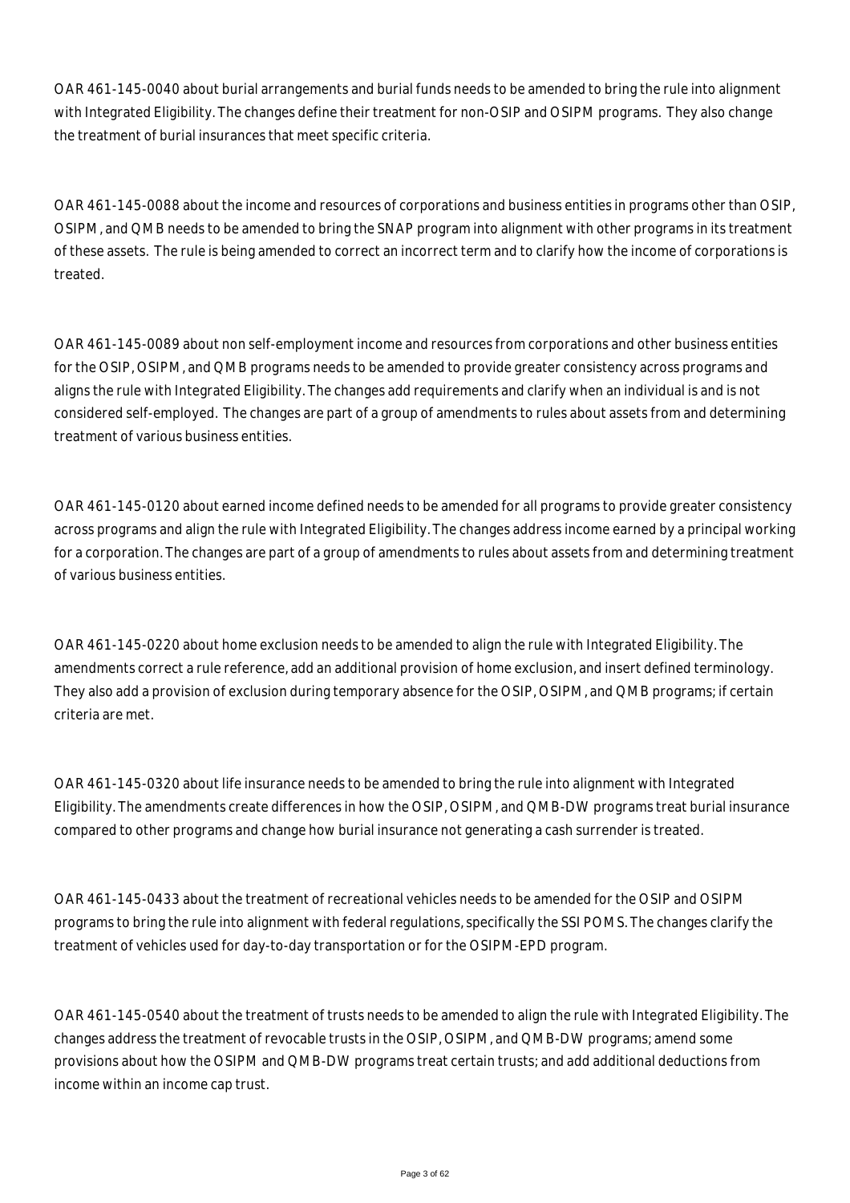OAR 461-145-0040 about burial arrangements and burial funds needs to be amended to bring the rule into alignment with Integrated Eligibility. The changes define their treatment for non-OSIP and OSIPM programs. They also change the treatment of burial insurances that meet specific criteria.

OAR 461-145-0088 about the income and resources of corporations and business entities in programs other than OSIP, OSIPM, and QMB needs to be amended to bring the SNAP program into alignment with other programs in its treatment of these assets. The rule is being amended to correct an incorrect term and to clarify how the income of corporations is treated.

OAR 461-145-0089 about non self-employment income and resources from corporations and other business entities for the OSIP, OSIPM, and QMB programs needs to be amended to provide greater consistency across programs and aligns the rule with Integrated Eligibility. The changes add requirements and clarify when an individual is and is not considered self-employed. The changes are part of a group of amendments to rules about assets from and determining treatment of various business entities.

OAR 461-145-0120 about earned income defined needs to be amended for all programs to provide greater consistency across programs and align the rule with Integrated Eligibility. The changes address income earned by a principal working for a corporation. The changes are part of a group of amendments to rules about assets from and determining treatment of various business entities.

OAR 461-145-0220 about home exclusion needs to be amended to align the rule with Integrated Eligibility. The amendments correct a rule reference, add an additional provision of home exclusion, and insert defined terminology. They also add a provision of exclusion during temporary absence for the OSIP, OSIPM, and QMB programs; if certain criteria are met.

OAR 461-145-0320 about life insurance needs to be amended to bring the rule into alignment with Integrated Eligibility. The amendments create differences in how the OSIP, OSIPM, and QMB-DW programs treat burial insurance compared to other programs and change how burial insurance not generating a cash surrender is treated.

OAR 461-145-0433 about the treatment of recreational vehicles needs to be amended for the OSIP and OSIPM programs to bring the rule into alignment with federal regulations, specifically the SSI POMS. The changes clarify the treatment of vehicles used for day-to-day transportation or for the OSIPM-EPD program.

OAR 461-145-0540 about the treatment of trusts needs to be amended to align the rule with Integrated Eligibility. The changes address the treatment of revocable trusts in the OSIP, OSIPM, and QMB-DW programs; amend some provisions about how the OSIPM and QMB-DW programs treat certain trusts; and add additional deductions from income within an income cap trust.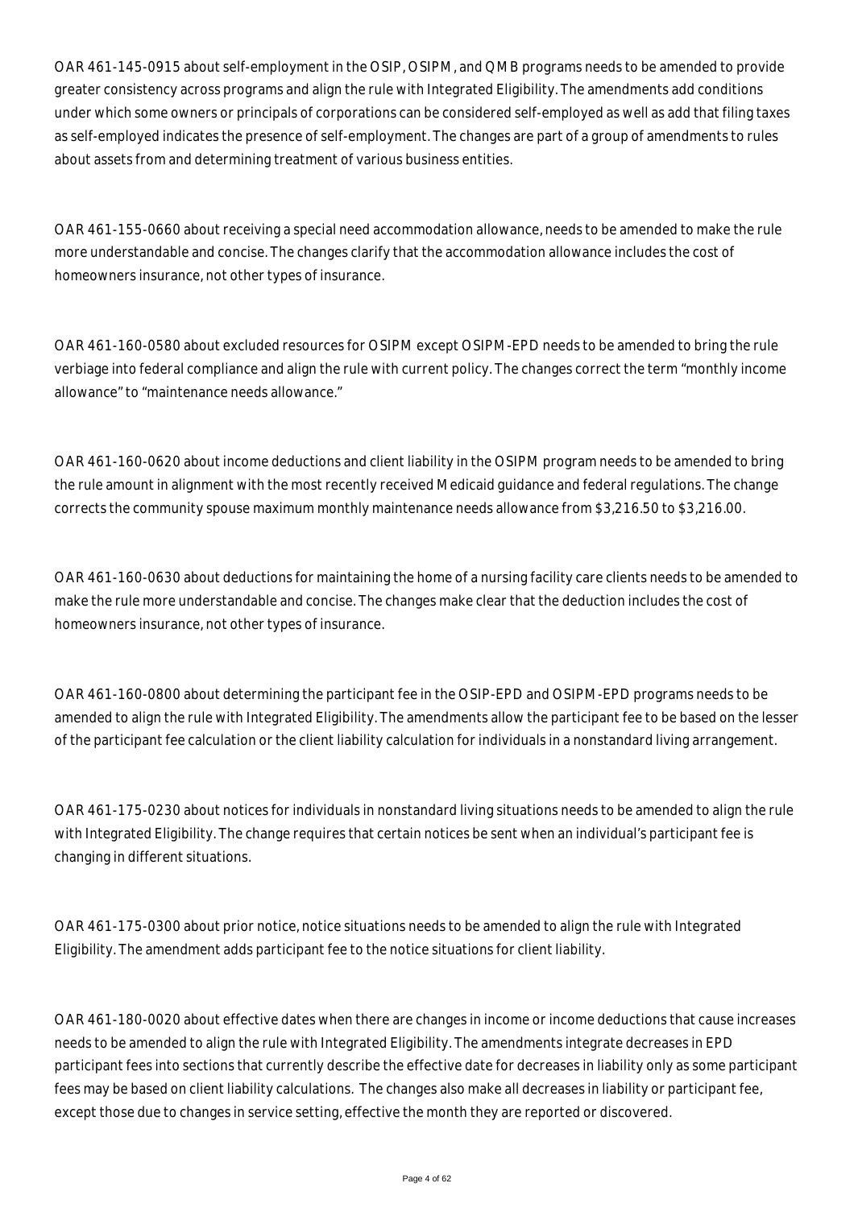OAR 461-145-0915 about self-employment in the OSIP, OSIPM, and QMB programs needs to be amended to provide greater consistency across programs and align the rule with Integrated Eligibility. The amendments add conditions under which some owners or principals of corporations can be considered self-employed as well as add that filing taxes as self-employed indicates the presence of self-employment. The changes are part of a group of amendments to rules about assets from and determining treatment of various business entities.

OAR 461-155-0660 about receiving a special need accommodation allowance, needs to be amended to make the rule more understandable and concise. The changes clarify that the accommodation allowance includes the cost of homeowners insurance, not other types of insurance.

OAR 461-160-0580 about excluded resources for OSIPM except OSIPM-EPD needs to be amended to bring the rule verbiage into federal compliance and align the rule with current policy. The changes correct the term "monthly income allowance" to "maintenance needs allowance."

OAR 461-160-0620 about income deductions and client liability in the OSIPM program needs to be amended to bring the rule amount in alignment with the most recently received Medicaid guidance and federal regulations. The change corrects the community spouse maximum monthly maintenance needs allowance from $3,216.50 to $3,216.00.

OAR 461-160-0630 about deductions for maintaining the home of a nursing facility care clients needs to be amended to make the rule more understandable and concise. The changes make clear that the deduction includes the cost of homeowners insurance, not other types of insurance.

OAR 461-160-0800 about determining the participant fee in the OSIP-EPD and OSIPM-EPD programs needs to be amended to align the rule with Integrated Eligibility. The amendments allow the participant fee to be based on the lesser of the participant fee calculation or the client liability calculation for individuals in a nonstandard living arrangement.

OAR 461-175-0230 about notices for individuals in nonstandard living situations needs to be amended to align the rule with Integrated Eligibility. The change requires that certain notices be sent when an individual's participant fee is changing in different situations.

OAR 461-175-0300 about prior notice, notice situations needs to be amended to align the rule with Integrated Eligibility. The amendment adds participant fee to the notice situations for client liability.

OAR 461-180-0020 about effective dates when there are changes in income or income deductions that cause increases needs to be amended to align the rule with Integrated Eligibility. The amendments integrate decreases in EPD participant fees into sections that currently describe the effective date for decreases in liability only as some participant fees may be based on client liability calculations. The changes also make all decreases in liability or participant fee, except those due to changes in service setting, effective the month they are reported or discovered.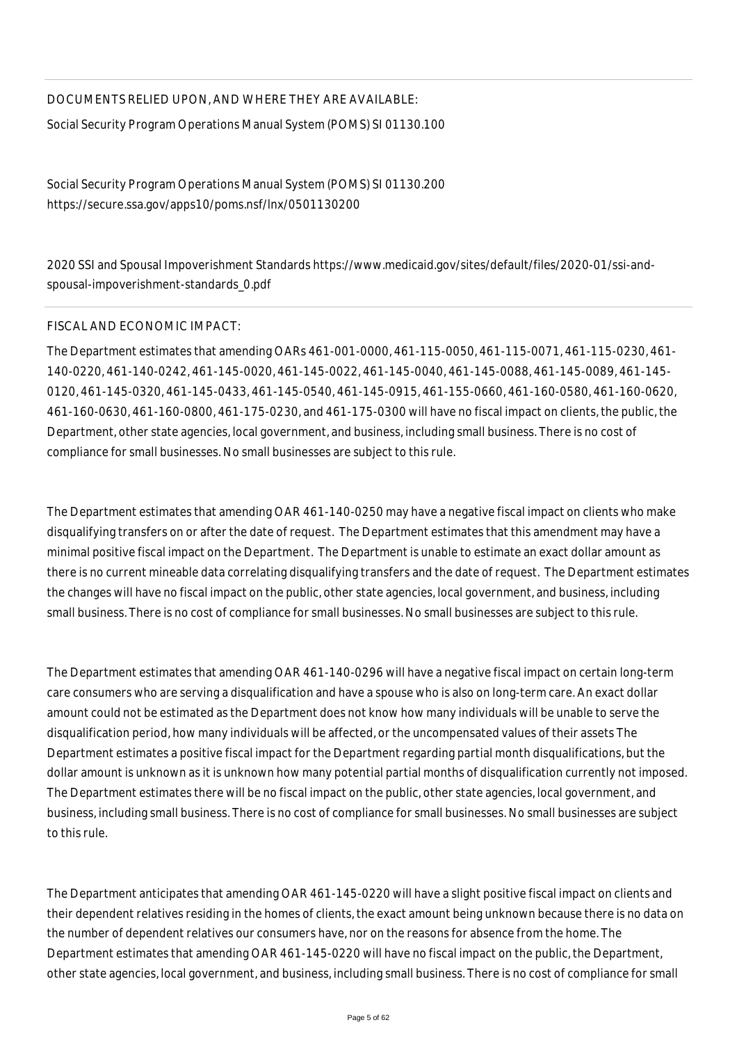DOCUMENTS RELIED UPON, AND WHERE THEY ARE AVAILABLE:

Social Security Program Operations Manual System (POMS) SI 01130.100

Social Security Program Operations Manual System (POMS) SI 01130.200
https://secure.ssa.gov/apps10/poms.nsf/lnx/0501130200

2020 SSI and Spousal Impoverishment Standards https://www.medicaid.gov/sites/default/files/2020-01/ssi-and-spousal-impoverishment-standards_0.pdf

FISCAL AND ECONOMIC IMPACT:

The Department estimates that amending OARs 461-001-0000, 461-115-0050, 461-115-0071, 461-115-0230, 461-140-0220, 461-140-0242, 461-145-0020, 461-145-0022, 461-145-0040, 461-145-0088, 461-145-0089, 461-145-0120, 461-145-0320, 461-145-0433, 461-145-0540, 461-145-0915, 461-155-0660, 461-160-0580, 461-160-0620, 461-160-0630, 461-160-0800, 461-175-0230, and 461-175-0300 will have no fiscal impact on clients, the public, the Department, other state agencies, local government, and business, including small business. There is no cost of compliance for small businesses. No small businesses are subject to this rule.

The Department estimates that amending OAR 461-140-0250 may have a negative fiscal impact on clients who make disqualifying transfers on or after the date of request. The Department estimates that this amendment may have a minimal positive fiscal impact on the Department. The Department is unable to estimate an exact dollar amount as there is no current mineable data correlating disqualifying transfers and the date of request. The Department estimates the changes will have no fiscal impact on the public, other state agencies, local government, and business, including small business. There is no cost of compliance for small businesses. No small businesses are subject to this rule.

The Department estimates that amending OAR 461-140-0296 will have a negative fiscal impact on certain long-term care consumers who are serving a disqualification and have a spouse who is also on long-term care. An exact dollar amount could not be estimated as the Department does not know how many individuals will be unable to serve the disqualification period, how many individuals will be affected, or the uncompensated values of their assets The Department estimates a positive fiscal impact for the Department regarding partial month disqualifications, but the dollar amount is unknown as it is unknown how many potential partial months of disqualification currently not imposed. The Department estimates there will be no fiscal impact on the public, other state agencies, local government, and business, including small business. There is no cost of compliance for small businesses. No small businesses are subject to this rule.

The Department anticipates that amending OAR 461-145-0220 will have a slight positive fiscal impact on clients and their dependent relatives residing in the homes of clients, the exact amount being unknown because there is no data on the number of dependent relatives our consumers have, nor on the reasons for absence from the home. The Department estimates that amending OAR 461-145-0220 will have no fiscal impact on the public, the Department, other state agencies, local government, and business, including small business. There is no cost of compliance for small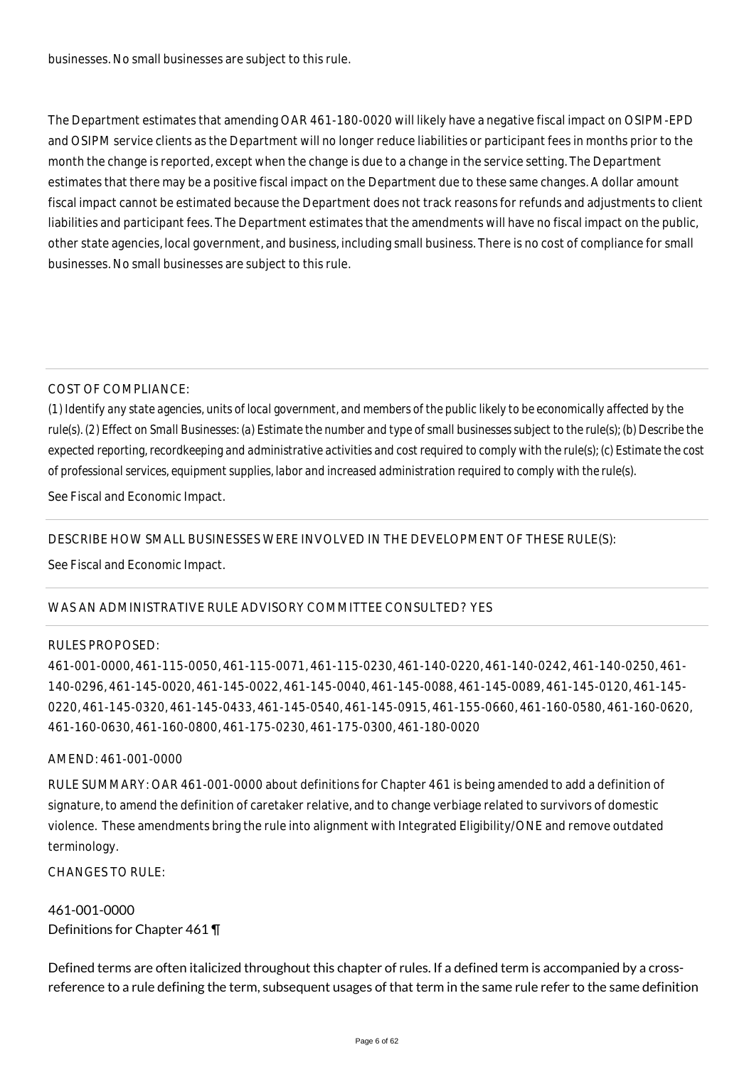businesses. No small businesses are subject to this rule.

The Department estimates that amending OAR 461-180-0020 will likely have a negative fiscal impact on OSIPM-EPD and OSIPM service clients as the Department will no longer reduce liabilities or participant fees in months prior to the month the change is reported, except when the change is due to a change in the service setting. The Department estimates that there may be a positive fiscal impact on the Department due to these same changes. A dollar amount fiscal impact cannot be estimated because the Department does not track reasons for refunds and adjustments to client liabilities and participant fees. The Department estimates that the amendments will have no fiscal impact on the public, other state agencies, local government, and business, including small business. There is no cost of compliance for small businesses. No small businesses are subject to this rule.

COST OF COMPLIANCE:

*(1) Identify any state agencies, units of local government, and members of the public likely to be economically affected by the rule(s). (2) Effect on Small Businesses: (a) Estimate the number and type of small businesses subject to the rule(s); (b) Describe the expected reporting, recordkeeping and administrative activities and cost required to comply with the rule(s); (c) Estimate the cost of professional services, equipment supplies, labor and increased administration required to comply with the rule(s).*

See Fiscal and Economic Impact.

DESCRIBE HOW SMALL BUSINESSES WERE INVOLVED IN THE DEVELOPMENT OF THESE RULE(S):

See Fiscal and Economic Impact.

WAS AN ADMINISTRATIVE RULE ADVISORY COMMITTEE CONSULTED? YES

RULES PROPOSED:

461-001-0000, 461-115-0050, 461-115-0071, 461-115-0230, 461-140-0220, 461-140-0242, 461-140-0250, 461-140-0296, 461-145-0020, 461-145-0022, 461-145-0040, 461-145-0088, 461-145-0089, 461-145-0120, 461-145-0220, 461-145-0320, 461-145-0433, 461-145-0540, 461-145-0915, 461-155-0660, 461-160-0580, 461-160-0620, 461-160-0630, 461-160-0800, 461-175-0230, 461-175-0300, 461-180-0020

AMEND: 461-001-0000

RULE SUMMARY: OAR 461-001-0000 about definitions for Chapter 461 is being amended to add a definition of signature, to amend the definition of caretaker relative, and to change verbiage related to survivors of domestic violence. These amendments bring the rule into alignment with Integrated Eligibility/ONE and remove outdated terminology.

CHANGES TO RULE:

461-001-0000
Definitions for Chapter 461 ¶

Defined terms are often italicized throughout this chapter of rules. If a defined term is accompanied by a cross-reference to a rule defining the term, subsequent usages of that term in the same rule refer to the same definition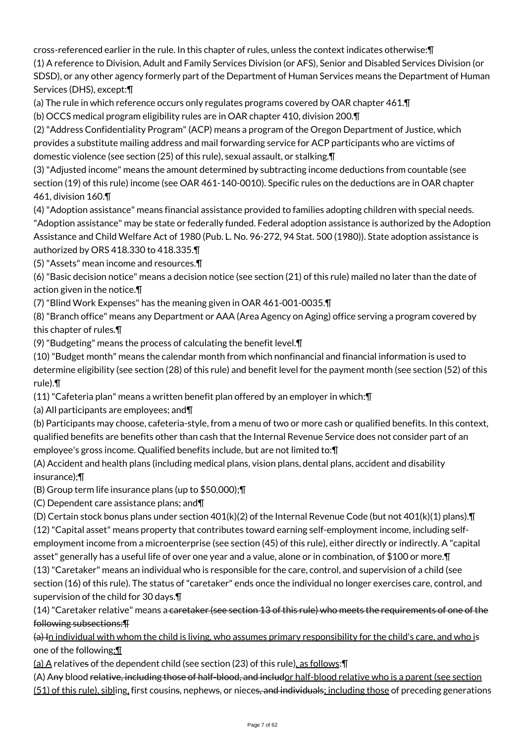cross-referenced earlier in the rule. In this chapter of rules, unless the context indicates otherwise:¶

(1) A reference to Division, Adult and Family Services Division (or AFS), Senior and Disabled Services Division (or SDSD), or any other agency formerly part of the Department of Human Services means the Department of Human Services (DHS), except:¶

(a) The rule in which reference occurs only regulates programs covered by OAR chapter 461.¶

(b) OCCS medical program eligibility rules are in OAR chapter 410, division 200.¶

(2) "Address Confidentiality Program" (ACP) means a program of the Oregon Department of Justice, which provides a substitute mailing address and mail forwarding service for ACP participants who are victims of domestic violence (see section (25) of this rule), sexual assault, or stalking.¶

(3) "Adjusted income" means the amount determined by subtracting income deductions from countable (see section (19) of this rule) income (see OAR 461-140-0010). Specific rules on the deductions are in OAR chapter 461, division 160.¶

(4) "Adoption assistance" means financial assistance provided to families adopting children with special needs. "Adoption assistance" may be state or federally funded. Federal adoption assistance is authorized by the Adoption Assistance and Child Welfare Act of 1980 (Pub. L. No. 96-272, 94 Stat. 500 (1980)). State adoption assistance is authorized by ORS 418.330 to 418.335.¶

(5) "Assets" mean income and resources.¶

(6) "Basic decision notice" means a decision notice (see section (21) of this rule) mailed no later than the date of action given in the notice.¶

(7) "Blind Work Expenses" has the meaning given in OAR 461-001-0035.¶

(8) "Branch office" means any Department or AAA (Area Agency on Aging) office serving a program covered by this chapter of rules.¶

(9) "Budgeting" means the process of calculating the benefit level.¶

(10) "Budget month" means the calendar month from which nonfinancial and financial information is used to determine eligibility (see section (28) of this rule) and benefit level for the payment month (see section (52) of this rule).¶

(11) "Cafeteria plan" means a written benefit plan offered by an employer in which:¶

(a) All participants are employees; and¶

(b) Participants may choose, cafeteria-style, from a menu of two or more cash or qualified benefits. In this context, qualified benefits are benefits other than cash that the Internal Revenue Service does not consider part of an employee's gross income. Qualified benefits include, but are not limited to:¶

(A) Accident and health plans (including medical plans, vision plans, dental plans, accident and disability insurance);¶

(B) Group term life insurance plans (up to $50,000);¶

(C) Dependent care assistance plans; and¶

(D) Certain stock bonus plans under section 401(k)(2) of the Internal Revenue Code (but not 401(k)(1) plans).¶

(12) "Capital asset" means property that contributes toward earning self-employment income, including self-employment income from a microenterprise (see section (45) of this rule), either directly or indirectly. A "capital asset" generally has a useful life of over one year and a value, alone or in combination, of $100 or more.¶

(13) "Caretaker" means an individual who is responsible for the care, control, and supervision of a child (see section (16) of this rule). The status of "caretaker" ends once the individual no longer exercises care, control, and supervision of the child for 30 days.¶

(14) "Caretaker relative" means a ~~caretaker (see section 13 of this rule) who meets the requirements of one of the following subsections:¶~~

~~(a) I~~<u>n individual with whom the child is living, who assumes primary responsibility for the child's care, and who i</u>s one of the following<u>:¶</u>

<u>(a) A</u> relative~~s~~ of the dependent child (see section (23) of this rule)<u>, as follows</u>:¶

(A) A~~ny~~ blood ~~relative, including those of half-blood, and includ~~<u>or half-blood relative who is a parent (see section (51) of this rule), sibl</u>ing<u>,</u> first cousin~~s~~, nephew~~s~~, or niece~~s, and individuals~~<u>; including those</u> of preceding generations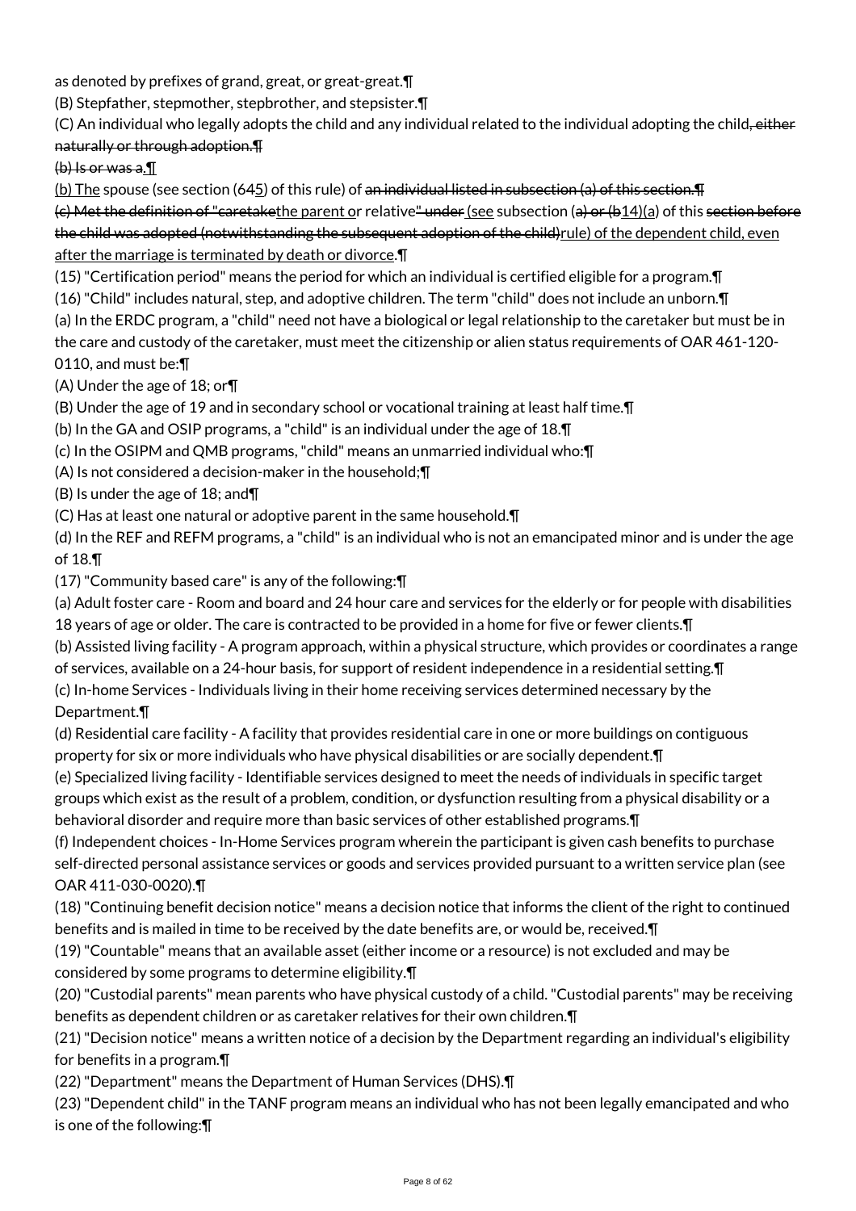as denoted by prefixes of grand, great, or great-great.¶

(B) Stepfather, stepmother, stepbrother, and stepsister.¶

(C) An individual who legally adopts the child and any individual related to the individual adopting the child~~, either naturally or through adoption.¶~~

~~(b) Is or was a.¶~~

(b) The spouse (see section (645) of this rule) of ~~an individual listed in subsection (a) of this section.¶~~

~~(c) Met the definition of "caretake~~the parent or relative~~" under~~ (see subsection (~~a) or (b~~14)(a) of this ~~section before the child was adopted (notwithstanding the subsequent adoption of the child)~~rule) of the dependent child, even after the marriage is terminated by death or divorce.¶

(15) "Certification period" means the period for which an individual is certified eligible for a program.¶

(16) "Child" includes natural, step, and adoptive children. The term "child" does not include an unborn.¶

(a) In the ERDC program, a "child" need not have a biological or legal relationship to the caretaker but must be in the care and custody of the caretaker, must meet the citizenship or alien status requirements of OAR 461-120-0110, and must be:¶

(A) Under the age of 18; or¶

(B) Under the age of 19 and in secondary school or vocational training at least half time.¶

(b) In the GA and OSIP programs, a "child" is an individual under the age of 18.¶

(c) In the OSIPM and QMB programs, "child" means an unmarried individual who:¶

(A) Is not considered a decision-maker in the household;¶

(B) Is under the age of 18; and¶

(C) Has at least one natural or adoptive parent in the same household.¶

(d) In the REF and REFM programs, a "child" is an individual who is not an emancipated minor and is under the age of 18.¶

(17) "Community based care" is any of the following:¶

(a) Adult foster care - Room and board and 24 hour care and services for the elderly or for people with disabilities 18 years of age or older. The care is contracted to be provided in a home for five or fewer clients.¶

(b) Assisted living facility - A program approach, within a physical structure, which provides or coordinates a range of services, available on a 24-hour basis, for support of resident independence in a residential setting.¶

(c) In-home Services - Individuals living in their home receiving services determined necessary by the Department.¶

(d) Residential care facility - A facility that provides residential care in one or more buildings on contiguous property for six or more individuals who have physical disabilities or are socially dependent.¶

(e) Specialized living facility - Identifiable services designed to meet the needs of individuals in specific target groups which exist as the result of a problem, condition, or dysfunction resulting from a physical disability or a behavioral disorder and require more than basic services of other established programs.¶

(f) Independent choices - In-Home Services program wherein the participant is given cash benefits to purchase self-directed personal assistance services or goods and services provided pursuant to a written service plan (see OAR 411-030-0020).¶

(18) "Continuing benefit decision notice" means a decision notice that informs the client of the right to continued benefits and is mailed in time to be received by the date benefits are, or would be, received.¶

(19) "Countable" means that an available asset (either income or a resource) is not excluded and may be considered by some programs to determine eligibility.¶

(20) "Custodial parents" mean parents who have physical custody of a child. "Custodial parents" may be receiving benefits as dependent children or as caretaker relatives for their own children.¶

(21) "Decision notice" means a written notice of a decision by the Department regarding an individual's eligibility for benefits in a program.¶

(22) "Department" means the Department of Human Services (DHS).¶

(23) "Dependent child" in the TANF program means an individual who has not been legally emancipated and who is one of the following:¶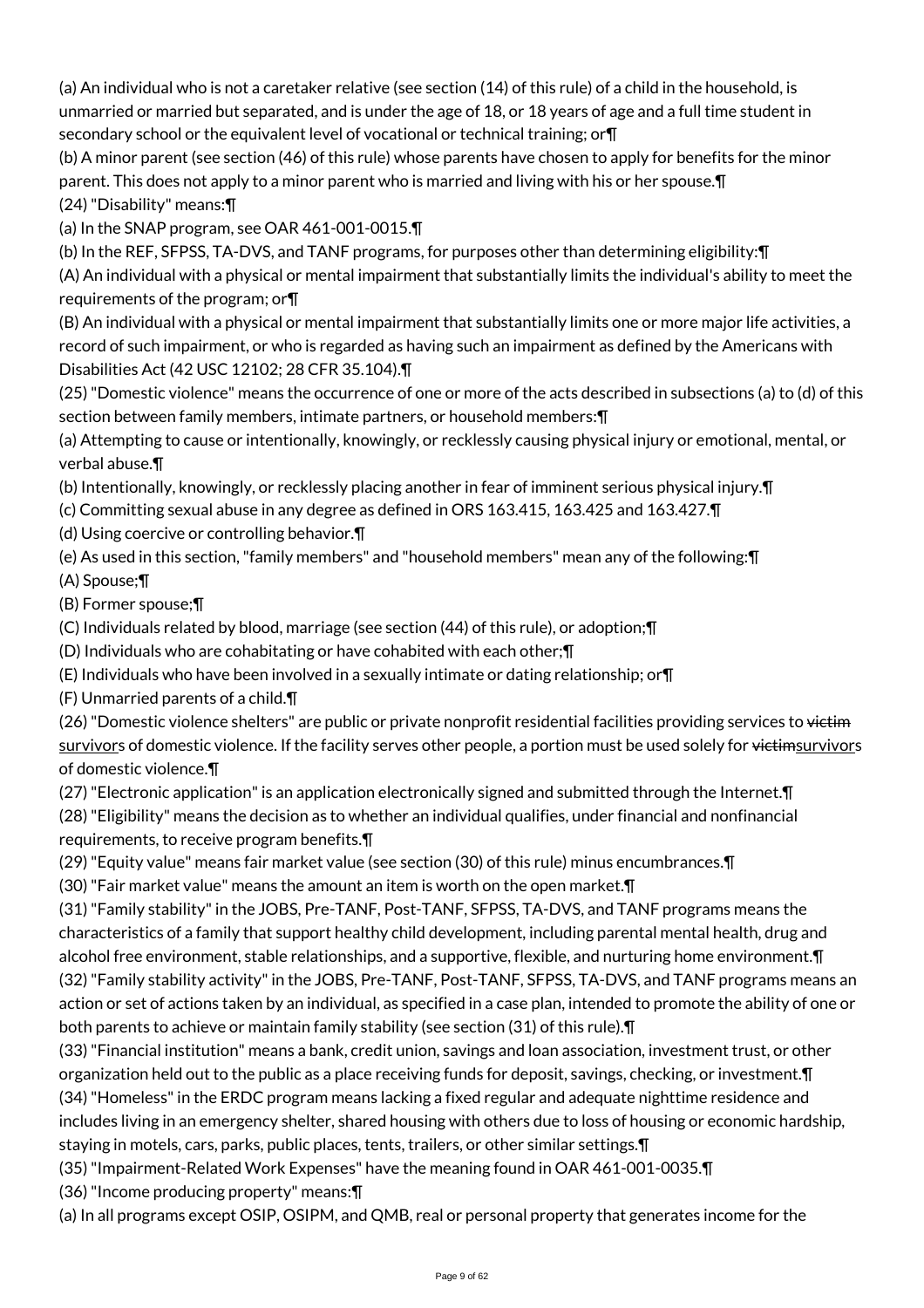(a) An individual who is not a caretaker relative (see section (14) of this rule) of a child in the household, is unmarried or married but separated, and is under the age of 18, or 18 years of age and a full time student in secondary school or the equivalent level of vocational or technical training; or¶

(b) A minor parent (see section (46) of this rule) whose parents have chosen to apply for benefits for the minor parent. This does not apply to a minor parent who is married and living with his or her spouse.¶

(24) "Disability" means:¶

(a) In the SNAP program, see OAR 461-001-0015.¶

(b) In the REF, SFPSS, TA-DVS, and TANF programs, for purposes other than determining eligibility:¶

(A) An individual with a physical or mental impairment that substantially limits the individual's ability to meet the requirements of the program; or¶

(B) An individual with a physical or mental impairment that substantially limits one or more major life activities, a record of such impairment, or who is regarded as having such an impairment as defined by the Americans with Disabilities Act (42 USC 12102; 28 CFR 35.104).¶

(25) "Domestic violence" means the occurrence of one or more of the acts described in subsections (a) to (d) of this section between family members, intimate partners, or household members:¶

(a) Attempting to cause or intentionally, knowingly, or recklessly causing physical injury or emotional, mental, or verbal abuse.¶

(b) Intentionally, knowingly, or recklessly placing another in fear of imminent serious physical injury.¶

(c) Committing sexual abuse in any degree as defined in ORS 163.415, 163.425 and 163.427.¶

(d) Using coercive or controlling behavior.¶

(e) As used in this section, "family members" and "household members" mean any of the following:¶

(A) Spouse;¶

(B) Former spouse;¶

(C) Individuals related by blood, marriage (see section (44) of this rule), or adoption;¶

(D) Individuals who are cohabitating or have cohabited with each other;¶

(E) Individuals who have been involved in a sexually intimate or dating relationship; or¶

(F) Unmarried parents of a child.¶

(26) "Domestic violence shelters" are public or private nonprofit residential facilities providing services to ~~victim~~ survivors of domestic violence. If the facility serves other people, a portion must be used solely for ~~victim~~survivors of domestic violence.¶

(27) "Electronic application" is an application electronically signed and submitted through the Internet.¶

(28) "Eligibility" means the decision as to whether an individual qualifies, under financial and nonfinancial requirements, to receive program benefits.¶

(29) "Equity value" means fair market value (see section (30) of this rule) minus encumbrances.¶

(30) "Fair market value" means the amount an item is worth on the open market.¶

(31) "Family stability" in the JOBS, Pre-TANF, Post-TANF, SFPSS, TA-DVS, and TANF programs means the characteristics of a family that support healthy child development, including parental mental health, drug and alcohol free environment, stable relationships, and a supportive, flexible, and nurturing home environment.¶

(32) "Family stability activity" in the JOBS, Pre-TANF, Post-TANF, SFPSS, TA-DVS, and TANF programs means an action or set of actions taken by an individual, as specified in a case plan, intended to promote the ability of one or both parents to achieve or maintain family stability (see section (31) of this rule).¶

(33) "Financial institution" means a bank, credit union, savings and loan association, investment trust, or other organization held out to the public as a place receiving funds for deposit, savings, checking, or investment.¶

(34) "Homeless" in the ERDC program means lacking a fixed regular and adequate nighttime residence and includes living in an emergency shelter, shared housing with others due to loss of housing or economic hardship, staying in motels, cars, parks, public places, tents, trailers, or other similar settings.¶

(35) "Impairment-Related Work Expenses" have the meaning found in OAR 461-001-0035.¶

(36) "Income producing property" means:¶

(a) In all programs except OSIP, OSIPM, and QMB, real or personal property that generates income for the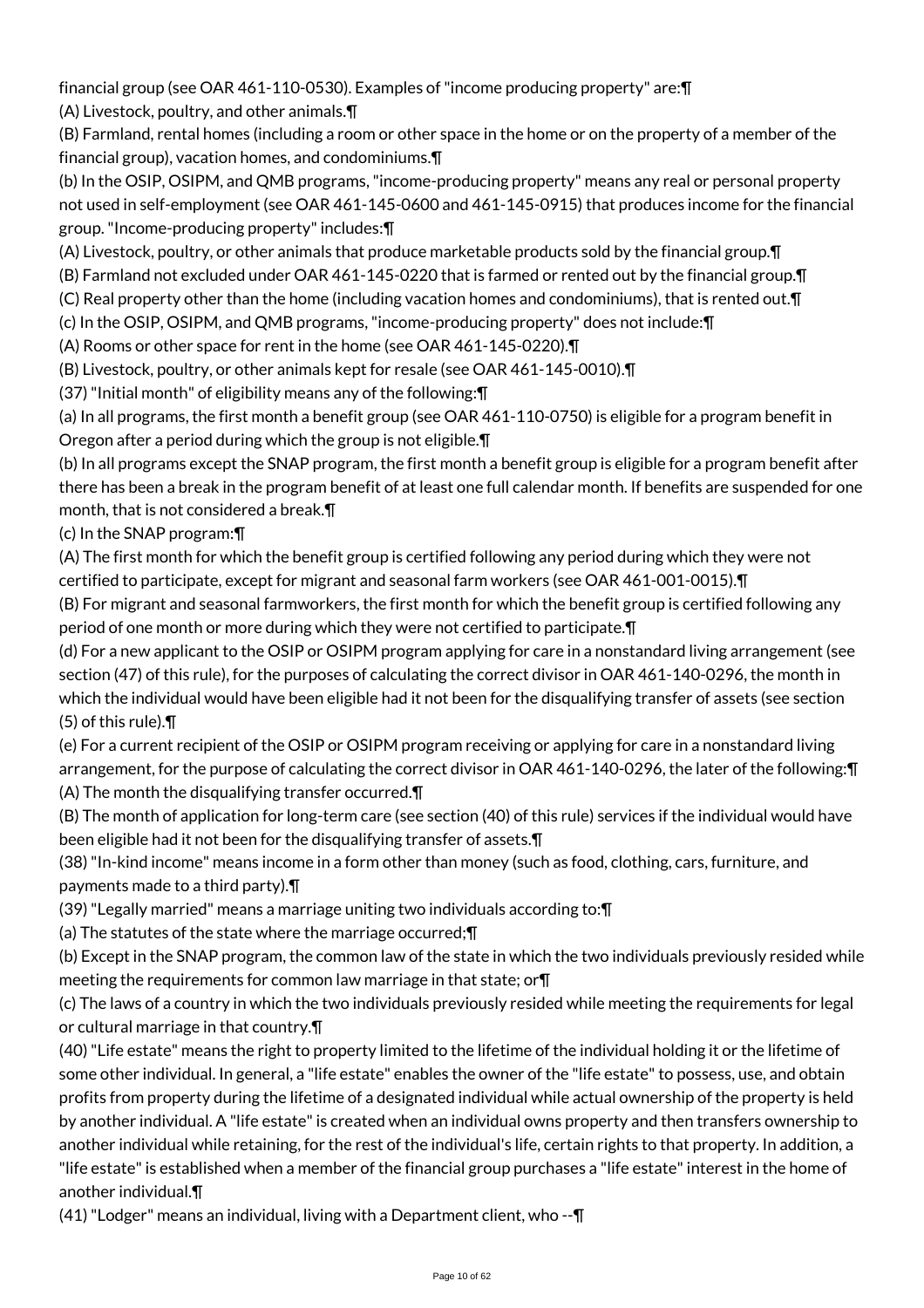financial group (see OAR 461-110-0530). Examples of "income producing property" are:¶

(A) Livestock, poultry, and other animals.¶

(B) Farmland, rental homes (including a room or other space in the home or on the property of a member of the financial group), vacation homes, and condominiums.¶

(b) In the OSIP, OSIPM, and QMB programs, "income-producing property" means any real or personal property not used in self-employment (see OAR 461-145-0600 and 461-145-0915) that produces income for the financial group. "Income-producing property" includes:¶

(A) Livestock, poultry, or other animals that produce marketable products sold by the financial group.¶

(B) Farmland not excluded under OAR 461-145-0220 that is farmed or rented out by the financial group.¶

(C) Real property other than the home (including vacation homes and condominiums), that is rented out.¶

(c) In the OSIP, OSIPM, and QMB programs, "income-producing property" does not include:¶

(A) Rooms or other space for rent in the home (see OAR 461-145-0220).¶

(B) Livestock, poultry, or other animals kept for resale (see OAR 461-145-0010).¶

(37) "Initial month" of eligibility means any of the following:¶

(a) In all programs, the first month a benefit group (see OAR 461-110-0750) is eligible for a program benefit in Oregon after a period during which the group is not eligible.¶

(b) In all programs except the SNAP program, the first month a benefit group is eligible for a program benefit after there has been a break in the program benefit of at least one full calendar month. If benefits are suspended for one month, that is not considered a break.¶

(c) In the SNAP program:¶

(A) The first month for which the benefit group is certified following any period during which they were not certified to participate, except for migrant and seasonal farm workers (see OAR 461-001-0015).¶

(B) For migrant and seasonal farmworkers, the first month for which the benefit group is certified following any period of one month or more during which they were not certified to participate.¶

(d) For a new applicant to the OSIP or OSIPM program applying for care in a nonstandard living arrangement (see section (47) of this rule), for the purposes of calculating the correct divisor in OAR 461-140-0296, the month in which the individual would have been eligible had it not been for the disqualifying transfer of assets (see section (5) of this rule).¶

(e) For a current recipient of the OSIP or OSIPM program receiving or applying for care in a nonstandard living arrangement, for the purpose of calculating the correct divisor in OAR 461-140-0296, the later of the following:¶

(A) The month the disqualifying transfer occurred.¶

(B) The month of application for long-term care (see section (40) of this rule) services if the individual would have been eligible had it not been for the disqualifying transfer of assets.¶

(38) "In-kind income" means income in a form other than money (such as food, clothing, cars, furniture, and payments made to a third party).¶

(39) "Legally married" means a marriage uniting two individuals according to:¶

(a) The statutes of the state where the marriage occurred;¶

(b) Except in the SNAP program, the common law of the state in which the two individuals previously resided while meeting the requirements for common law marriage in that state; or¶

(c) The laws of a country in which the two individuals previously resided while meeting the requirements for legal or cultural marriage in that country.¶

(40) "Life estate" means the right to property limited to the lifetime of the individual holding it or the lifetime of some other individual. In general, a "life estate" enables the owner of the "life estate" to possess, use, and obtain profits from property during the lifetime of a designated individual while actual ownership of the property is held by another individual. A "life estate" is created when an individual owns property and then transfers ownership to another individual while retaining, for the rest of the individual's life, certain rights to that property. In addition, a "life estate" is established when a member of the financial group purchases a "life estate" interest in the home of another individual.¶

(41) "Lodger" means an individual, living with a Department client, who --¶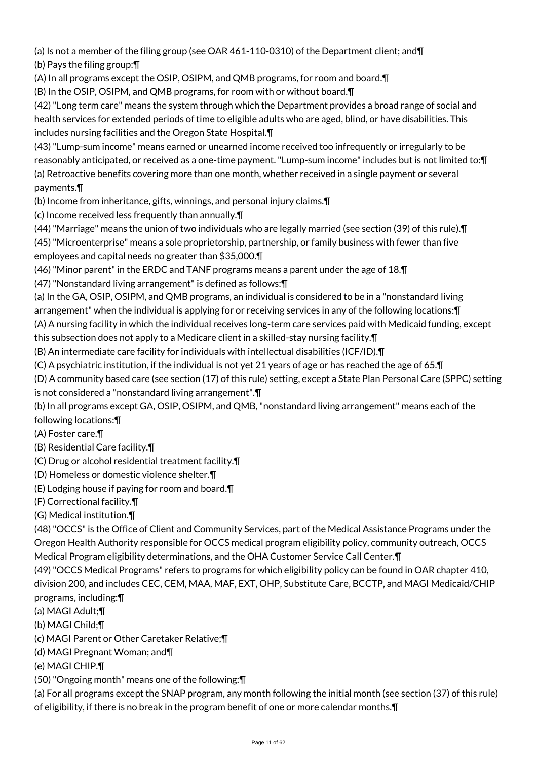(a) Is not a member of the filing group (see OAR 461-110-0310) of the Department client; and¶

(b) Pays the filing group:¶

(A) In all programs except the OSIP, OSIPM, and QMB programs, for room and board.¶

(B) In the OSIP, OSIPM, and QMB programs, for room with or without board.¶

(42) "Long term care" means the system through which the Department provides a broad range of social and health services for extended periods of time to eligible adults who are aged, blind, or have disabilities. This includes nursing facilities and the Oregon State Hospital.¶

(43) "Lump-sum income" means earned or unearned income received too infrequently or irregularly to be reasonably anticipated, or received as a one-time payment. "Lump-sum income" includes but is not limited to:¶

(a) Retroactive benefits covering more than one month, whether received in a single payment or several payments.¶

(b) Income from inheritance, gifts, winnings, and personal injury claims.¶

(c) Income received less frequently than annually.¶

(44) "Marriage" means the union of two individuals who are legally married (see section (39) of this rule).¶

(45) "Microenterprise" means a sole proprietorship, partnership, or family business with fewer than five employees and capital needs no greater than $35,000.¶

(46) "Minor parent" in the ERDC and TANF programs means a parent under the age of 18.¶

(47) "Nonstandard living arrangement" is defined as follows:¶

(a) In the GA, OSIP, OSIPM, and QMB programs, an individual is considered to be in a "nonstandard living arrangement" when the individual is applying for or receiving services in any of the following locations:¶

(A) A nursing facility in which the individual receives long-term care services paid with Medicaid funding, except this subsection does not apply to a Medicare client in a skilled-stay nursing facility.¶

(B) An intermediate care facility for individuals with intellectual disabilities (ICF/ID).¶

(C) A psychiatric institution, if the individual is not yet 21 years of age or has reached the age of 65.¶

(D) A community based care (see section (17) of this rule) setting, except a State Plan Personal Care (SPPC) setting is not considered a "nonstandard living arrangement".¶

(b) In all programs except GA, OSIP, OSIPM, and QMB, "nonstandard living arrangement" means each of the following locations:¶

(A) Foster care.¶

(B) Residential Care facility.¶

(C) Drug or alcohol residential treatment facility.¶

(D) Homeless or domestic violence shelter.¶

(E) Lodging house if paying for room and board.¶

(F) Correctional facility.¶

(G) Medical institution.¶

(48) "OCCS" is the Office of Client and Community Services, part of the Medical Assistance Programs under the Oregon Health Authority responsible for OCCS medical program eligibility policy, community outreach, OCCS Medical Program eligibility determinations, and the OHA Customer Service Call Center.¶

(49) "OCCS Medical Programs" refers to programs for which eligibility policy can be found in OAR chapter 410, division 200, and includes CEC, CEM, MAA, MAF, EXT, OHP, Substitute Care, BCCTP, and MAGI Medicaid/CHIP programs, including:¶

(a) MAGI Adult;¶

(b) MAGI Child;¶

(c) MAGI Parent or Other Caretaker Relative;¶

(d) MAGI Pregnant Woman; and¶

(e) MAGI CHIP.¶

(50) "Ongoing month" means one of the following:¶

(a) For all programs except the SNAP program, any month following the initial month (see section (37) of this rule) of eligibility, if there is no break in the program benefit of one or more calendar months.¶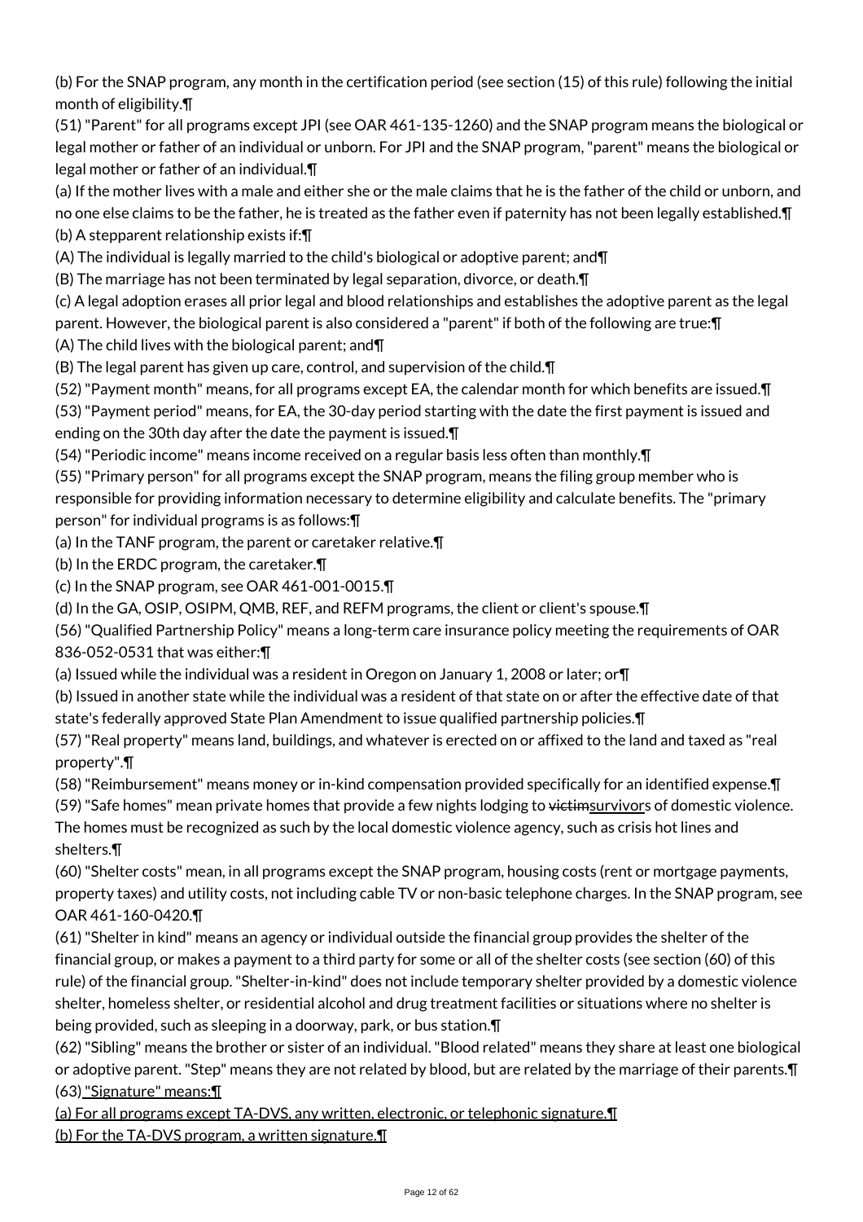(b) For the SNAP program, any month in the certification period (see section (15) of this rule) following the initial month of eligibility.¶

(51) "Parent" for all programs except JPI (see OAR 461-135-1260) and the SNAP program means the biological or legal mother or father of an individual or unborn. For JPI and the SNAP program, "parent" means the biological or legal mother or father of an individual.¶

(a) If the mother lives with a male and either she or the male claims that he is the father of the child or unborn, and no one else claims to be the father, he is treated as the father even if paternity has not been legally established.¶

(b) A stepparent relationship exists if:¶

(A) The individual is legally married to the child's biological or adoptive parent; and¶

(B) The marriage has not been terminated by legal separation, divorce, or death.¶

(c) A legal adoption erases all prior legal and blood relationships and establishes the adoptive parent as the legal parent. However, the biological parent is also considered a "parent" if both of the following are true:¶

(A) The child lives with the biological parent; and¶

(B) The legal parent has given up care, control, and supervision of the child.¶

(52) "Payment month" means, for all programs except EA, the calendar month for which benefits are issued.¶

(53) "Payment period" means, for EA, the 30-day period starting with the date the first payment is issued and ending on the 30th day after the date the payment is issued.¶

(54) "Periodic income" means income received on a regular basis less often than monthly.¶

(55) "Primary person" for all programs except the SNAP program, means the filing group member who is responsible for providing information necessary to determine eligibility and calculate benefits. The "primary person" for individual programs is as follows:¶

(a) In the TANF program, the parent or caretaker relative.¶

(b) In the ERDC program, the caretaker.¶

(c) In the SNAP program, see OAR 461-001-0015.¶

(d) In the GA, OSIP, OSIPM, QMB, REF, and REFM programs, the client or client's spouse.¶

(56) "Qualified Partnership Policy" means a long-term care insurance policy meeting the requirements of OAR 836-052-0531 that was either:¶

(a) Issued while the individual was a resident in Oregon on January 1, 2008 or later; or¶

(b) Issued in another state while the individual was a resident of that state on or after the effective date of that state's federally approved State Plan Amendment to issue qualified partnership policies.¶

(57) "Real property" means land, buildings, and whatever is erected on or affixed to the land and taxed as "real property".¶

(58) "Reimbursement" means money or in-kind compensation provided specifically for an identified expense.¶

(59) "Safe homes" mean private homes that provide a few nights lodging to ~~victim~~survivors of domestic violence. The homes must be recognized as such by the local domestic violence agency, such as crisis hot lines and shelters.¶

(60) "Shelter costs" mean, in all programs except the SNAP program, housing costs (rent or mortgage payments, property taxes) and utility costs, not including cable TV or non-basic telephone charges. In the SNAP program, see OAR 461-160-0420.¶

(61) "Shelter in kind" means an agency or individual outside the financial group provides the shelter of the financial group, or makes a payment to a third party for some or all of the shelter costs (see section (60) of this rule) of the financial group. "Shelter-in-kind" does not include temporary shelter provided by a domestic violence shelter, homeless shelter, or residential alcohol and drug treatment facilities or situations where no shelter is being provided, such as sleeping in a doorway, park, or bus station.¶

(62) "Sibling" means the brother or sister of an individual. "Blood related" means they share at least one biological or adoptive parent. "Step" means they are not related by blood, but are related by the marriage of their parents.¶

(63) "Signature" means:¶

(a) For all programs except TA-DVS, any written, electronic, or telephonic signature.¶

(b) For the TA-DVS program, a written signature.¶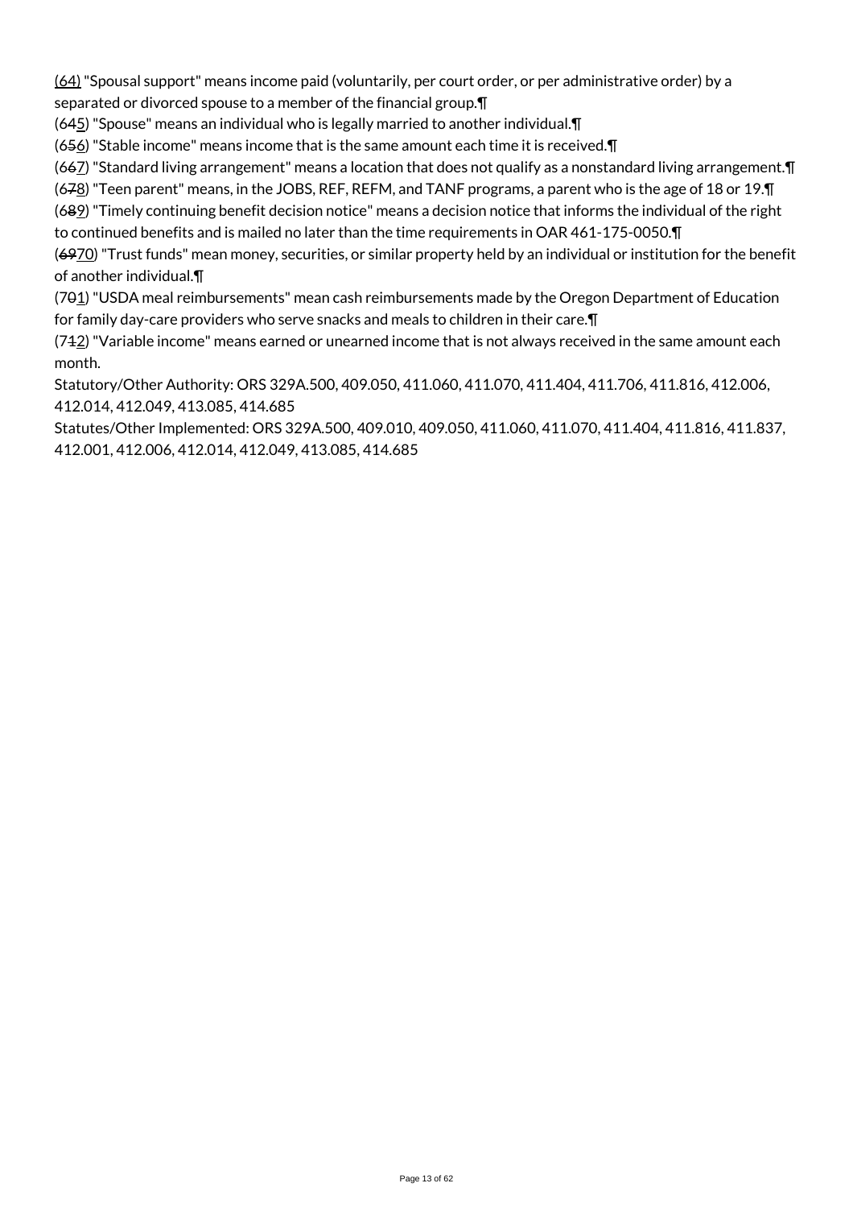(64) "Spousal support" means income paid (voluntarily, per court order, or per administrative order) by a separated or divorced spouse to a member of the financial group.¶

(6~~4~~5) "Spouse" means an individual who is legally married to another individual.¶

(6~~5~~6) "Stable income" means income that is the same amount each time it is received.¶

(6~~6~~7) "Standard living arrangement" means a location that does not qualify as a nonstandard living arrangement.¶

(6~~7~~8) "Teen parent" means, in the JOBS, REF, REFM, and TANF programs, a parent who is the age of 18 or 19.¶

(6~~8~~9) "Timely continuing benefit decision notice" means a decision notice that informs the individual of the right to continued benefits and is mailed no later than the time requirements in OAR 461-175-0050.¶

(~~69~~70) "Trust funds" mean money, securities, or similar property held by an individual or institution for the benefit of another individual.¶

(7~~0~~1) "USDA meal reimbursements" mean cash reimbursements made by the Oregon Department of Education for family day-care providers who serve snacks and meals to children in their care.¶

(7~~1~~2) "Variable income" means earned or unearned income that is not always received in the same amount each month.

Statutory/Other Authority: ORS 329A.500, 409.050, 411.060, 411.070, 411.404, 411.706, 411.816, 412.006, 412.014, 412.049, 413.085, 414.685

Statutes/Other Implemented: ORS 329A.500, 409.010, 409.050, 411.060, 411.070, 411.404, 411.816, 411.837, 412.001, 412.006, 412.014, 412.049, 413.085, 414.685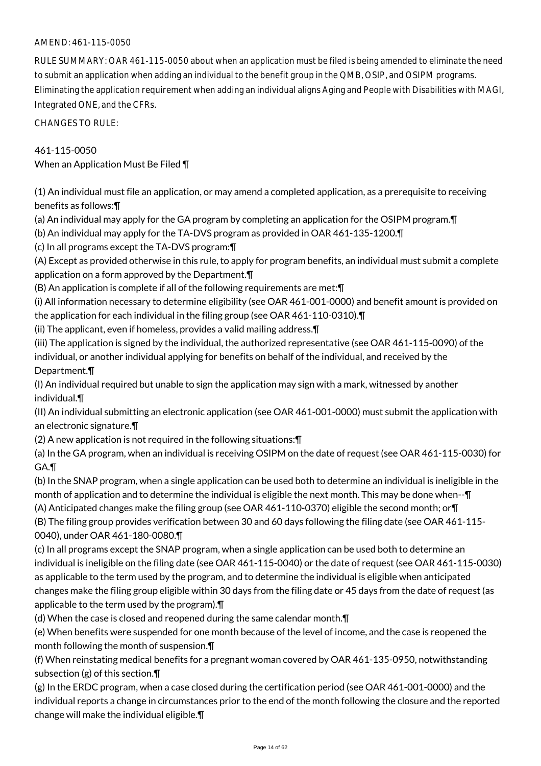AMEND: 461-115-0050

RULE SUMMARY: OAR 461-115-0050 about when an application must be filed is being amended to eliminate the need to submit an application when adding an individual to the benefit group in the QMB, OSIP, and OSIPM programs. Eliminating the application requirement when adding an individual aligns Aging and People with Disabilities with MAGI, Integrated ONE, and the CFRs.

CHANGES TO RULE:

461-115-0050
When an Application Must Be Filed ¶

(1) An individual must file an application, or may amend a completed application, as a prerequisite to receiving benefits as follows:¶
(a) An individual may apply for the GA program by completing an application for the OSIPM program.¶
(b) An individual may apply for the TA-DVS program as provided in OAR 461-135-1200.¶
(c) In all programs except the TA-DVS program:¶
(A) Except as provided otherwise in this rule, to apply for program benefits, an individual must submit a complete application on a form approved by the Department.¶
(B) An application is complete if all of the following requirements are met:¶
(i) All information necessary to determine eligibility (see OAR 461-001-0000) and benefit amount is provided on the application for each individual in the filing group (see OAR 461-110-0310).¶
(ii) The applicant, even if homeless, provides a valid mailing address.¶
(iii) The application is signed by the individual, the authorized representative (see OAR 461-115-0090) of the individual, or another individual applying for benefits on behalf of the individual, and received by the Department.¶
(I) An individual required but unable to sign the application may sign with a mark, witnessed by another individual.¶
(II) An individual submitting an electronic application (see OAR 461-001-0000) must submit the application with an electronic signature.¶
(2) A new application is not required in the following situations:¶
(a) In the GA program, when an individual is receiving OSIPM on the date of request (see OAR 461-115-0030) for GA.¶
(b) In the SNAP program, when a single application can be used both to determine an individual is ineligible in the month of application and to determine the individual is eligible the next month. This may be done when--¶
(A) Anticipated changes make the filing group (see OAR 461-110-0370) eligible the second month; or¶
(B) The filing group provides verification between 30 and 60 days following the filing date (see OAR 461-115-0040), under OAR 461-180-0080.¶
(c) In all programs except the SNAP program, when a single application can be used both to determine an individual is ineligible on the filing date (see OAR 461-115-0040) or the date of request (see OAR 461-115-0030) as applicable to the term used by the program, and to determine the individual is eligible when anticipated changes make the filing group eligible within 30 days from the filing date or 45 days from the date of request (as applicable to the term used by the program).¶
(d) When the case is closed and reopened during the same calendar month.¶
(e) When benefits were suspended for one month because of the level of income, and the case is reopened the month following the month of suspension.¶
(f) When reinstating medical benefits for a pregnant woman covered by OAR 461-135-0950, notwithstanding subsection (g) of this section.¶
(g) In the ERDC program, when a case closed during the certification period (see OAR 461-001-0000) and the individual reports a change in circumstances prior to the end of the month following the closure and the reported change will make the individual eligible.¶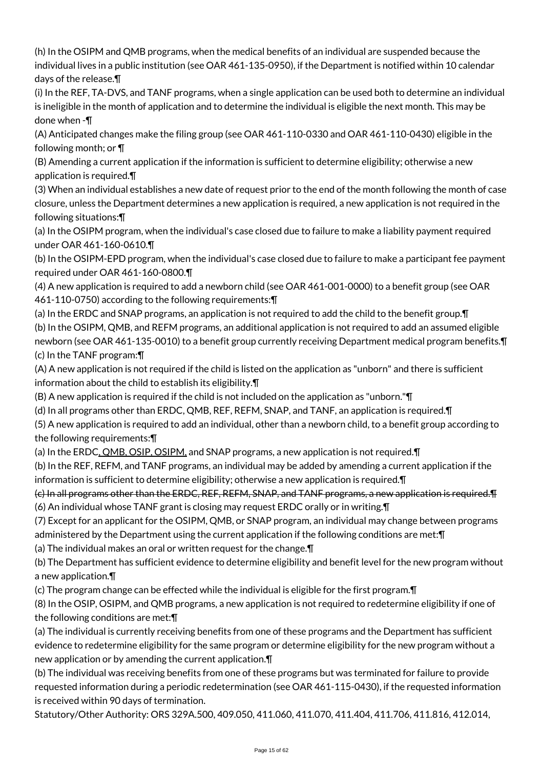(h) In the OSIPM and QMB programs, when the medical benefits of an individual are suspended because the individual lives in a public institution (see OAR 461-135-0950), if the Department is notified within 10 calendar days of the release.¶

(i) In the REF, TA-DVS, and TANF programs, when a single application can be used both to determine an individual is ineligible in the month of application and to determine the individual is eligible the next month. This may be done when -¶

(A) Anticipated changes make the filing group (see OAR 461-110-0330 and OAR 461-110-0430) eligible in the following month; or ¶

(B) Amending a current application if the information is sufficient to determine eligibility; otherwise a new application is required.¶

(3) When an individual establishes a new date of request prior to the end of the month following the month of case closure, unless the Department determines a new application is required, a new application is not required in the following situations:¶

(a) In the OSIPM program, when the individual's case closed due to failure to make a liability payment required under OAR 461-160-0610.¶

(b) In the OSIPM-EPD program, when the individual's case closed due to failure to make a participant fee payment required under OAR 461-160-0800.¶

(4) A new application is required to add a newborn child (see OAR 461-001-0000) to a benefit group (see OAR 461-110-0750) according to the following requirements:¶

(a) In the ERDC and SNAP programs, an application is not required to add the child to the benefit group.¶

(b) In the OSIPM, QMB, and REFM programs, an additional application is not required to add an assumed eligible newborn (see OAR 461-135-0010) to a benefit group currently receiving Department medical program benefits.¶

(c) In the TANF program:¶

(A) A new application is not required if the child is listed on the application as "unborn" and there is sufficient information about the child to establish its eligibility.¶

(B) A new application is required if the child is not included on the application as "unborn."¶

(d) In all programs other than ERDC, QMB, REF, REFM, SNAP, and TANF, an application is required.¶

(5) A new application is required to add an individual, other than a newborn child, to a benefit group according to the following requirements:¶

(a) In the ERDC, QMB, OSIP, OSIPM, and SNAP programs, a new application is not required.¶

(b) In the REF, REFM, and TANF programs, an individual may be added by amending a current application if the information is sufficient to determine eligibility; otherwise a new application is required.¶

~~(c) In all programs other than the ERDC, REF, REFM, SNAP, and TANF programs, a new application is required.¶~~

(6) An individual whose TANF grant is closing may request ERDC orally or in writing.¶

(7) Except for an applicant for the OSIPM, QMB, or SNAP program, an individual may change between programs administered by the Department using the current application if the following conditions are met:¶

(a) The individual makes an oral or written request for the change.¶

(b) The Department has sufficient evidence to determine eligibility and benefit level for the new program without a new application.¶

(c) The program change can be effected while the individual is eligible for the first program.¶

(8) In the OSIP, OSIPM, and QMB programs, a new application is not required to redetermine eligibility if one of the following conditions are met:¶

(a) The individual is currently receiving benefits from one of these programs and the Department has sufficient evidence to redetermine eligibility for the same program or determine eligibility for the new program without a new application or by amending the current application.¶

(b) The individual was receiving benefits from one of these programs but was terminated for failure to provide requested information during a periodic redetermination (see OAR 461-115-0430), if the requested information is received within 90 days of termination.

Statutory/Other Authority: ORS 329A.500, 409.050, 411.060, 411.070, 411.404, 411.706, 411.816, 412.014,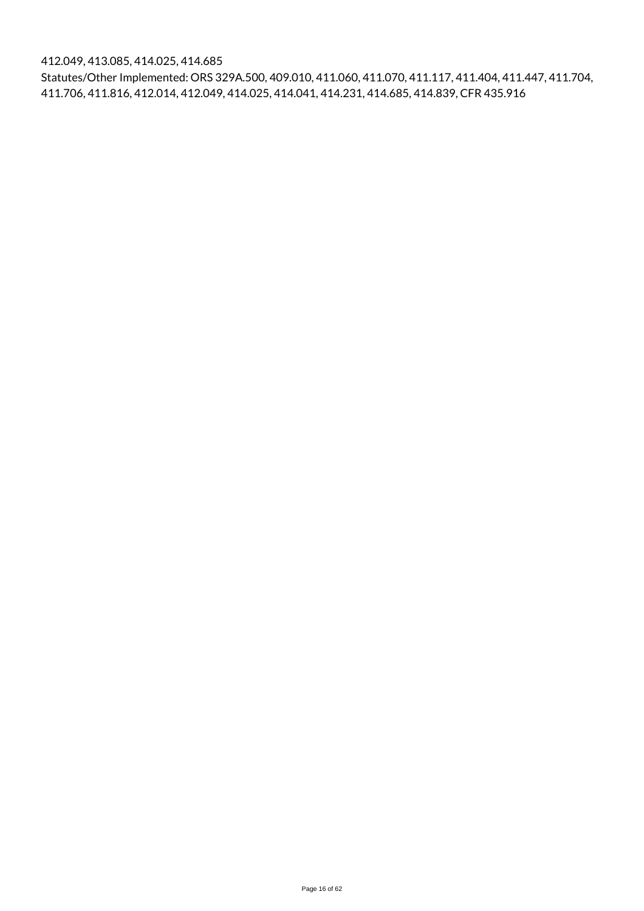412.049, 413.085, 414.025, 414.685

Statutes/Other Implemented: ORS 329A.500, 409.010, 411.060, 411.070, 411.117, 411.404, 411.447, 411.704, 411.706, 411.816, 412.014, 412.049, 414.025, 414.041, 414.231, 414.685, 414.839, CFR 435.916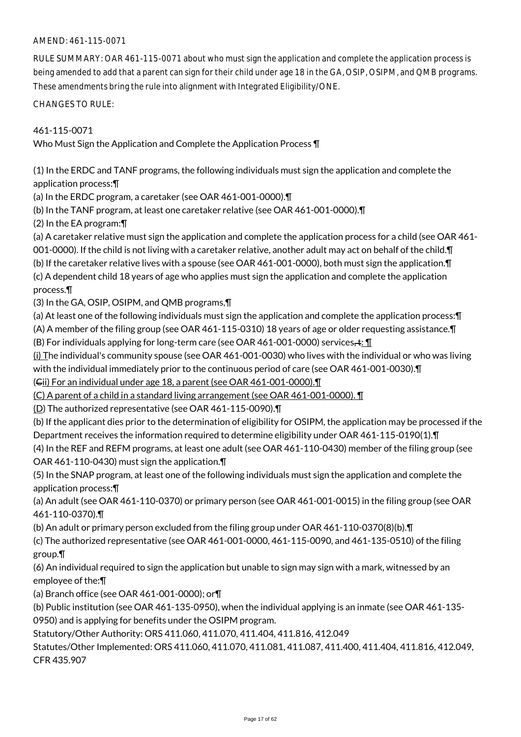AMEND: 461-115-0071

RULE SUMMARY: OAR 461-115-0071 about who must sign the application and complete the application process is being amended to add that a parent can sign for their child under age 18 in the GA, OSIP, OSIPM, and QMB programs. These amendments bring the rule into alignment with Integrated Eligibility/ONE.

CHANGES TO RULE:

461-115-0071

Who Must Sign the Application and Complete the Application Process ¶

(1) In the ERDC and TANF programs, the following individuals must sign the application and complete the application process:¶

(a) In the ERDC program, a caretaker (see OAR 461-001-0000).¶

(b) In the TANF program, at least one caretaker relative (see OAR 461-001-0000).¶

(2) In the EA program:¶

(a) A caretaker relative must sign the application and complete the application process for a child (see OAR 461-001-0000). If the child is not living with a caretaker relative, another adult may act on behalf of the child.¶

(b) If the caretaker relative lives with a spouse (see OAR 461-001-0000), both must sign the application.¶

(c) A dependent child 18 years of age who applies must sign the application and complete the application process.¶

(3) In the GA, OSIP, OSIPM, and QMB programs,¶

(a) At least one of the following individuals must sign the application and complete the application process:¶

(A) A member of the filing group (see OAR 461-115-0310) 18 years of age or older requesting assistance.¶

(B) For individuals applying for long-term care (see OAR 461-001-0000) services, t: ¶

(i) The individual's community spouse (see OAR 461-001-0030) who lives with the individual or who was living with the individual immediately prior to the continuous period of care (see OAR 461-001-0030).¶

(Cii) For an individual under age 18, a parent (see OAR 461-001-0000).¶

(C) A parent of a child in a standard living arrangement (see OAR 461-001-0000). ¶

(D) The authorized representative (see OAR 461-115-0090).¶

(b) If the applicant dies prior to the determination of eligibility for OSIPM, the application may be processed if the Department receives the information required to determine eligibility under OAR 461-115-0190(1).¶

(4) In the REF and REFM programs, at least one adult (see OAR 461-110-0430) member of the filing group (see OAR 461-110-0430) must sign the application.¶

(5) In the SNAP program, at least one of the following individuals must sign the application and complete the application process:¶

(a) An adult (see OAR 461-110-0370) or primary person (see OAR 461-001-0015) in the filing group (see OAR 461-110-0370).¶

(b) An adult or primary person excluded from the filing group under OAR 461-110-0370(8)(b).¶

(c) The authorized representative (see OAR 461-001-0000, 461-115-0090, and 461-135-0510) of the filing group.¶

(6) An individual required to sign the application but unable to sign may sign with a mark, witnessed by an employee of the:¶

(a) Branch office (see OAR 461-001-0000); or¶

(b) Public institution (see OAR 461-135-0950), when the individual applying is an inmate (see OAR 461-135-0950) and is applying for benefits under the OSIPM program.

Statutory/Other Authority: ORS 411.060, 411.070, 411.404, 411.816, 412.049

Statutes/Other Implemented: ORS 411.060, 411.070, 411.081, 411.087, 411.400, 411.404, 411.816, 412.049, CFR 435.907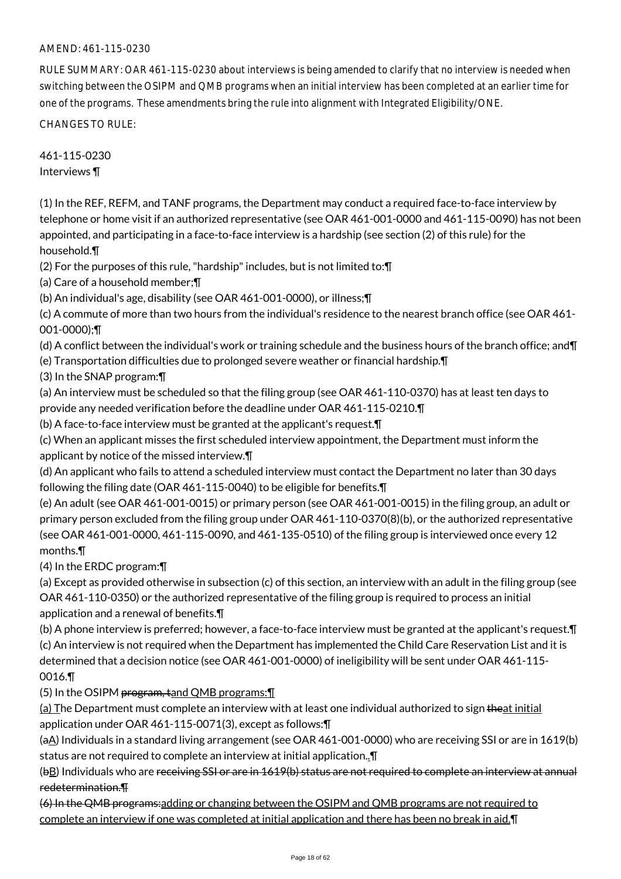AMEND: 461-115-0230

RULE SUMMARY: OAR 461-115-0230 about interviews is being amended to clarify that no interview is needed when switching between the OSIPM and QMB programs when an initial interview has been completed at an earlier time for one of the programs. These amendments bring the rule into alignment with Integrated Eligibility/ONE.

CHANGES TO RULE:

461-115-0230
Interviews ¶

(1) In the REF, REFM, and TANF programs, the Department may conduct a required face-to-face interview by telephone or home visit if an authorized representative (see OAR 461-001-0000 and 461-115-0090) has not been appointed, and participating in a face-to-face interview is a hardship (see section (2) of this rule) for the household.¶
(2) For the purposes of this rule, "hardship" includes, but is not limited to:¶
(a) Care of a household member;¶
(b) An individual's age, disability (see OAR 461-001-0000), or illness;¶
(c) A commute of more than two hours from the individual's residence to the nearest branch office (see OAR 461-001-0000);¶
(d) A conflict between the individual's work or training schedule and the business hours of the branch office; and¶
(e) Transportation difficulties due to prolonged severe weather or financial hardship.¶
(3) In the SNAP program:¶
(a) An interview must be scheduled so that the filing group (see OAR 461-110-0370) has at least ten days to provide any needed verification before the deadline under OAR 461-115-0210.¶
(b) A face-to-face interview must be granted at the applicant's request.¶
(c) When an applicant misses the first scheduled interview appointment, the Department must inform the applicant by notice of the missed interview.¶
(d) An applicant who fails to attend a scheduled interview must contact the Department no later than 30 days following the filing date (OAR 461-115-0040) to be eligible for benefits.¶
(e) An adult (see OAR 461-001-0015) or primary person (see OAR 461-001-0015) in the filing group, an adult or primary person excluded from the filing group under OAR 461-110-0370(8)(b), or the authorized representative (see OAR 461-001-0000, 461-115-0090, and 461-135-0510) of the filing group is interviewed once every 12 months.¶
(4) In the ERDC program:¶
(a) Except as provided otherwise in subsection (c) of this section, an interview with an adult in the filing group (see OAR 461-110-0350) or the authorized representative of the filing group is required to process an initial application and a renewal of benefits.¶
(b) A phone interview is preferred; however, a face-to-face interview must be granted at the applicant's request.¶
(c) An interview is not required when the Department has implemented the Child Care Reservation List and it is determined that a decision notice (see OAR 461-001-0000) of ineligibility will be sent under OAR 461-115-0016.¶
(5) In the OSIPM ~~program, t~~and QMB programs:¶
(a) The Department must complete an interview with at least one individual authorized to sign ~~the~~at initial application under OAR 461-115-0071(3), except as follows:¶
(~~a~~A) Individuals in a standard living arrangement (see OAR 461-001-0000) who are receiving SSI or are in 1619(b) status are not required to complete an interview at initial application.~~.~~¶
(~~b~~B) Individuals who are ~~receiving SSI or are in 1619(b) status are not required to complete an interview at annual redetermination.¶~~
~~(6) In the QMB programs:~~adding or changing between the OSIPM and QMB programs are not required to complete an interview if one was completed at initial application and there has been no break in aid.¶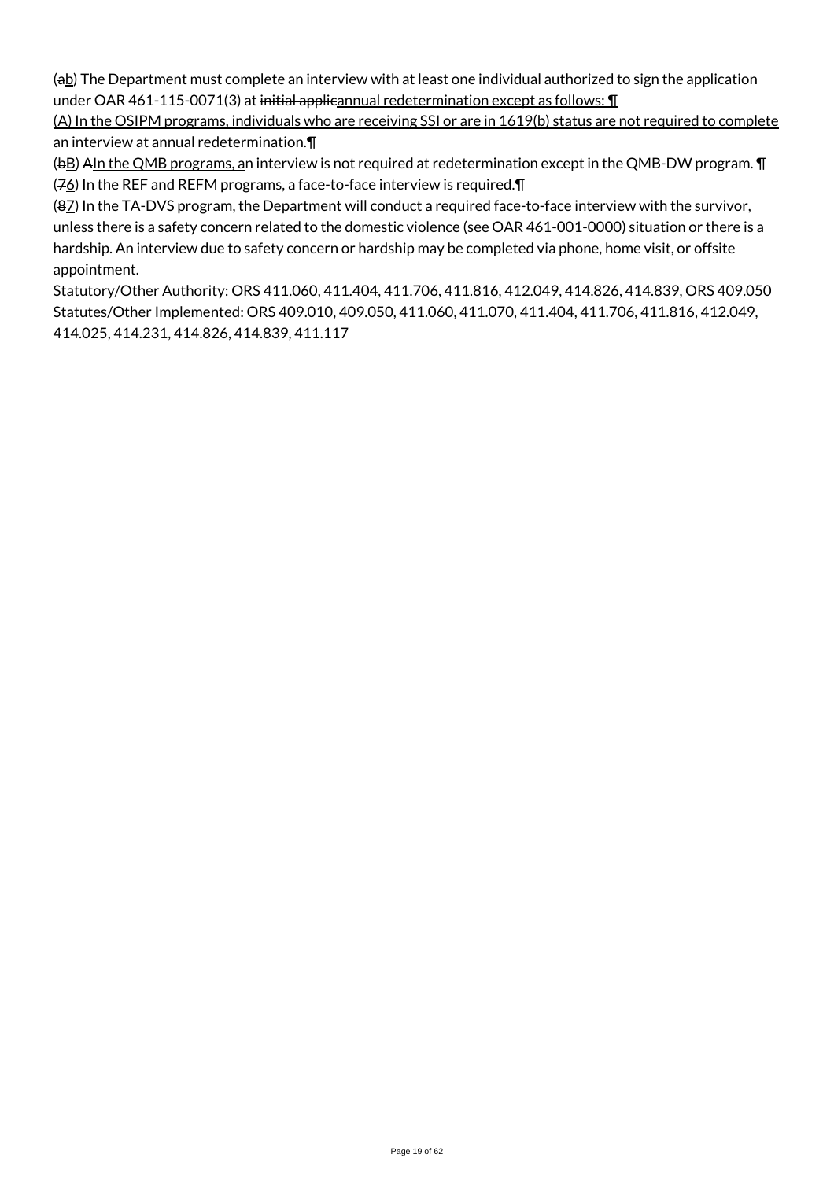(~~a~~b) The Department must complete an interview with at least one individual authorized to sign the application under OAR 461-115-0071(3) at ~~initial applic~~annual redetermination except as follows: ¶

(A) In the OSIPM programs, individuals who are receiving SSI or are in 1619(b) status are not required to complete an interview at annual redetermination.¶

(~~b~~B) ~~A~~In the QMB programs, an interview is not required at redetermination except in the QMB-DW program. ¶

(~~7~~6) In the REF and REFM programs, a face-to-face interview is required.¶

(~~8~~7) In the TA-DVS program, the Department will conduct a required face-to-face interview with the survivor, unless there is a safety concern related to the domestic violence (see OAR 461-001-0000) situation or there is a hardship. An interview due to safety concern or hardship may be completed via phone, home visit, or offsite appointment.

Statutory/Other Authority: ORS 411.060, 411.404, 411.706, 411.816, 412.049, 414.826, 414.839, ORS 409.050

Statutes/Other Implemented: ORS 409.010, 409.050, 411.060, 411.070, 411.404, 411.706, 411.816, 412.049, 414.025, 414.231, 414.826, 414.839, 411.117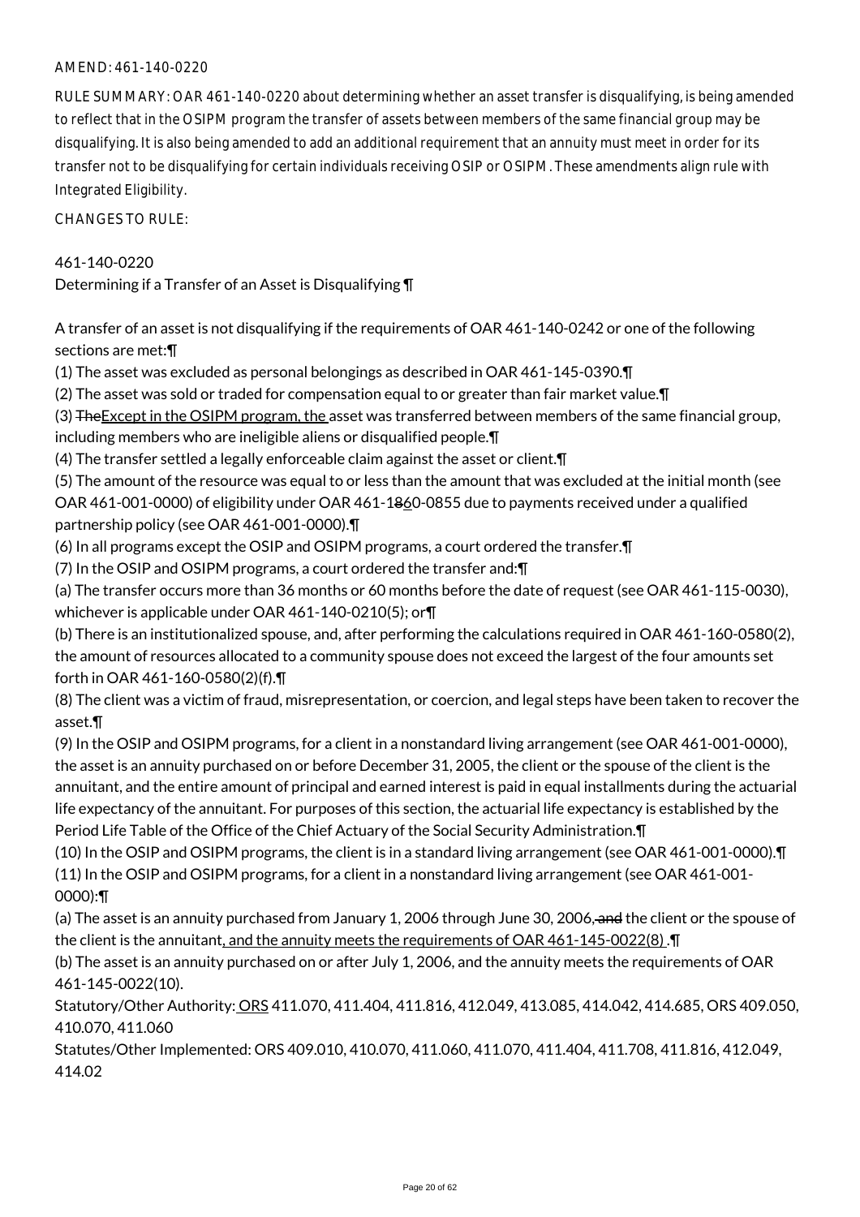AMEND: 461-140-0220

RULE SUMMARY: OAR 461-140-0220 about determining whether an asset transfer is disqualifying, is being amended to reflect that in the OSIPM program the transfer of assets between members of the same financial group may be disqualifying. It is also being amended to add an additional requirement that an annuity must meet in order for its transfer not to be disqualifying for certain individuals receiving OSIP or OSIPM. These amendments align rule with Integrated Eligibility.

CHANGES TO RULE:

461-140-0220
Determining if a Transfer of an Asset is Disqualifying ¶

A transfer of an asset is not disqualifying if the requirements of OAR 461-140-0242 or one of the following sections are met:¶

(1) The asset was excluded as personal belongings as described in OAR 461-145-0390.¶

(2) The asset was sold or traded for compensation equal to or greater than fair market value.¶

(3) ~~The~~Except in the OSIPM program, the asset was transferred between members of the same financial group, including members who are ineligible aliens or disqualified people.¶

(4) The transfer settled a legally enforceable claim against the asset or client.¶

(5) The amount of the resource was equal to or less than the amount that was excluded at the initial month (see OAR 461-001-0000) of eligibility under OAR 461-1~~8~~60-0855 due to payments received under a qualified partnership policy (see OAR 461-001-0000).¶

(6) In all programs except the OSIP and OSIPM programs, a court ordered the transfer.¶

(7) In the OSIP and OSIPM programs, a court ordered the transfer and:¶

(a) The transfer occurs more than 36 months or 60 months before the date of request (see OAR 461-115-0030), whichever is applicable under OAR 461-140-0210(5); or¶

(b) There is an institutionalized spouse, and, after performing the calculations required in OAR 461-160-0580(2), the amount of resources allocated to a community spouse does not exceed the largest of the four amounts set forth in OAR 461-160-0580(2)(f).¶

(8) The client was a victim of fraud, misrepresentation, or coercion, and legal steps have been taken to recover the asset.¶

(9) In the OSIP and OSIPM programs, for a client in a nonstandard living arrangement (see OAR 461-001-0000), the asset is an annuity purchased on or before December 31, 2005, the client or the spouse of the client is the annuitant, and the entire amount of principal and earned interest is paid in equal installments during the actuarial life expectancy of the annuitant. For purposes of this section, the actuarial life expectancy is established by the Period Life Table of the Office of the Chief Actuary of the Social Security Administration.¶

(10) In the OSIP and OSIPM programs, the client is in a standard living arrangement (see OAR 461-001-0000).¶

(11) In the OSIP and OSIPM programs, for a client in a nonstandard living arrangement (see OAR 461-001-0000):¶

(a) The asset is an annuity purchased from January 1, 2006 through June 30, 2006~~, and~~ the client or the spouse of the client is the annuitant, and the annuity meets the requirements of OAR 461-145-0022(8) .¶

(b) The asset is an annuity purchased on or after July 1, 2006, and the annuity meets the requirements of OAR 461-145-0022(10).

Statutory/Other Authority: ORS 411.070, 411.404, 411.816, 412.049, 413.085, 414.042, 414.685, ORS 409.050, 410.070, 411.060

Statutes/Other Implemented: ORS 409.010, 410.070, 411.060, 411.070, 411.404, 411.708, 411.816, 412.049, 414.02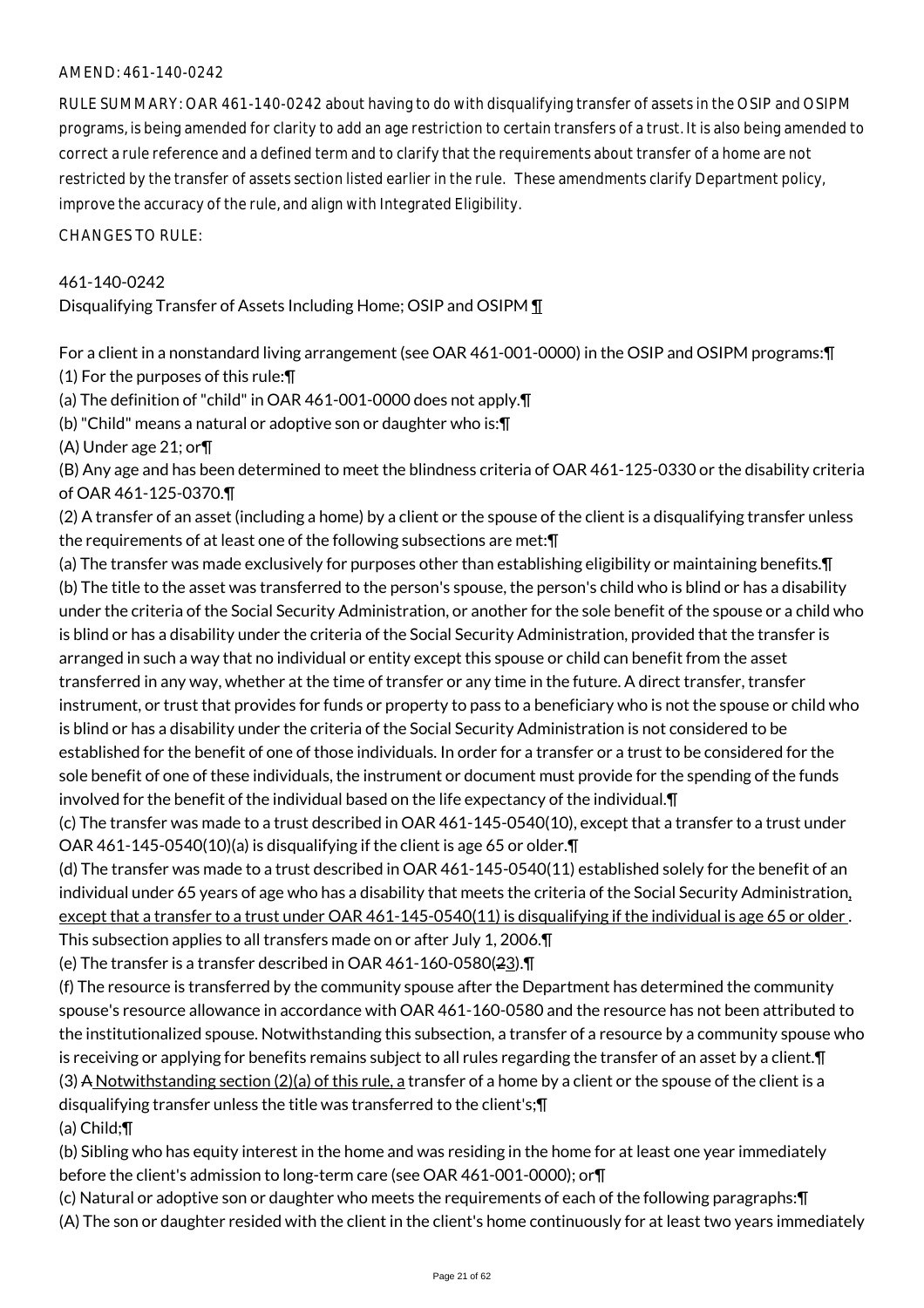AMEND: 461-140-0242

RULE SUMMARY: OAR 461-140-0242 about having to do with disqualifying transfer of assets in the OSIP and OSIPM programs, is being amended for clarity to add an age restriction to certain transfers of a trust. It is also being amended to correct a rule reference and a defined term and to clarify that the requirements about transfer of a home are not restricted by the transfer of assets section listed earlier in the rule. These amendments clarify Department policy, improve the accuracy of the rule, and align with Integrated Eligibility.

CHANGES TO RULE:

461-140-0242

Disqualifying Transfer of Assets Including Home; OSIP and OSIPM ¶

For a client in a nonstandard living arrangement (see OAR 461-001-0000) in the OSIP and OSIPM programs:¶
(1) For the purposes of this rule:¶
(a) The definition of "child" in OAR 461-001-0000 does not apply.¶
(b) "Child" means a natural or adoptive son or daughter who is:¶
(A) Under age 21; or¶
(B) Any age and has been determined to meet the blindness criteria of OAR 461-125-0330 or the disability criteria of OAR 461-125-0370.¶
(2) A transfer of an asset (including a home) by a client or the spouse of the client is a disqualifying transfer unless the requirements of at least one of the following subsections are met:¶
(a) The transfer was made exclusively for purposes other than establishing eligibility or maintaining benefits.¶
(b) The title to the asset was transferred to the person's spouse, the person's child who is blind or has a disability under the criteria of the Social Security Administration, or another for the sole benefit of the spouse or a child who is blind or has a disability under the criteria of the Social Security Administration, provided that the transfer is arranged in such a way that no individual or entity except this spouse or child can benefit from the asset transferred in any way, whether at the time of transfer or any time in the future. A direct transfer, transfer instrument, or trust that provides for funds or property to pass to a beneficiary who is not the spouse or child who is blind or has a disability under the criteria of the Social Security Administration is not considered to be established for the benefit of one of those individuals. In order for a transfer or a trust to be considered for the sole benefit of one of these individuals, the instrument or document must provide for the spending of the funds involved for the benefit of the individual based on the life expectancy of the individual.¶
(c) The transfer was made to a trust described in OAR 461-145-0540(10), except that a transfer to a trust under OAR 461-145-0540(10)(a) is disqualifying if the client is age 65 or older.¶
(d) The transfer was made to a trust described in OAR 461-145-0540(11) established solely for the benefit of an individual under 65 years of age who has a disability that meets the criteria of the Social Security Administration, except that a transfer to a trust under OAR 461-145-0540(11) is disqualifying if the individual is age 65 or older. This subsection applies to all transfers made on or after July 1, 2006.¶
(e) The transfer is a transfer described in OAR 461-160-0580(~~2~~3).¶
(f) The resource is transferred by the community spouse after the Department has determined the community spouse's resource allowance in accordance with OAR 461-160-0580 and the resource has not been attributed to the institutionalized spouse. Notwithstanding this subsection, a transfer of a resource by a community spouse who is receiving or applying for benefits remains subject to all rules regarding the transfer of an asset by a client.¶
(3) ~~A~~ Notwithstanding section (2)(a) of this rule, a transfer of a home by a client or the spouse of the client is a disqualifying transfer unless the title was transferred to the client's;¶
(a) Child;¶
(b) Sibling who has equity interest in the home and was residing in the home for at least one year immediately before the client's admission to long-term care (see OAR 461-001-0000); or¶
(c) Natural or adoptive son or daughter who meets the requirements of each of the following paragraphs:¶
(A) The son or daughter resided with the client in the client's home continuously for at least two years immediately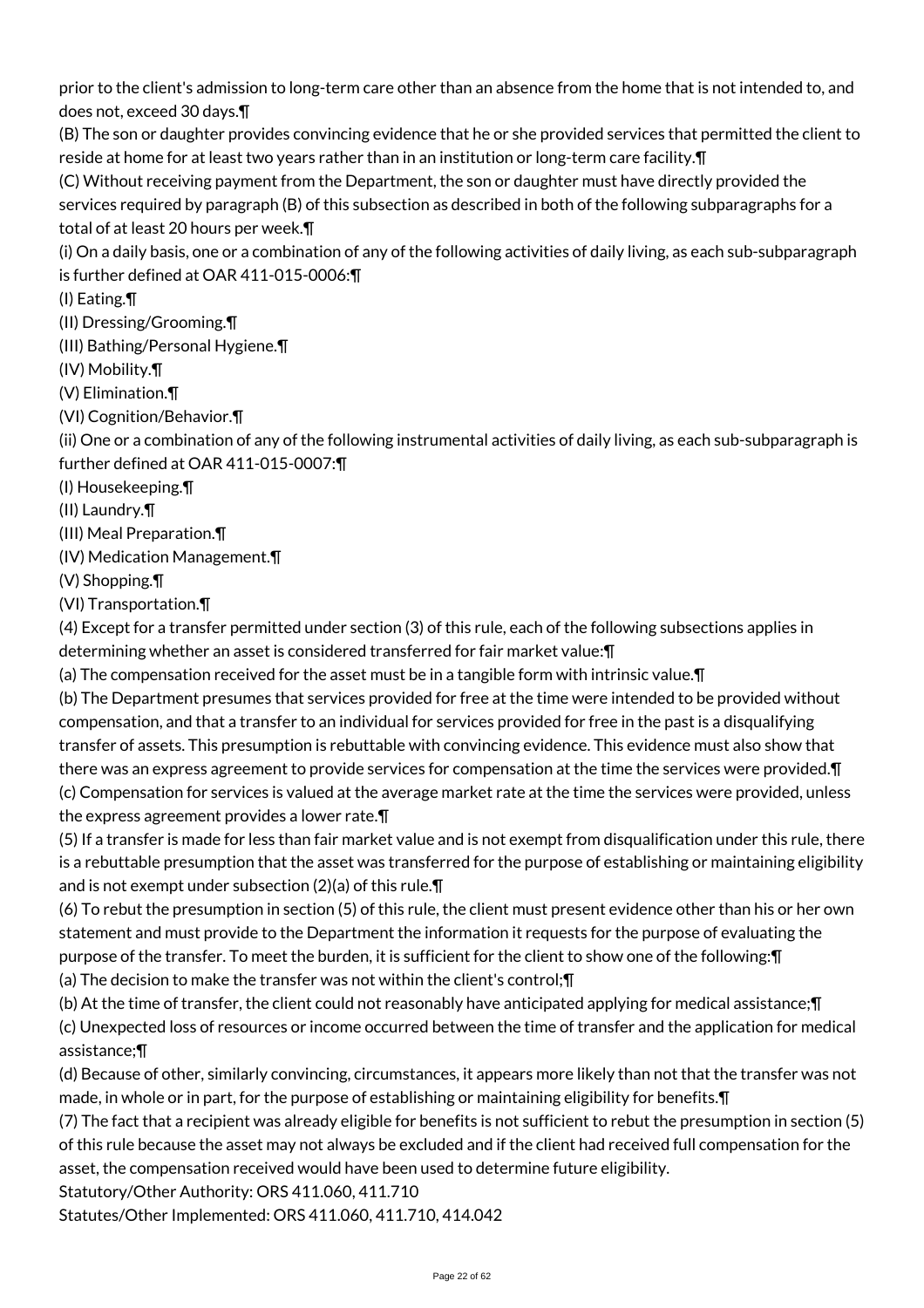prior to the client's admission to long-term care other than an absence from the home that is not intended to, and does not, exceed 30 days.¶

(B) The son or daughter provides convincing evidence that he or she provided services that permitted the client to reside at home for at least two years rather than in an institution or long-term care facility.¶

(C) Without receiving payment from the Department, the son or daughter must have directly provided the services required by paragraph (B) of this subsection as described in both of the following subparagraphs for a total of at least 20 hours per week.¶

(i) On a daily basis, one or a combination of any of the following activities of daily living, as each sub-subparagraph is further defined at OAR 411-015-0006:¶

(I) Eating.¶

(II) Dressing/Grooming.¶

(III) Bathing/Personal Hygiene.¶

(IV) Mobility.¶

(V) Elimination.¶

(VI) Cognition/Behavior.¶

(ii) One or a combination of any of the following instrumental activities of daily living, as each sub-subparagraph is further defined at OAR 411-015-0007:¶

(I) Housekeeping.¶

(II) Laundry.¶

(III) Meal Preparation.¶

(IV) Medication Management.¶

(V) Shopping.¶

(VI) Transportation.¶

(4) Except for a transfer permitted under section (3) of this rule, each of the following subsections applies in determining whether an asset is considered transferred for fair market value:¶

(a) The compensation received for the asset must be in a tangible form with intrinsic value.¶

(b) The Department presumes that services provided for free at the time were intended to be provided without compensation, and that a transfer to an individual for services provided for free in the past is a disqualifying transfer of assets. This presumption is rebuttable with convincing evidence. This evidence must also show that there was an express agreement to provide services for compensation at the time the services were provided.¶

(c) Compensation for services is valued at the average market rate at the time the services were provided, unless the express agreement provides a lower rate.¶

(5) If a transfer is made for less than fair market value and is not exempt from disqualification under this rule, there is a rebuttable presumption that the asset was transferred for the purpose of establishing or maintaining eligibility and is not exempt under subsection (2)(a) of this rule.¶

(6) To rebut the presumption in section (5) of this rule, the client must present evidence other than his or her own statement and must provide to the Department the information it requests for the purpose of evaluating the purpose of the transfer. To meet the burden, it is sufficient for the client to show one of the following:¶

(a) The decision to make the transfer was not within the client's control;¶

(b) At the time of transfer, the client could not reasonably have anticipated applying for medical assistance;¶

(c) Unexpected loss of resources or income occurred between the time of transfer and the application for medical assistance;¶

(d) Because of other, similarly convincing, circumstances, it appears more likely than not that the transfer was not made, in whole or in part, for the purpose of establishing or maintaining eligibility for benefits.¶

(7) The fact that a recipient was already eligible for benefits is not sufficient to rebut the presumption in section (5) of this rule because the asset may not always be excluded and if the client had received full compensation for the asset, the compensation received would have been used to determine future eligibility.

Statutory/Other Authority: ORS 411.060, 411.710

Statutes/Other Implemented: ORS 411.060, 411.710, 414.042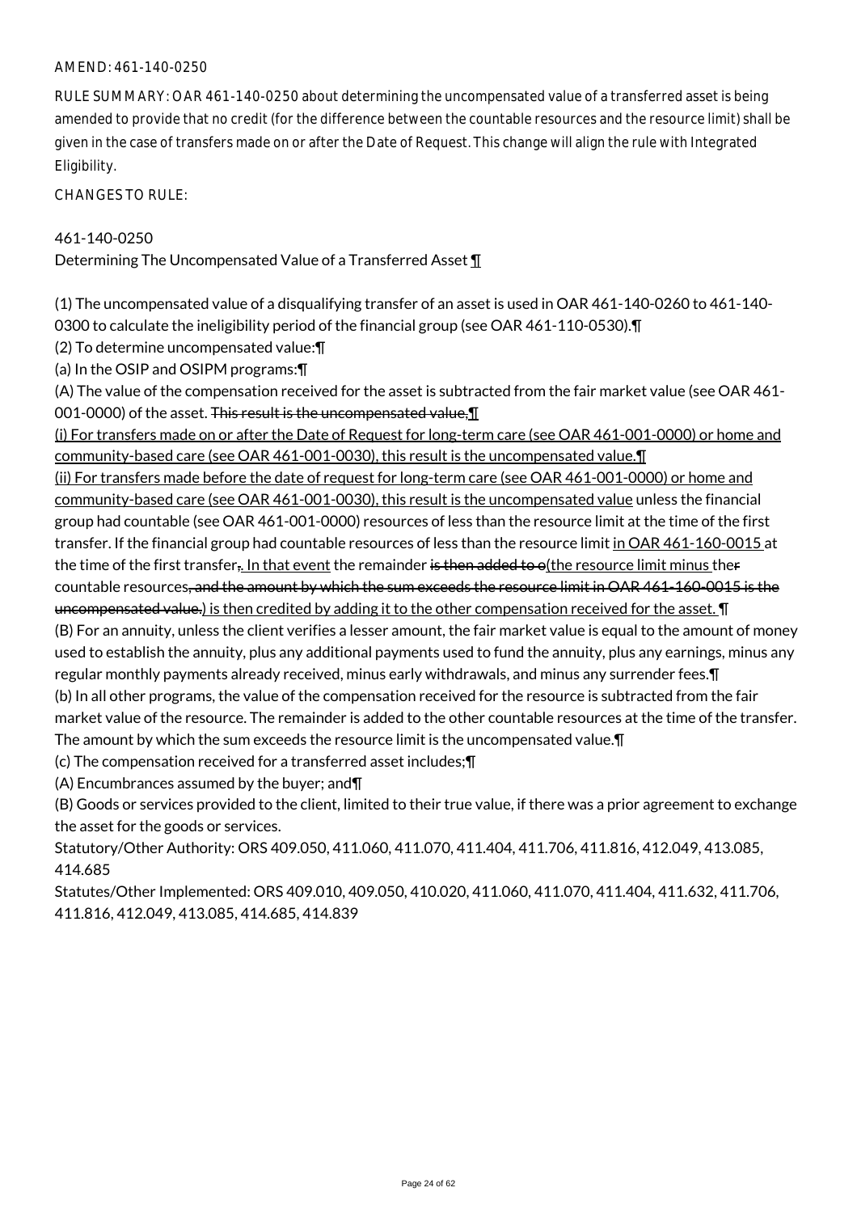AMEND: 461-140-0250

RULE SUMMARY: OAR 461-140-0250 about determining the uncompensated value of a transferred asset is being amended to provide that no credit (for the difference between the countable resources and the resource limit) shall be given in the case of transfers made on or after the Date of Request. This change will align the rule with Integrated Eligibility.

CHANGES TO RULE:

461-140-0250
Determining The Uncompensated Value of a Transferred Asset ¶

(1) The uncompensated value of a disqualifying transfer of an asset is used in OAR 461-140-0260 to 461-140-0300 to calculate the ineligibility period of the financial group (see OAR 461-110-0530).¶
(2) To determine uncompensated value:¶
(a) In the OSIP and OSIPM programs:¶
(A) The value of the compensation received for the asset is subtracted from the fair market value (see OAR 461-001-0000) of the asset. ~~This result is the uncompensated value,~~¶
(i) For transfers made on or after the Date of Request for long-term care (see OAR 461-001-0000) or home and community-based care (see OAR 461-001-0030), this result is the uncompensated value.¶
(ii) For transfers made before the date of request for long-term care (see OAR 461-001-0000) or home and community-based care (see OAR 461-001-0030), this result is the uncompensated value unless the financial group had countable (see OAR 461-001-0000) resources of less than the resource limit at the time of the first transfer. If the financial group had countable resources of less than the resource limit in OAR 461-160-0015 at the time of the first transfer~~,~~. In that event the remainder ~~is then added to o~~(the resource limit minus the~~r~~ countable resources~~, and the amount by which the sum exceeds the resource limit in OAR 461-160-0015 is the uncompensated value.~~) is then credited by adding it to the other compensation received for the asset. ¶
(B) For an annuity, unless the client verifies a lesser amount, the fair market value is equal to the amount of money used to establish the annuity, plus any additional payments used to fund the annuity, plus any earnings, minus any regular monthly payments already received, minus early withdrawals, and minus any surrender fees.¶
(b) In all other programs, the value of the compensation received for the resource is subtracted from the fair market value of the resource. The remainder is added to the other countable resources at the time of the transfer. The amount by which the sum exceeds the resource limit is the uncompensated value.¶
(c) The compensation received for a transferred asset includes;¶
(A) Encumbrances assumed by the buyer; and¶
(B) Goods or services provided to the client, limited to their true value, if there was a prior agreement to exchange the asset for the goods or services.

Statutory/Other Authority: ORS 409.050, 411.060, 411.070, 411.404, 411.706, 411.816, 412.049, 413.085, 414.685
Statutes/Other Implemented: ORS 409.010, 409.050, 410.020, 411.060, 411.070, 411.404, 411.632, 411.706, 411.816, 412.049, 413.085, 414.685, 414.839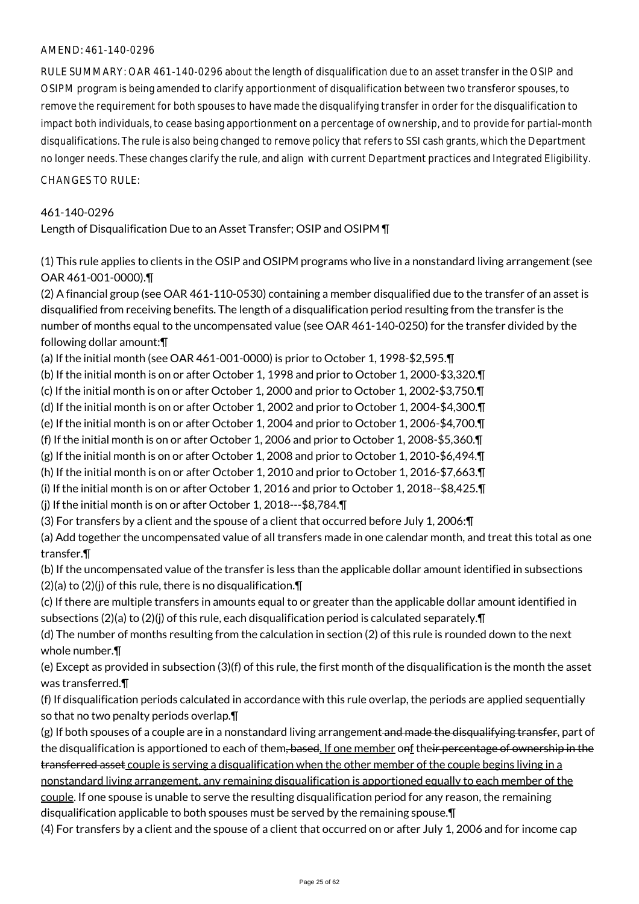AMEND: 461-140-0296

RULE SUMMARY: OAR 461-140-0296 about the length of disqualification due to an asset transfer in the OSIP and OSIPM program is being amended to clarify apportionment of disqualification between two transferor spouses, to remove the requirement for both spouses to have made the disqualifying transfer in order for the disqualification to impact both individuals, to cease basing apportionment on a percentage of ownership, and to provide for partial-month disqualifications. The rule is also being changed to remove policy that refers to SSI cash grants, which the Department no longer needs. These changes clarify the rule, and align with current Department practices and Integrated Eligibility.

CHANGES TO RULE:

461-140-0296
Length of Disqualification Due to an Asset Transfer; OSIP and OSIPM ¶

(1) This rule applies to clients in the OSIP and OSIPM programs who live in a nonstandard living arrangement (see OAR 461-001-0000).¶
(2) A financial group (see OAR 461-110-0530) containing a member disqualified due to the transfer of an asset is disqualified from receiving benefits. The length of a disqualification period resulting from the transfer is the number of months equal to the uncompensated value (see OAR 461-140-0250) for the transfer divided by the following dollar amount:¶
(a) If the initial month (see OAR 461-001-0000) is prior to October 1, 1998-$2,595.¶
(b) If the initial month is on or after October 1, 1998 and prior to October 1, 2000-$3,320.¶
(c) If the initial month is on or after October 1, 2000 and prior to October 1, 2002-$3,750.¶
(d) If the initial month is on or after October 1, 2002 and prior to October 1, 2004-$4,300.¶
(e) If the initial month is on or after October 1, 2004 and prior to October 1, 2006-$4,700.¶
(f) If the initial month is on or after October 1, 2006 and prior to October 1, 2008-$5,360.¶
(g) If the initial month is on or after October 1, 2008 and prior to October 1, 2010-$6,494.¶
(h) If the initial month is on or after October 1, 2010 and prior to October 1, 2016-$7,663.¶
(i) If the initial month is on or after October 1, 2016 and prior to October 1, 2018--$8,425.¶
(j) If the initial month is on or after October 1, 2018---$8,784.¶
(3) For transfers by a client and the spouse of a client that occurred before July 1, 2006:¶
(a) Add together the uncompensated value of all transfers made in one calendar month, and treat this total as one transfer.¶
(b) If the uncompensated value of the transfer is less than the applicable dollar amount identified in subsections (2)(a) to (2)(j) of this rule, there is no disqualification.¶
(c) If there are multiple transfers in amounts equal to or greater than the applicable dollar amount identified in subsections (2)(a) to (2)(j) of this rule, each disqualification period is calculated separately.¶
(d) The number of months resulting from the calculation in section (2) of this rule is rounded down to the next whole number.¶
(e) Except as provided in subsection (3)(f) of this rule, the first month of the disqualification is the month the asset was transferred.¶
(f) If disqualification periods calculated in accordance with this rule overlap, the periods are applied sequentially so that no two penalty periods overlap.¶
(g) If both spouses of a couple are in a nonstandard living arrangement ~~and made the disqualifying transfer~~, part of the disqualification is apportioned to each of them~~, based~~. If one member o~~n~~f the~~ir percentage of ownership in the transferred asset~~ couple is serving a disqualification when the other member of the couple begins living in a nonstandard living arrangement, any remaining disqualification is apportioned equally to each member of the couple. If one spouse is unable to serve the resulting disqualification period for any reason, the remaining disqualification applicable to both spouses must be served by the remaining spouse.¶
(4) For transfers by a client and the spouse of a client that occurred on or after July 1, 2006 and for income cap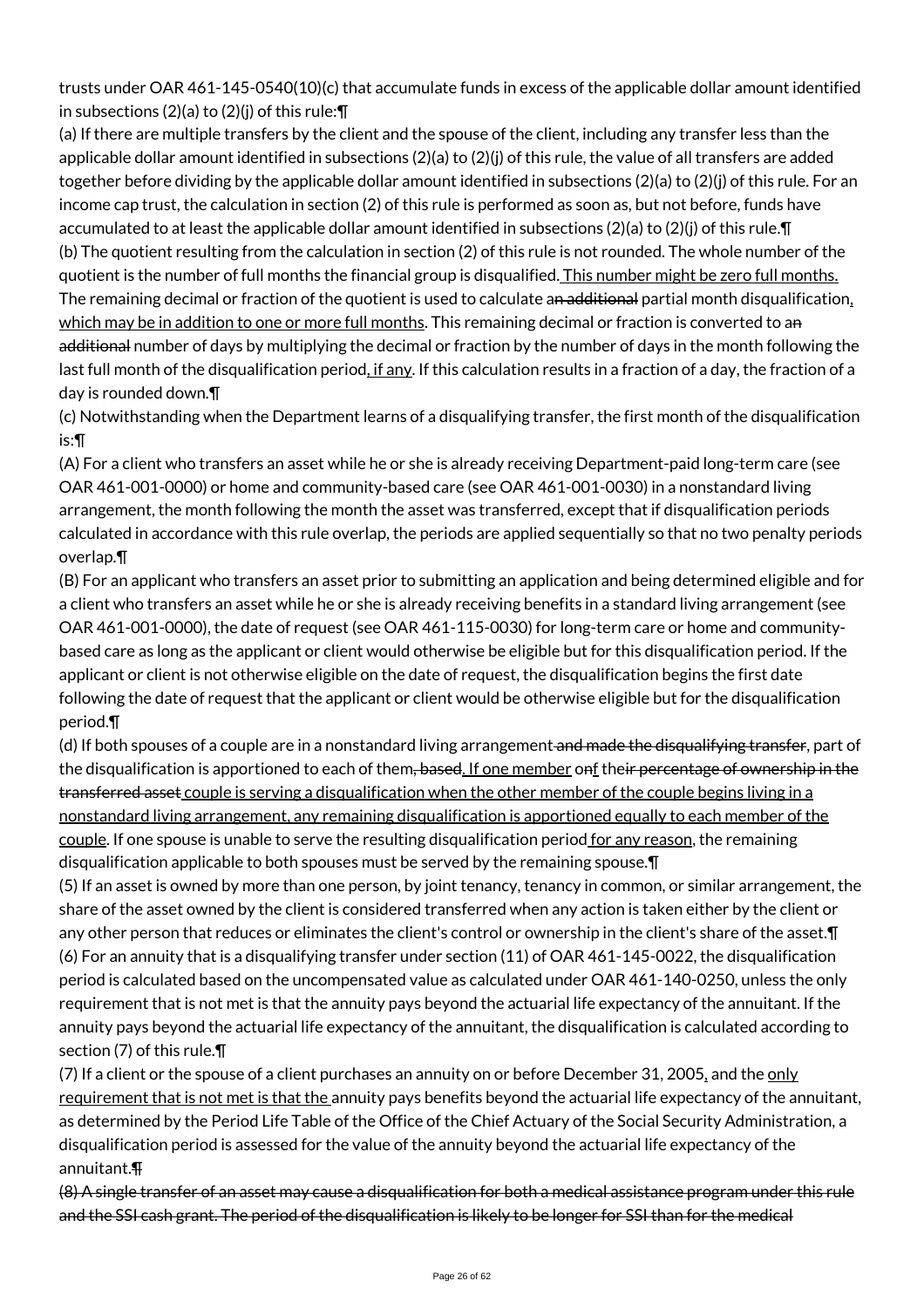trusts under OAR 461-145-0540(10)(c) that accumulate funds in excess of the applicable dollar amount identified in subsections (2)(a) to (2)(j) of this rule:¶

(a) If there are multiple transfers by the client and the spouse of the client, including any transfer less than the applicable dollar amount identified in subsections (2)(a) to (2)(j) of this rule, the value of all transfers are added together before dividing by the applicable dollar amount identified in subsections (2)(a) to (2)(j) of this rule. For an income cap trust, the calculation in section (2) of this rule is performed as soon as, but not before, funds have accumulated to at least the applicable dollar amount identified in subsections (2)(a) to (2)(j) of this rule.¶

(b) The quotient resulting from the calculation in section (2) of this rule is not rounded. The whole number of the quotient is the number of full months the financial group is disqualified. This number might be zero full months. The remaining decimal or fraction of the quotient is used to calculate an additional partial month disqualification, which may be in addition to one or more full months. This remaining decimal or fraction is converted to an additional number of days by multiplying the decimal or fraction by the number of days in the month following the last full month of the disqualification period, if any. If this calculation results in a fraction of a day, the fraction of a day is rounded down.¶

(c) Notwithstanding when the Department learns of a disqualifying transfer, the first month of the disqualification is:¶

(A) For a client who transfers an asset while he or she is already receiving Department-paid long-term care (see OAR 461-001-0000) or home and community-based care (see OAR 461-001-0030) in a nonstandard living arrangement, the month following the month the asset was transferred, except that if disqualification periods calculated in accordance with this rule overlap, the periods are applied sequentially so that no two penalty periods overlap.¶

(B) For an applicant who transfers an asset prior to submitting an application and being determined eligible and for a client who transfers an asset while he or she is already receiving benefits in a standard living arrangement (see OAR 461-001-0000), the date of request (see OAR 461-115-0030) for long-term care or home and community-based care as long as the applicant or client would otherwise be eligible but for this disqualification period. If the applicant or client is not otherwise eligible on the date of request, the disqualification begins the first date following the date of request that the applicant or client would be otherwise eligible but for the disqualification period.¶

(d) If both spouses of a couple are in a nonstandard living arrangement ~~and made the disqualifying transfer~~, part of the disqualification is apportioned to each of them~~, based~~. If one member o~~n~~f the~~ir percentage of ownership in the transferred asset~~ couple is serving a disqualification when the other member of the couple begins living in a nonstandard living arrangement, any remaining disqualification is apportioned equally to each member of the couple. If one spouse is unable to serve the resulting disqualification period for any reason, the remaining disqualification applicable to both spouses must be served by the remaining spouse.¶

(5) If an asset is owned by more than one person, by joint tenancy, tenancy in common, or similar arrangement, the share of the asset owned by the client is considered transferred when any action is taken either by the client or any other person that reduces or eliminates the client's control or ownership in the client's share of the asset.¶

(6) For an annuity that is a disqualifying transfer under section (11) of OAR 461-145-0022, the disqualification period is calculated based on the uncompensated value as calculated under OAR 461-140-0250, unless the only requirement that is not met is that the annuity pays beyond the actuarial life expectancy of the annuitant. If the annuity pays beyond the actuarial life expectancy of the annuitant, the disqualification is calculated according to section (7) of this rule.¶

(7) If a client or the spouse of a client purchases an annuity on or before December 31, 2005, and the only requirement that is not met is that the annuity pays benefits beyond the actuarial life expectancy of the annuitant, as determined by the Period Life Table of the Office of the Chief Actuary of the Social Security Administration, a disqualification period is assessed for the value of the annuity beyond the actuarial life expectancy of the annuitant.¶

~~(8) A single transfer of an asset may cause a disqualification for both a medical assistance program under this rule and the SSI cash grant. The period of the disqualification is likely to be longer for SSI than for the medical~~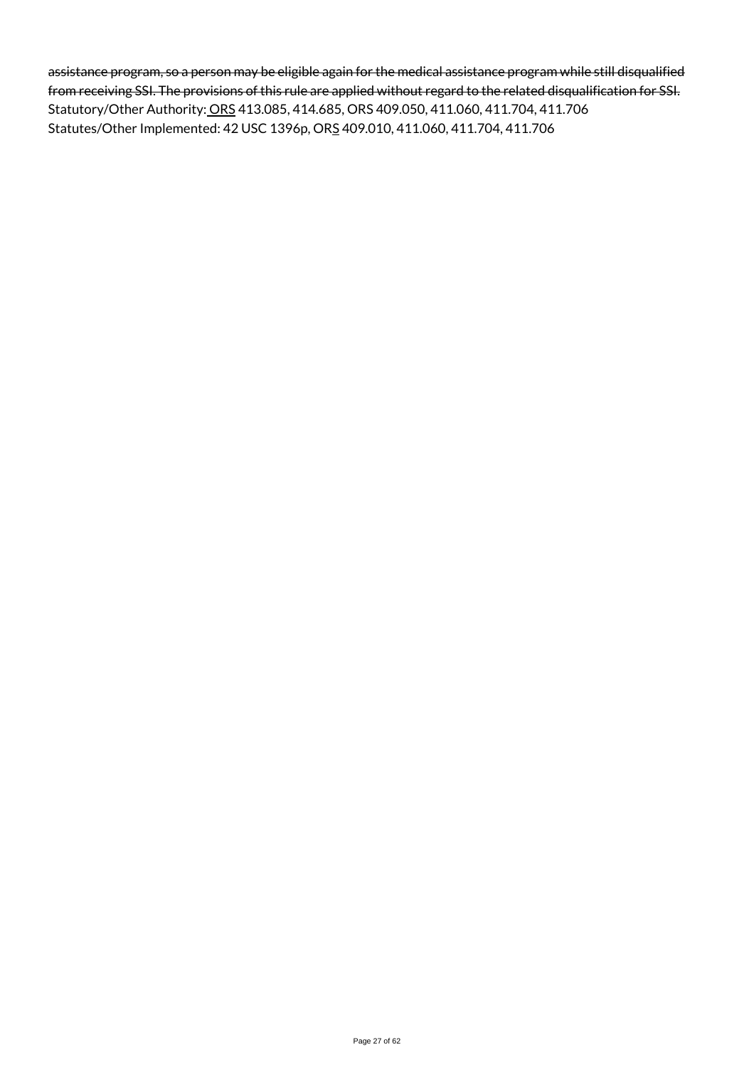~~assistance program, so a person may be eligible again for the medical assistance program while still disqualified from receiving SSI. The provisions of this rule are applied without regard to the related disqualification for SSI.~~

Statutory/Other Authority: ORS 413.085, 414.685, ORS 409.050, 411.060, 411.704, 411.706

Statutes/Other Implemented: 42 USC 1396p, ORS 409.010, 411.060, 411.704, 411.706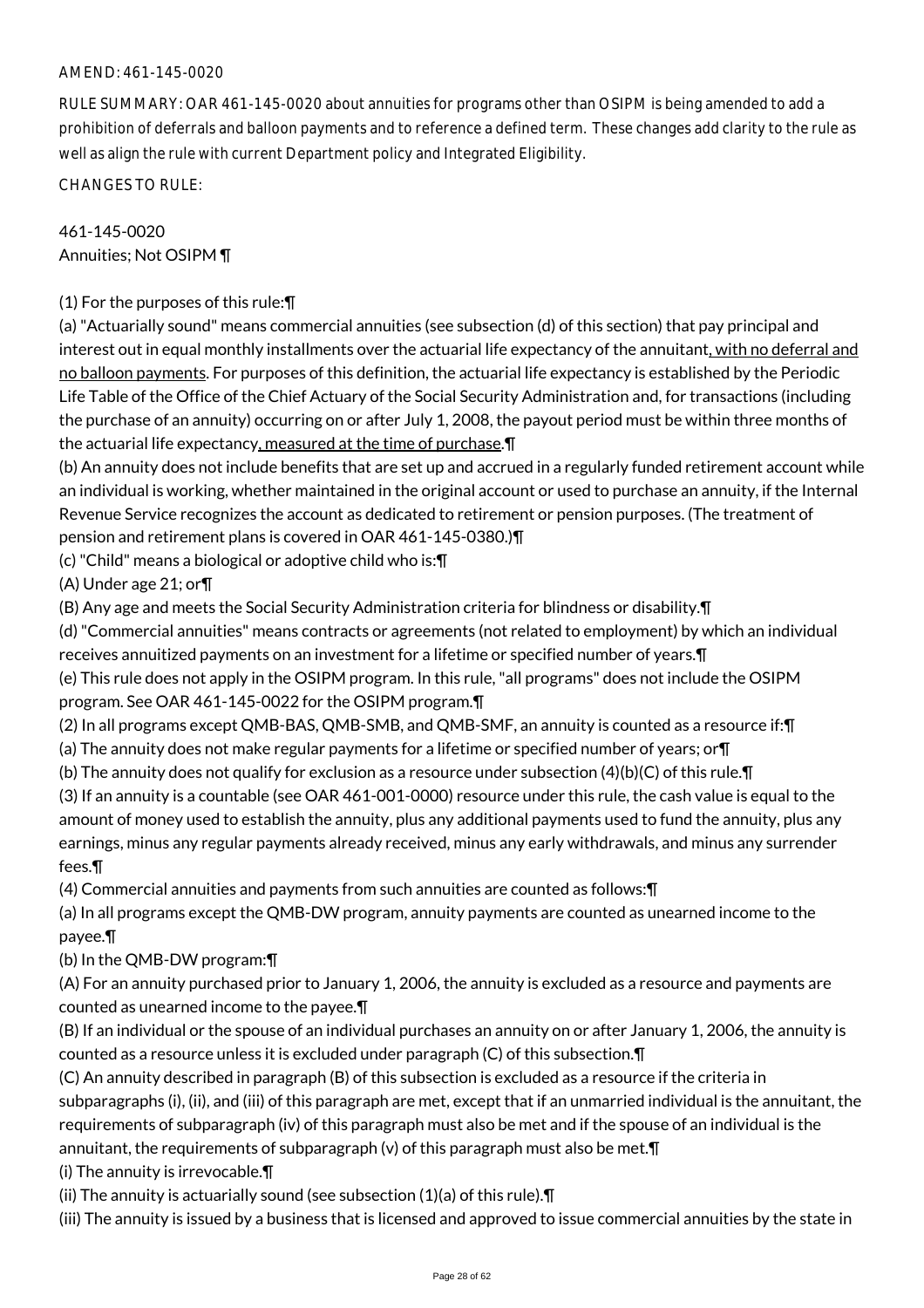AMEND: 461-145-0020

RULE SUMMARY: OAR 461-145-0020 about annuities for programs other than OSIPM is being amended to add a prohibition of deferrals and balloon payments and to reference a defined term. These changes add clarity to the rule as well as align the rule with current Department policy and Integrated Eligibility.

CHANGES TO RULE:

461-145-0020
Annuities; Not OSIPM ¶

(1) For the purposes of this rule:¶
(a) "Actuarially sound" means commercial annuities (see subsection (d) of this section) that pay principal and interest out in equal monthly installments over the actuarial life expectancy of the annuitant, with no deferral and no balloon payments. For purposes of this definition, the actuarial life expectancy is established by the Periodic Life Table of the Office of the Chief Actuary of the Social Security Administration and, for transactions (including the purchase of an annuity) occurring on or after July 1, 2008, the payout period must be within three months of the actuarial life expectancy, measured at the time of purchase.¶
(b) An annuity does not include benefits that are set up and accrued in a regularly funded retirement account while an individual is working, whether maintained in the original account or used to purchase an annuity, if the Internal Revenue Service recognizes the account as dedicated to retirement or pension purposes. (The treatment of pension and retirement plans is covered in OAR 461-145-0380.)¶
(c) "Child" means a biological or adoptive child who is:¶
(A) Under age 21; or¶
(B) Any age and meets the Social Security Administration criteria for blindness or disability.¶
(d) "Commercial annuities" means contracts or agreements (not related to employment) by which an individual receives annuitized payments on an investment for a lifetime or specified number of years.¶
(e) This rule does not apply in the OSIPM program. In this rule, "all programs" does not include the OSIPM program. See OAR 461-145-0022 for the OSIPM program.¶
(2) In all programs except QMB-BAS, QMB-SMB, and QMB-SMF, an annuity is counted as a resource if:¶
(a) The annuity does not make regular payments for a lifetime or specified number of years; or¶
(b) The annuity does not qualify for exclusion as a resource under subsection (4)(b)(C) of this rule.¶
(3) If an annuity is a countable (see OAR 461-001-0000) resource under this rule, the cash value is equal to the amount of money used to establish the annuity, plus any additional payments used to fund the annuity, plus any earnings, minus any regular payments already received, minus any early withdrawals, and minus any surrender fees.¶
(4) Commercial annuities and payments from such annuities are counted as follows:¶
(a) In all programs except the QMB-DW program, annuity payments are counted as unearned income to the payee.¶
(b) In the QMB-DW program:¶
(A) For an annuity purchased prior to January 1, 2006, the annuity is excluded as a resource and payments are counted as unearned income to the payee.¶
(B) If an individual or the spouse of an individual purchases an annuity on or after January 1, 2006, the annuity is counted as a resource unless it is excluded under paragraph (C) of this subsection.¶
(C) An annuity described in paragraph (B) of this subsection is excluded as a resource if the criteria in subparagraphs (i), (ii), and (iii) of this paragraph are met, except that if an unmarried individual is the annuitant, the requirements of subparagraph (iv) of this paragraph must also be met and if the spouse of an individual is the annuitant, the requirements of subparagraph (v) of this paragraph must also be met.¶
(i) The annuity is irrevocable.¶
(ii) The annuity is actuarially sound (see subsection (1)(a) of this rule).¶
(iii) The annuity is issued by a business that is licensed and approved to issue commercial annuities by the state in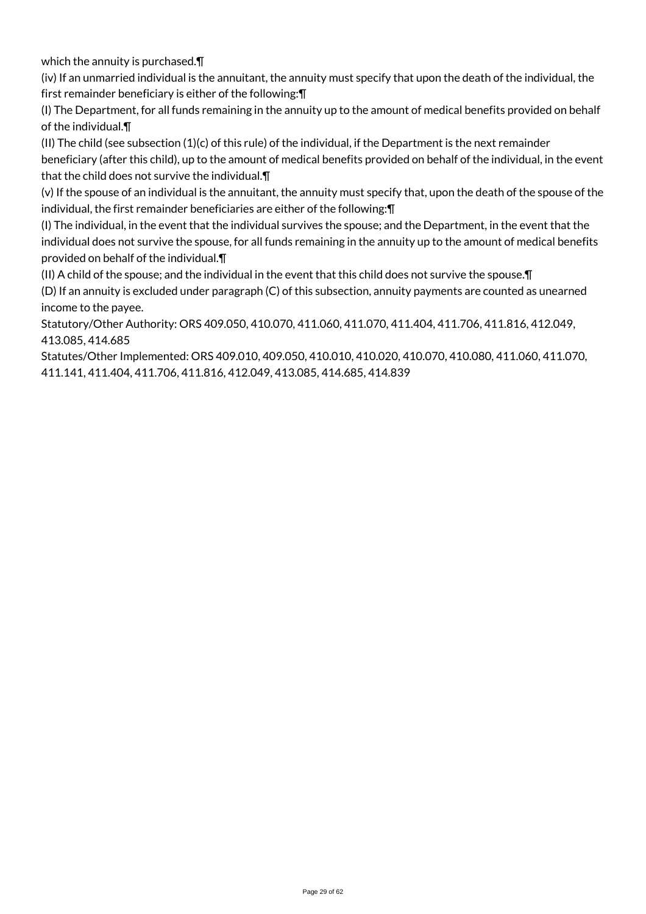which the annuity is purchased.¶

(iv) If an unmarried individual is the annuitant, the annuity must specify that upon the death of the individual, the first remainder beneficiary is either of the following:¶

(I) The Department, for all funds remaining in the annuity up to the amount of medical benefits provided on behalf of the individual.¶

(II) The child (see subsection (1)(c) of this rule) of the individual, if the Department is the next remainder beneficiary (after this child), up to the amount of medical benefits provided on behalf of the individual, in the event that the child does not survive the individual.¶

(v) If the spouse of an individual is the annuitant, the annuity must specify that, upon the death of the spouse of the individual, the first remainder beneficiaries are either of the following:¶

(I) The individual, in the event that the individual survives the spouse; and the Department, in the event that the individual does not survive the spouse, for all funds remaining in the annuity up to the amount of medical benefits provided on behalf of the individual.¶

(II) A child of the spouse; and the individual in the event that this child does not survive the spouse.¶

(D) If an annuity is excluded under paragraph (C) of this subsection, annuity payments are counted as unearned income to the payee.

Statutory/Other Authority: ORS 409.050, 410.070, 411.060, 411.070, 411.404, 411.706, 411.816, 412.049, 413.085, 414.685

Statutes/Other Implemented: ORS 409.010, 409.050, 410.010, 410.020, 410.070, 410.080, 411.060, 411.070, 411.141, 411.404, 411.706, 411.816, 412.049, 413.085, 414.685, 414.839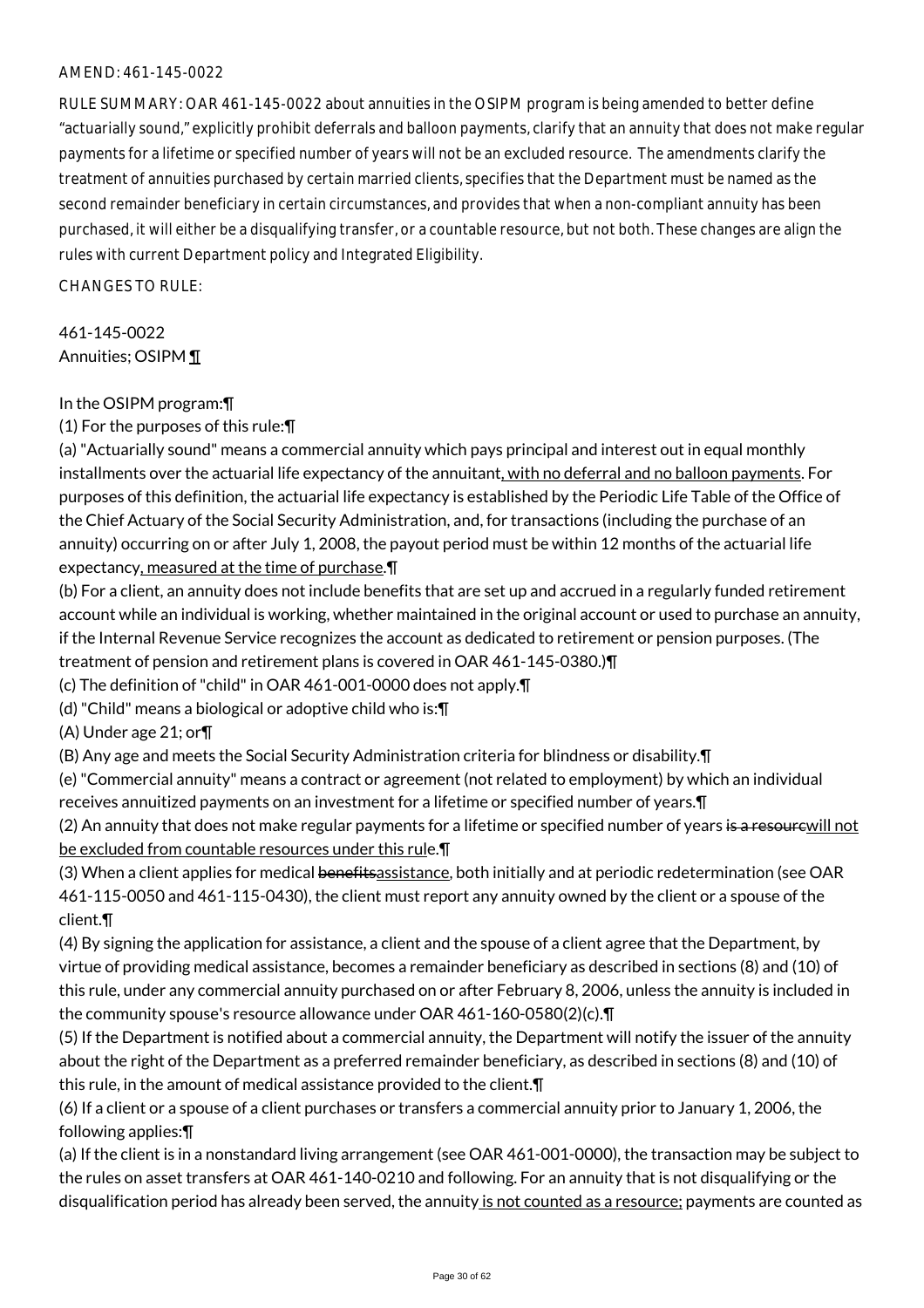AMEND: 461-145-0022

RULE SUMMARY: OAR 461-145-0022 about annuities in the OSIPM program is being amended to better define "actuarially sound," explicitly prohibit deferrals and balloon payments, clarify that an annuity that does not make regular payments for a lifetime or specified number of years will not be an excluded resource. The amendments clarify the treatment of annuities purchased by certain married clients, specifies that the Department must be named as the second remainder beneficiary in certain circumstances, and provides that when a non-compliant annuity has been purchased, it will either be a disqualifying transfer, or a countable resource, but not both. These changes are align the rules with current Department policy and Integrated Eligibility.

CHANGES TO RULE:

461-145-0022
Annuities; OSIPM ¶

In the OSIPM program:¶

(1) For the purposes of this rule:¶

(a) "Actuarially sound" means a commercial annuity which pays principal and interest out in equal monthly installments over the actuarial life expectancy of the annuitant, with no deferral and no balloon payments. For purposes of this definition, the actuarial life expectancy is established by the Periodic Life Table of the Office of the Chief Actuary of the Social Security Administration, and, for transactions (including the purchase of an annuity) occurring on or after July 1, 2008, the payout period must be within 12 months of the actuarial life expectancy, measured at the time of purchase.¶

(b) For a client, an annuity does not include benefits that are set up and accrued in a regularly funded retirement account while an individual is working, whether maintained in the original account or used to purchase an annuity, if the Internal Revenue Service recognizes the account as dedicated to retirement or pension purposes. (The treatment of pension and retirement plans is covered in OAR 461-145-0380.)¶

(c) The definition of "child" in OAR 461-001-0000 does not apply.¶

(d) "Child" means a biological or adoptive child who is:¶

(A) Under age 21; or¶

(B) Any age and meets the Social Security Administration criteria for blindness or disability.¶

(e) "Commercial annuity" means a contract or agreement (not related to employment) by which an individual receives annuitized payments on an investment for a lifetime or specified number of years.¶

(2) An annuity that does not make regular payments for a lifetime or specified number of years ~~is a resource~~will not be excluded from countable resources under this rule.¶

(3) When a client applies for medical ~~benefits~~assistance, both initially and at periodic redetermination (see OAR 461-115-0050 and 461-115-0430), the client must report any annuity owned by the client or a spouse of the client.¶

(4) By signing the application for assistance, a client and the spouse of a client agree that the Department, by virtue of providing medical assistance, becomes a remainder beneficiary as described in sections (8) and (10) of this rule, under any commercial annuity purchased on or after February 8, 2006, unless the annuity is included in the community spouse's resource allowance under OAR 461-160-0580(2)(c).¶

(5) If the Department is notified about a commercial annuity, the Department will notify the issuer of the annuity about the right of the Department as a preferred remainder beneficiary, as described in sections (8) and (10) of this rule, in the amount of medical assistance provided to the client.¶

(6) If a client or a spouse of a client purchases or transfers a commercial annuity prior to January 1, 2006, the following applies:¶

(a) If the client is in a nonstandard living arrangement (see OAR 461-001-0000), the transaction may be subject to the rules on asset transfers at OAR 461-140-0210 and following. For an annuity that is not disqualifying or the disqualification period has already been served, the annuity is not counted as a resource; payments are counted as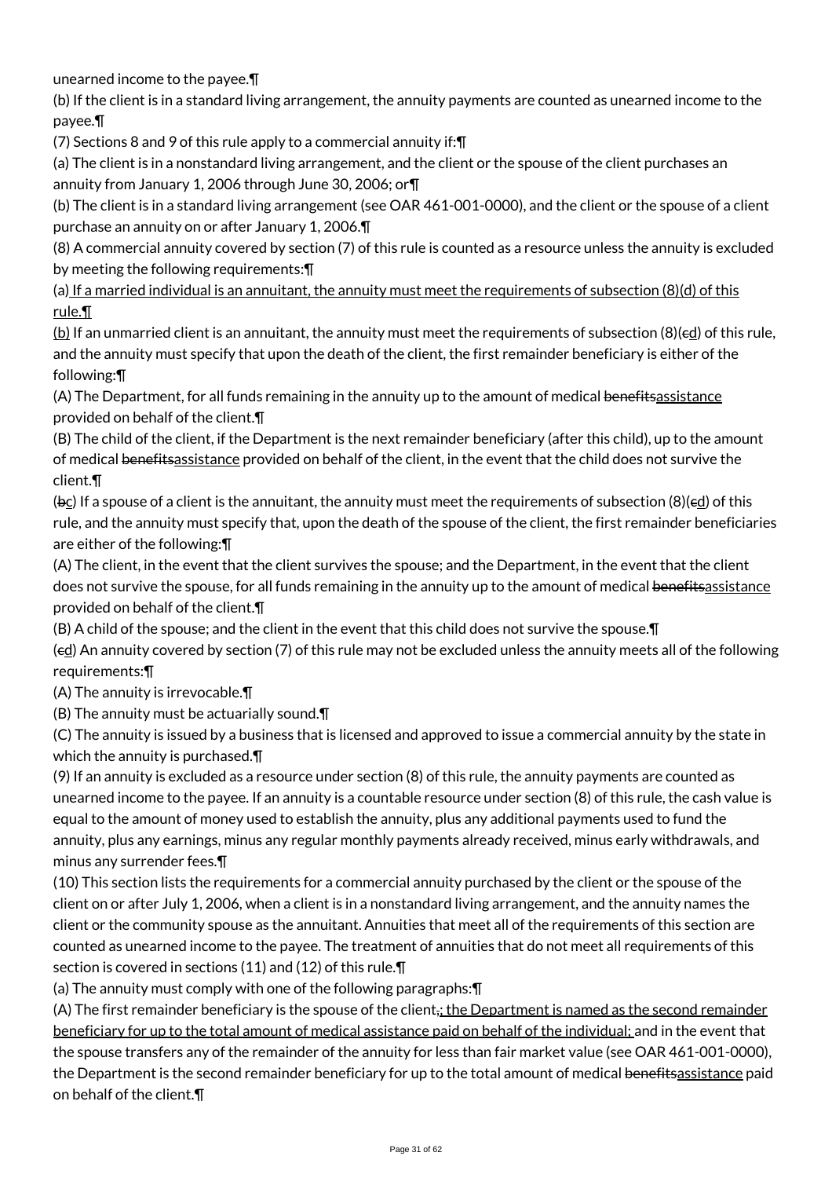unearned income to the payee.¶

(b) If the client is in a standard living arrangement, the annuity payments are counted as unearned income to the payee.¶

(7) Sections 8 and 9 of this rule apply to a commercial annuity if:¶

(a) The client is in a nonstandard living arrangement, and the client or the spouse of the client purchases an annuity from January 1, 2006 through June 30, 2006; or¶

(b) The client is in a standard living arrangement (see OAR 461-001-0000), and the client or the spouse of a client purchase an annuity on or after January 1, 2006.¶

(8) A commercial annuity covered by section (7) of this rule is counted as a resource unless the annuity is excluded by meeting the following requirements:¶

(a)<u> If a married individual is an annuitant, the annuity must meet the requirements of subsection (8)(d) of this rule.¶</u>

<u>(b)</u> If an unmarried client is an annuitant, the annuity must meet the requirements of subsection (8)(~~c~~<u>d</u>) of this rule, and the annuity must specify that upon the death of the client, the first remainder beneficiary is either of the following:¶

(A) The Department, for all funds remaining in the annuity up to the amount of medical ~~benefits~~<u>assistance</u> provided on behalf of the client.¶

(B) The child of the client, if the Department is the next remainder beneficiary (after this child), up to the amount of medical ~~benefits~~<u>assistance</u> provided on behalf of the client, in the event that the child does not survive the client.¶

(~~b~~<u>c</u>) If a spouse of a client is the annuitant, the annuity must meet the requirements of subsection (8)(~~c~~<u>d</u>) of this rule, and the annuity must specify that, upon the death of the spouse of the client, the first remainder beneficiaries are either of the following:¶

(A) The client, in the event that the client survives the spouse; and the Department, in the event that the client does not survive the spouse, for all funds remaining in the annuity up to the amount of medical ~~benefits~~<u>assistance</u> provided on behalf of the client.¶

(B) A child of the spouse; and the client in the event that this child does not survive the spouse.¶

(~~c~~<u>d</u>) An annuity covered by section (7) of this rule may not be excluded unless the annuity meets all of the following requirements:¶

(A) The annuity is irrevocable.¶

(B) The annuity must be actuarially sound.¶

(C) The annuity is issued by a business that is licensed and approved to issue a commercial annuity by the state in which the annuity is purchased.¶

(9) If an annuity is excluded as a resource under section (8) of this rule, the annuity payments are counted as unearned income to the payee. If an annuity is a countable resource under section (8) of this rule, the cash value is equal to the amount of money used to establish the annuity, plus any additional payments used to fund the annuity, plus any earnings, minus any regular monthly payments already received, minus early withdrawals, and minus any surrender fees.¶

(10) This section lists the requirements for a commercial annuity purchased by the client or the spouse of the client on or after July 1, 2006, when a client is in a nonstandard living arrangement, and the annuity names the client or the community spouse as the annuitant. Annuities that meet all of the requirements of this section are counted as unearned income to the payee. The treatment of annuities that do not meet all requirements of this section is covered in sections (11) and (12) of this rule.¶

(a) The annuity must comply with one of the following paragraphs:¶

(A) The first remainder beneficiary is the spouse of the client~~,~~<u>; the Department is named as the second remainder beneficiary for up to the total amount of medical assistance paid on behalf of the individual;</u> and in the event that the spouse transfers any of the remainder of the annuity for less than fair market value (see OAR 461-001-0000), the Department is the second remainder beneficiary for up to the total amount of medical ~~benefits~~<u>assistance</u> paid on behalf of the client.¶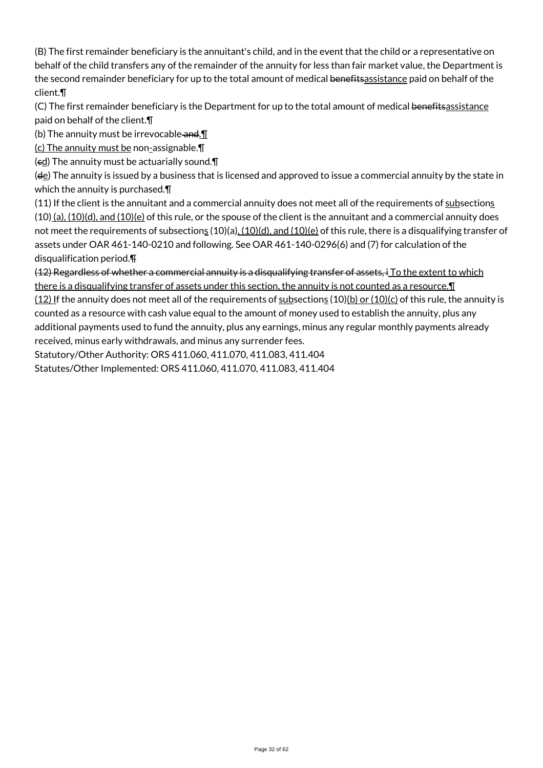(B) The first remainder beneficiary is the annuitant's child, and in the event that the child or a representative on behalf of the child transfers any of the remainder of the annuity for less than fair market value, the Department is the second remainder beneficiary for up to the total amount of medical ~~benefits~~assistance paid on behalf of the client.¶

(C) The first remainder beneficiary is the Department for up to the total amount of medical ~~benefits~~assistance paid on behalf of the client.¶

(b) The annuity must be irrevocable~~ and~~.¶

(c) The annuity must be non-assignable.¶

(~~c~~d) The annuity must be actuarially sound.¶

(~~d~~e) The annuity is issued by a business that is licensed and approved to issue a commercial annuity by the state in which the annuity is purchased.¶

(11) If the client is the annuitant and a commercial annuity does not meet all of the requirements of subsections (10) (a), (10)(d), and (10)(e) of this rule, or the spouse of the client is the annuitant and a commercial annuity does not meet the requirements of subsections (10)(a), (10)(d), and (10)(e) of this rule, there is a disqualifying transfer of assets under OAR 461-140-0210 and following. See OAR 461-140-0296(6) and (7) for calculation of the disqualification period.¶

~~(12) Regardless of whether a commercial annuity is a disqualifying transfer of assets, i~~ To the extent to which there is a disqualifying transfer of assets under this section, the annuity is not counted as a resource.¶

(12) If the annuity does not meet all of the requirements of subsections (10)(b) or (10)(c) of this rule, the annuity is counted as a resource with cash value equal to the amount of money used to establish the annuity, plus any additional payments used to fund the annuity, plus any earnings, minus any regular monthly payments already received, minus early withdrawals, and minus any surrender fees.

Statutory/Other Authority: ORS 411.060, 411.070, 411.083, 411.404

Statutes/Other Implemented: ORS 411.060, 411.070, 411.083, 411.404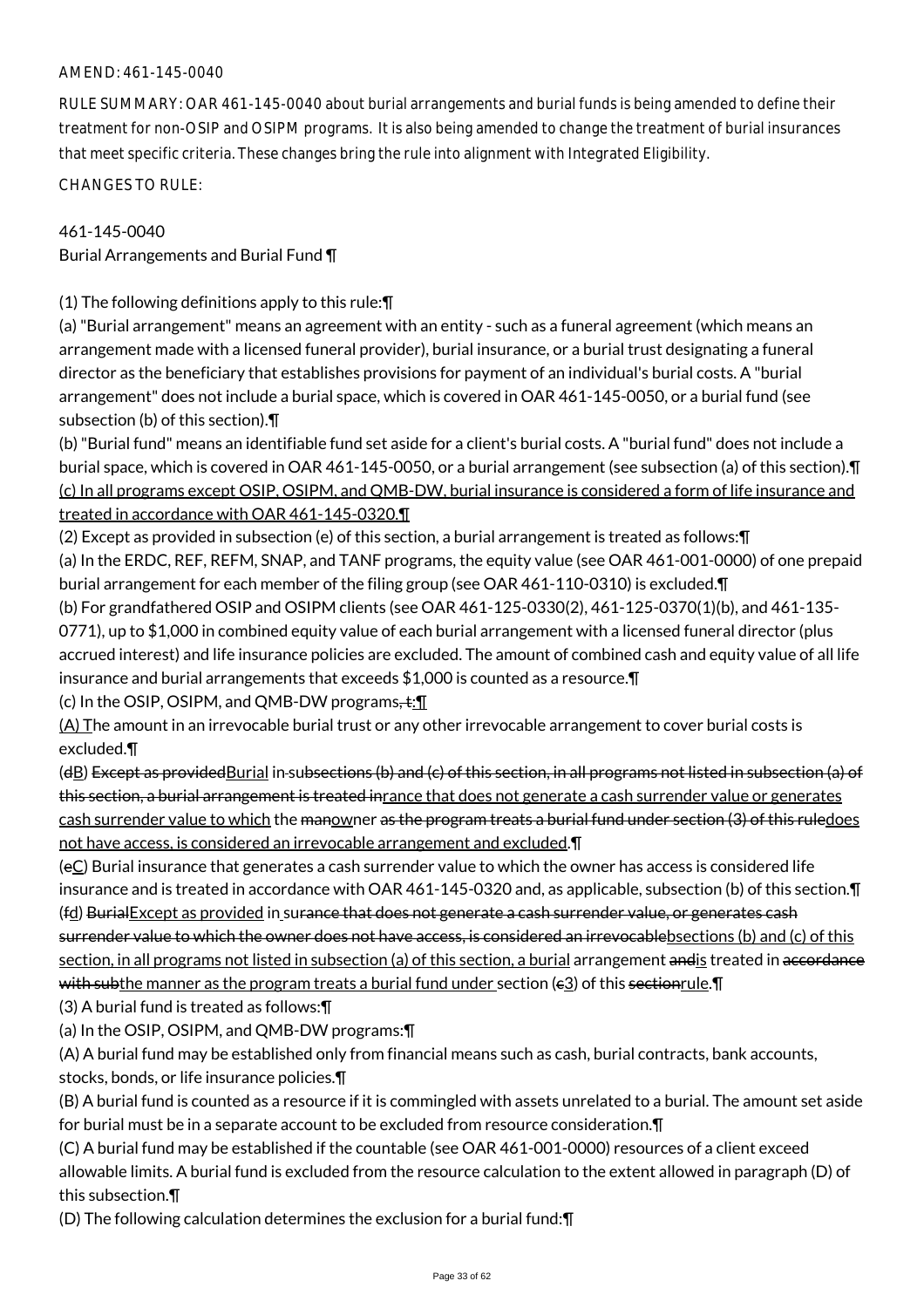AMEND: 461-145-0040

RULE SUMMARY: OAR 461-145-0040 about burial arrangements and burial funds is being amended to define their treatment for non-OSIP and OSIPM programs. It is also being amended to change the treatment of burial insurances that meet specific criteria. These changes bring the rule into alignment with Integrated Eligibility.

CHANGES TO RULE:

461-145-0040
Burial Arrangements and Burial Fund ¶

(1) The following definitions apply to this rule:¶
(a) "Burial arrangement" means an agreement with an entity - such as a funeral agreement (which means an arrangement made with a licensed funeral provider), burial insurance, or a burial trust designating a funeral director as the beneficiary that establishes provisions for payment of an individual's burial costs. A "burial arrangement" does not include a burial space, which is covered in OAR 461-145-0050, or a burial fund (see subsection (b) of this section).¶
(b) "Burial fund" means an identifiable fund set aside for a client's burial costs. A "burial fund" does not include a burial space, which is covered in OAR 461-145-0050, or a burial arrangement (see subsection (a) of this section).¶
(c) In all programs except OSIP, OSIPM, and QMB-DW, burial insurance is considered a form of life insurance and treated in accordance with OAR 461-145-0320.¶
(2) Except as provided in subsection (e) of this section, a burial arrangement is treated as follows:¶
(a) In the ERDC, REF, REFM, SNAP, and TANF programs, the equity value (see OAR 461-001-0000) of one prepaid burial arrangement for each member of the filing group (see OAR 461-110-0310) is excluded.¶
(b) For grandfathered OSIP and OSIPM clients (see OAR 461-125-0330(2), 461-125-0370(1)(b), and 461-135-0771), up to $1,000 in combined equity value of each burial arrangement with a licensed funeral director (plus accrued interest) and life insurance policies are excluded. The amount of combined cash and equity value of all life insurance and burial arrangements that exceeds $1,000 is counted as a resource.¶
(c) In the OSIP, OSIPM, and QMB-DW programs, t:¶
(A) The amount in an irrevocable burial trust or any other irrevocable arrangement to cover burial costs is excluded.¶
(dB) Except as providedBurial in subsections (b) and (c) of this section, in all programs not listed in subsection (a) of this section, a burial arrangement is treated inrance that does not generate a cash surrender value or generates cash surrender value to which the manowner as the program treats a burial fund under section (3) of this ruledoes not have access, is considered an irrevocable arrangement and excluded.¶
(eC) Burial insurance that generates a cash surrender value to which the owner has access is considered life insurance and is treated in accordance with OAR 461-145-0320 and, as applicable, subsection (b) of this section.¶
(fd) BurialExcept as provided in surance that does not generate a cash surrender value, or generates cash surrender value to which the owner does not have access, is considered an irrevocablebsections (b) and (c) of this section, in all programs not listed in subsection (a) of this section, a burial arrangement andis treated in accordance with subthe manner as the program treats a burial fund under section (e3) of this sectionrule.¶
(3) A burial fund is treated as follows:¶
(a) In the OSIP, OSIPM, and QMB-DW programs:¶
(A) A burial fund may be established only from financial means such as cash, burial contracts, bank accounts, stocks, bonds, or life insurance policies.¶
(B) A burial fund is counted as a resource if it is commingled with assets unrelated to a burial. The amount set aside for burial must be in a separate account to be excluded from resource consideration.¶
(C) A burial fund may be established if the countable (see OAR 461-001-0000) resources of a client exceed allowable limits. A burial fund is excluded from the resource calculation to the extent allowed in paragraph (D) of this subsection.¶
(D) The following calculation determines the exclusion for a burial fund:¶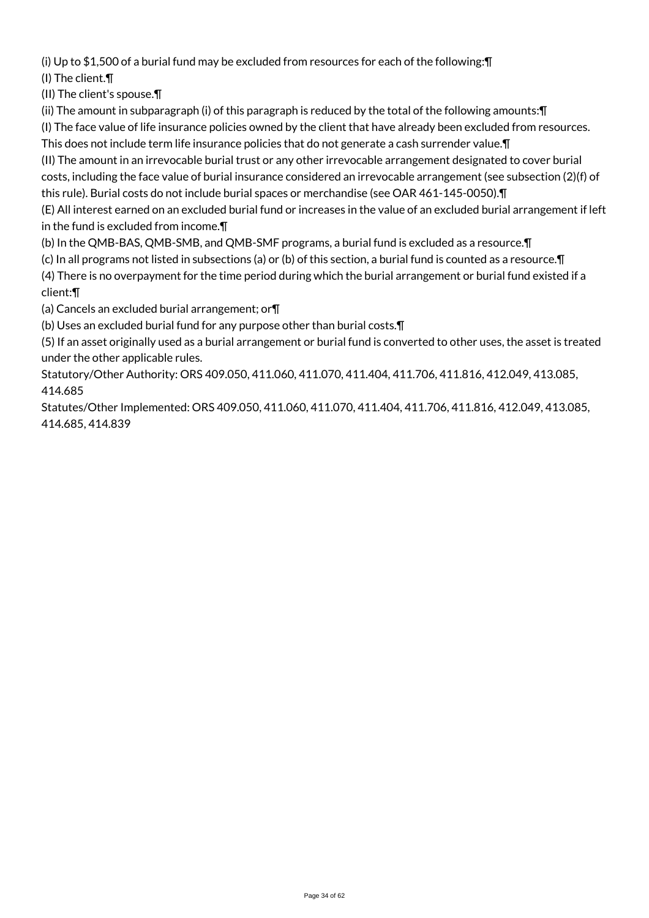(i) Up to $1,500 of a burial fund may be excluded from resources for each of the following:¶

(I) The client.¶

(II) The client's spouse.¶

(ii) The amount in subparagraph (i) of this paragraph is reduced by the total of the following amounts:¶

(I) The face value of life insurance policies owned by the client that have already been excluded from resources. This does not include term life insurance policies that do not generate a cash surrender value.¶

(II) The amount in an irrevocable burial trust or any other irrevocable arrangement designated to cover burial costs, including the face value of burial insurance considered an irrevocable arrangement (see subsection (2)(f) of this rule). Burial costs do not include burial spaces or merchandise (see OAR 461-145-0050).¶

(E) All interest earned on an excluded burial fund or increases in the value of an excluded burial arrangement if left in the fund is excluded from income.¶

(b) In the QMB-BAS, QMB-SMB, and QMB-SMF programs, a burial fund is excluded as a resource.¶

(c) In all programs not listed in subsections (a) or (b) of this section, a burial fund is counted as a resource.¶

(4) There is no overpayment for the time period during which the burial arrangement or burial fund existed if a client:¶

(a) Cancels an excluded burial arrangement; or¶

(b) Uses an excluded burial fund for any purpose other than burial costs.¶

(5) If an asset originally used as a burial arrangement or burial fund is converted to other uses, the asset is treated under the other applicable rules.

Statutory/Other Authority: ORS 409.050, 411.060, 411.070, 411.404, 411.706, 411.816, 412.049, 413.085, 414.685

Statutes/Other Implemented: ORS 409.050, 411.060, 411.070, 411.404, 411.706, 411.816, 412.049, 413.085, 414.685, 414.839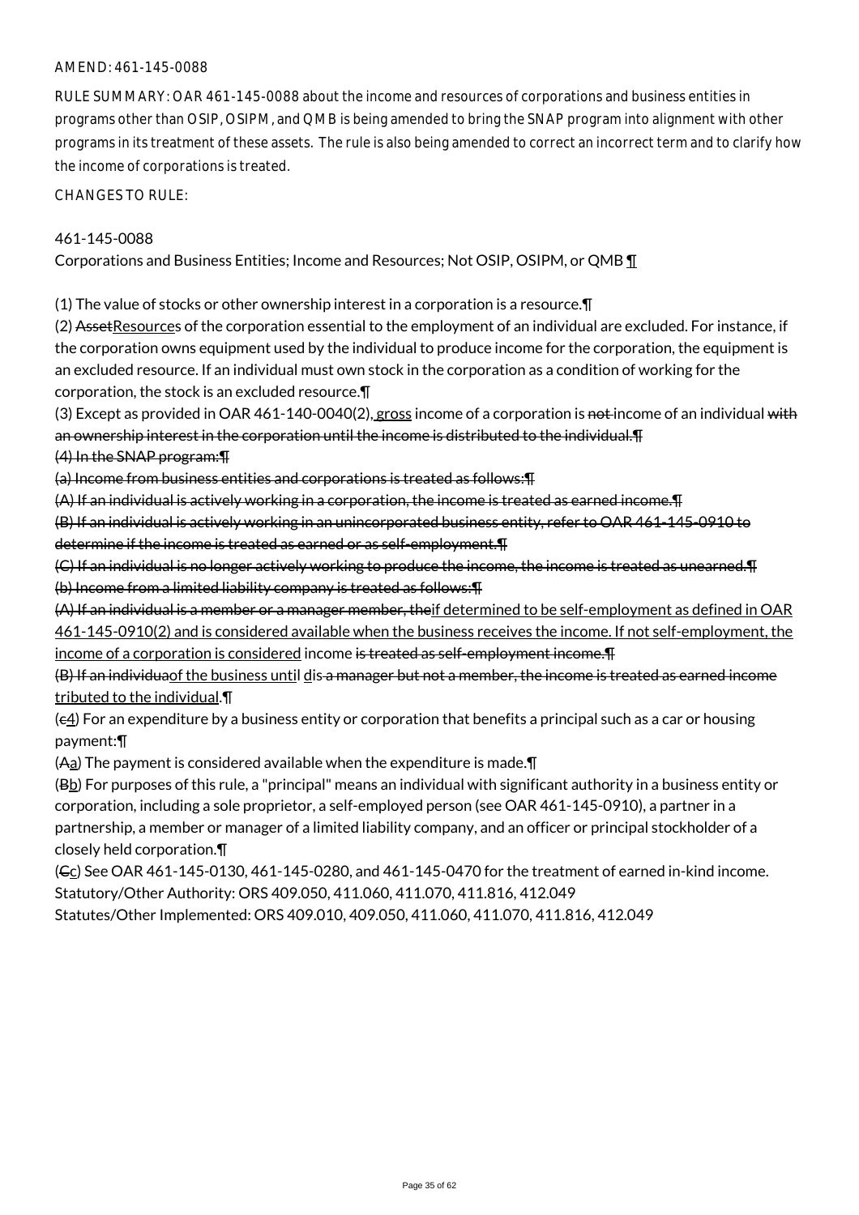AMEND: 461-145-0088

RULE SUMMARY: OAR 461-145-0088 about the income and resources of corporations and business entities in programs other than OSIP, OSIPM, and QMB is being amended to bring the SNAP program into alignment with other programs in its treatment of these assets. The rule is also being amended to correct an incorrect term and to clarify how the income of corporations is treated.

CHANGES TO RULE:

461-145-0088
Corporations and Business Entities; Income and Resources; Not OSIP, OSIPM, or QMB ¶

(1) The value of stocks or other ownership interest in a corporation is a resource.¶
(2) ~~Asset~~Resources of the corporation essential to the employment of an individual are excluded. For instance, if the corporation owns equipment used by the individual to produce income for the corporation, the equipment is an excluded resource. If an individual must own stock in the corporation as a condition of working for the corporation, the stock is an excluded resource.¶
(3) Except as provided in OAR 461-140-0040(2), gross income of a corporation is ~~not~~ income of an individual ~~with an ownership interest in the corporation until the income is distributed to the individual.¶~~
~~(4) In the SNAP program:¶~~
~~(a) Income from business entities and corporations is treated as follows:¶~~
~~(A) If an individual is actively working in a corporation, the income is treated as earned income.¶~~
~~(B) If an individual is actively working in an unincorporated business entity, refer to OAR 461-145-0910 to determine if the income is treated as earned or as self-employment.¶~~
~~(C) If an individual is no longer actively working to produce the income, the income is treated as unearned.¶~~
~~(b) Income from a limited liability company is treated as follows:¶~~
~~(A) If an individual is a member or a manager member, the~~if determined to be self-employment as defined in OAR 461-145-0910(2) and is considered available when the business receives the income. If not self-employment, the income of a corporation is considered income ~~is treated as self-employment income.¶~~
~~(B) If an individua~~of the business until d~~is a manager but not a member, the income is treated as earned income~~ tributed to the individual.¶
(~~c~~4) For an expenditure by a business entity or corporation that benefits a principal such as a car or housing payment:¶
(~~A~~a) The payment is considered available when the expenditure is made.¶
(~~B~~b) For purposes of this rule, a "principal" means an individual with significant authority in a business entity or corporation, including a sole proprietor, a self-employed person (see OAR 461-145-0910), a partner in a partnership, a member or manager of a limited liability company, and an officer or principal stockholder of a closely held corporation.¶
(~~C~~c) See OAR 461-145-0130, 461-145-0280, and 461-145-0470 for the treatment of earned in-kind income.
Statutory/Other Authority: ORS 409.050, 411.060, 411.070, 411.816, 412.049
Statutes/Other Implemented: ORS 409.010, 409.050, 411.060, 411.070, 411.816, 412.049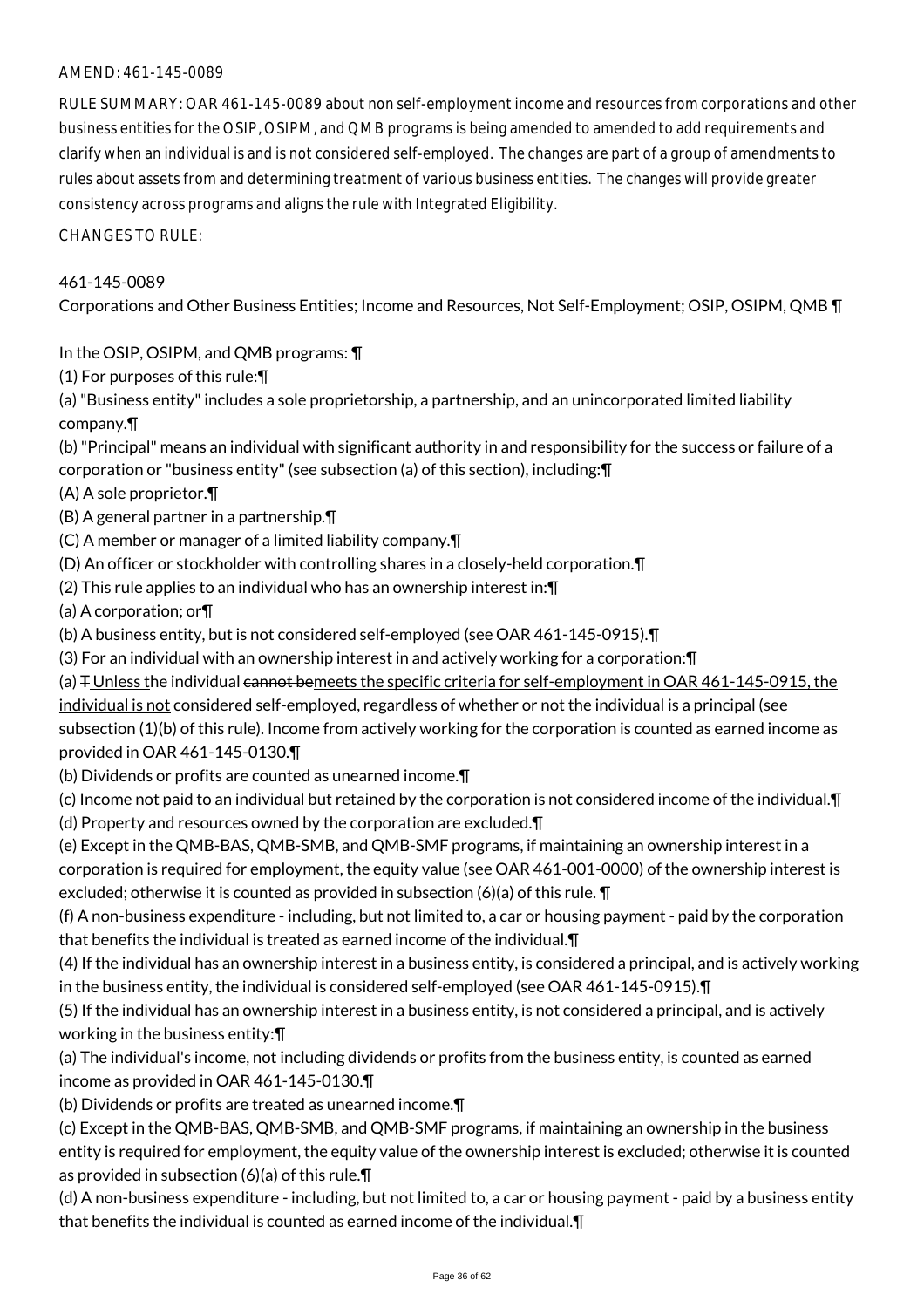AMEND: 461-145-0089

RULE SUMMARY: OAR 461-145-0089 about non self-employment income and resources from corporations and other business entities for the OSIP, OSIPM, and QMB programs is being amended to amended to add requirements and clarify when an individual is and is not considered self-employed. The changes are part of a group of amendments to rules about assets from and determining treatment of various business entities. The changes will provide greater consistency across programs and aligns the rule with Integrated Eligibility.

CHANGES TO RULE:

461-145-0089

Corporations and Other Business Entities; Income and Resources, Not Self-Employment; OSIP, OSIPM, QMB ¶

In the OSIP, OSIPM, and QMB programs: ¶

(1) For purposes of this rule:¶

(a) "Business entity" includes a sole proprietorship, a partnership, and an unincorporated limited liability company.¶

(b) "Principal" means an individual with significant authority in and responsibility for the success or failure of a corporation or "business entity" (see subsection (a) of this section), including:¶

(A) A sole proprietor.¶

(B) A general partner in a partnership.¶

(C) A member or manager of a limited liability company.¶

(D) An officer or stockholder with controlling shares in a closely-held corporation.¶

(2) This rule applies to an individual who has an ownership interest in:¶

(a) A corporation; or¶

(b) A business entity, but is not considered self-employed (see OAR 461-145-0915).¶

(3) For an individual with an ownership interest in and actively working for a corporation:¶

(a) ~~T~~ Unless the individual ~~cannot be~~meets the specific criteria for self-employment in OAR 461-145-0915, the individual is not considered self-employed, regardless of whether or not the individual is a principal (see subsection (1)(b) of this rule). Income from actively working for the corporation is counted as earned income as provided in OAR 461-145-0130.¶

(b) Dividends or profits are counted as unearned income.¶

(c) Income not paid to an individual but retained by the corporation is not considered income of the individual.¶

(d) Property and resources owned by the corporation are excluded.¶

(e) Except in the QMB-BAS, QMB-SMB, and QMB-SMF programs, if maintaining an ownership interest in a corporation is required for employment, the equity value (see OAR 461-001-0000) of the ownership interest is excluded; otherwise it is counted as provided in subsection (6)(a) of this rule. ¶

(f) A non-business expenditure - including, but not limited to, a car or housing payment - paid by the corporation that benefits the individual is treated as earned income of the individual.¶

(4) If the individual has an ownership interest in a business entity, is considered a principal, and is actively working in the business entity, the individual is considered self-employed (see OAR 461-145-0915).¶

(5) If the individual has an ownership interest in a business entity, is not considered a principal, and is actively working in the business entity:¶

(a) The individual's income, not including dividends or profits from the business entity, is counted as earned income as provided in OAR 461-145-0130.¶

(b) Dividends or profits are treated as unearned income.¶

(c) Except in the QMB-BAS, QMB-SMB, and QMB-SMF programs, if maintaining an ownership in the business entity is required for employment, the equity value of the ownership interest is excluded; otherwise it is counted as provided in subsection (6)(a) of this rule.¶

(d) A non-business expenditure - including, but not limited to, a car or housing payment - paid by a business entity that benefits the individual is counted as earned income of the individual.¶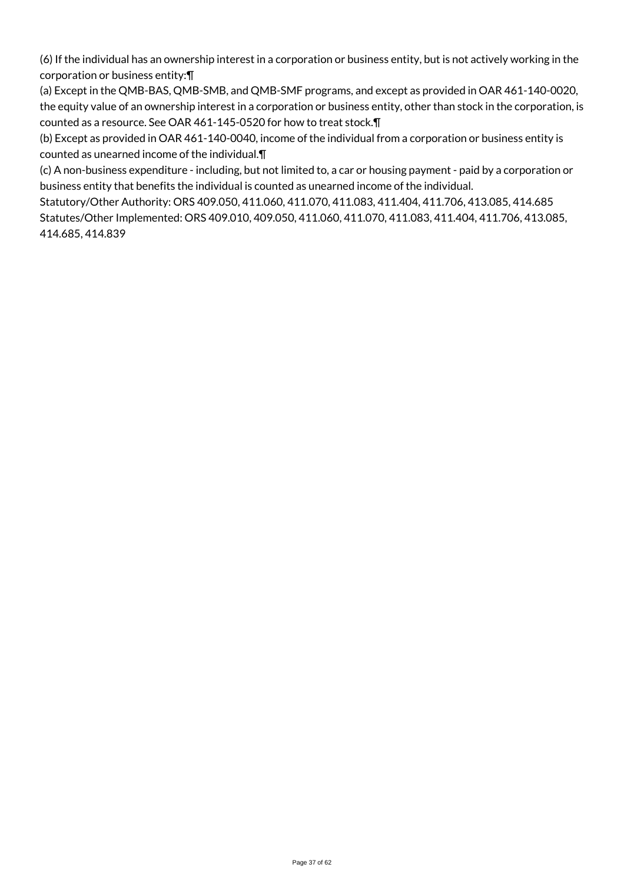(6) If the individual has an ownership interest in a corporation or business entity, but is not actively working in the corporation or business entity:¶

(a) Except in the QMB-BAS, QMB-SMB, and QMB-SMF programs, and except as provided in OAR 461-140-0020, the equity value of an ownership interest in a corporation or business entity, other than stock in the corporation, is counted as a resource. See OAR 461-145-0520 for how to treat stock.¶

(b) Except as provided in OAR 461-140-0040, income of the individual from a corporation or business entity is counted as unearned income of the individual.¶

(c) A non-business expenditure - including, but not limited to, a car or housing payment - paid by a corporation or business entity that benefits the individual is counted as unearned income of the individual.

Statutory/Other Authority: ORS 409.050, 411.060, 411.070, 411.083, 411.404, 411.706, 413.085, 414.685

Statutes/Other Implemented: ORS 409.010, 409.050, 411.060, 411.070, 411.083, 411.404, 411.706, 413.085, 414.685, 414.839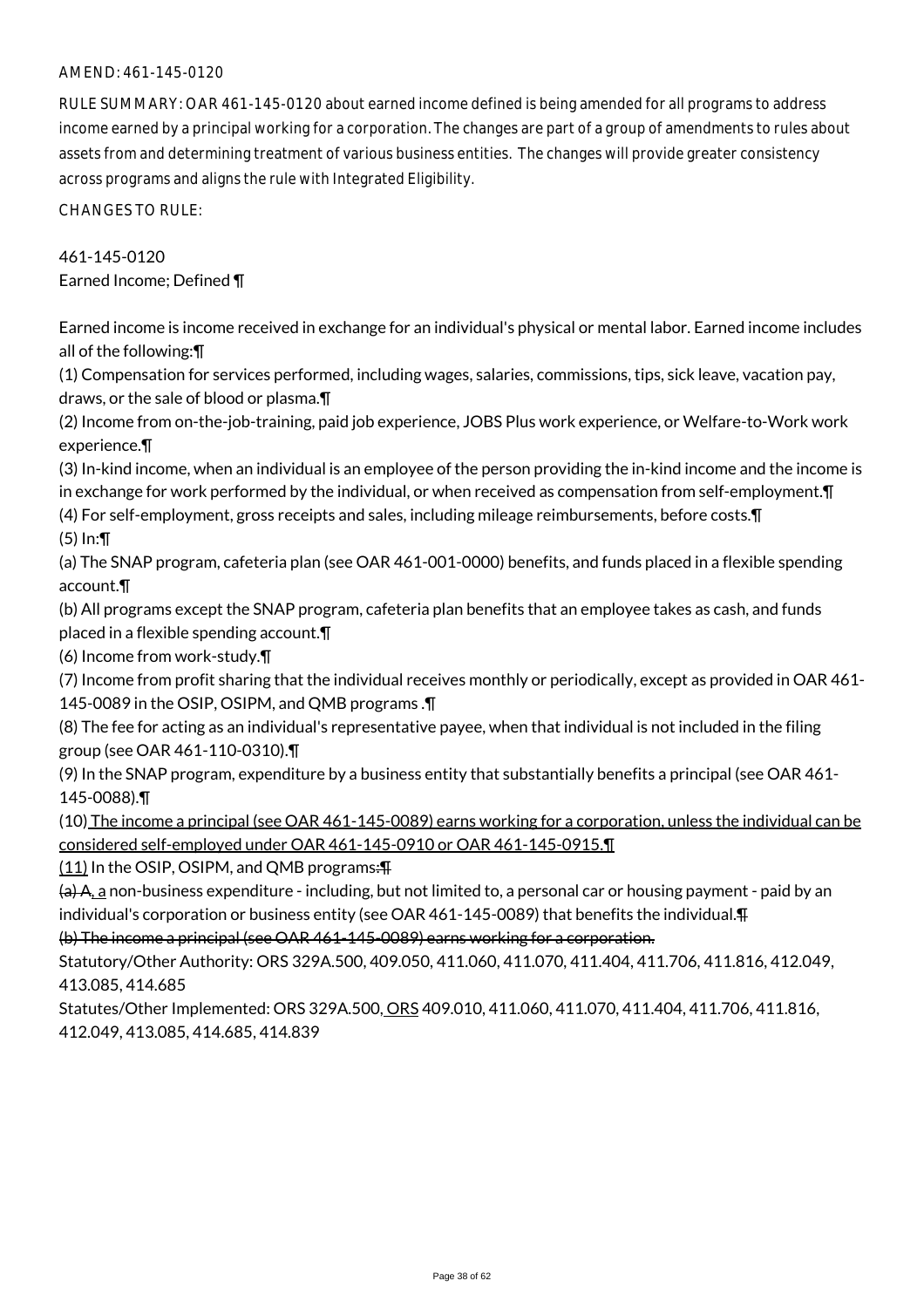AMEND: 461-145-0120

RULE SUMMARY: OAR 461-145-0120 about earned income defined is being amended for all programs to address income earned by a principal working for a corporation. The changes are part of a group of amendments to rules about assets from and determining treatment of various business entities. The changes will provide greater consistency across programs and aligns the rule with Integrated Eligibility.

CHANGES TO RULE:

461-145-0120
Earned Income; Defined ¶

Earned income is income received in exchange for an individual's physical or mental labor. Earned income includes all of the following:¶
(1) Compensation for services performed, including wages, salaries, commissions, tips, sick leave, vacation pay, draws, or the sale of blood or plasma.¶
(2) Income from on-the-job-training, paid job experience, JOBS Plus work experience, or Welfare-to-Work work experience.¶
(3) In-kind income, when an individual is an employee of the person providing the in-kind income and the income is in exchange for work performed by the individual, or when received as compensation from self-employment.¶
(4) For self-employment, gross receipts and sales, including mileage reimbursements, before costs.¶
(5) In:¶
(a) The SNAP program, cafeteria plan (see OAR 461-001-0000) benefits, and funds placed in a flexible spending account.¶
(b) All programs except the SNAP program, cafeteria plan benefits that an employee takes as cash, and funds placed in a flexible spending account.¶
(6) Income from work-study.¶
(7) Income from profit sharing that the individual receives monthly or periodically, except as provided in OAR 461-145-0089 in the OSIP, OSIPM, and QMB programs .¶
(8) The fee for acting as an individual's representative payee, when that individual is not included in the filing group (see OAR 461-110-0310).¶
(9) In the SNAP program, expenditure by a business entity that substantially benefits a principal (see OAR 461-145-0088).¶
(10) The income a principal (see OAR 461-145-0089) earns working for a corporation, unless the individual can be considered self-employed under OAR 461-145-0910 or OAR 461-145-0915.¶
(11) In the OSIP, OSIPM, and QMB programs:~~¶~~
~~(a) A~~, a non-business expenditure - including, but not limited to, a personal car or housing payment - paid by an individual's corporation or business entity (see OAR 461-145-0089) that benefits the individual.~~¶~~
~~(b) The income a principal (see OAR 461-145-0089) earns working for a corporation.~~

Statutory/Other Authority: ORS 329A.500, 409.050, 411.060, 411.070, 411.404, 411.706, 411.816, 412.049, 413.085, 414.685

Statutes/Other Implemented: ORS 329A.500, ORS 409.010, 411.060, 411.070, 411.404, 411.706, 411.816, 412.049, 413.085, 414.685, 414.839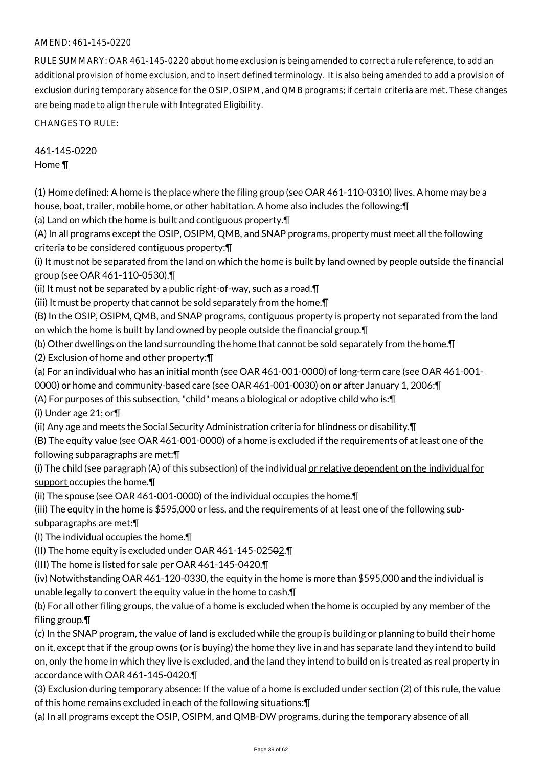AMEND: 461-145-0220

RULE SUMMARY: OAR 461-145-0220 about home exclusion is being amended to correct a rule reference, to add an additional provision of home exclusion, and to insert defined terminology. It is also being amended to add a provision of exclusion during temporary absence for the OSIP, OSIPM, and QMB programs; if certain criteria are met. These changes are being made to align the rule with Integrated Eligibility.

CHANGES TO RULE:

461-145-0220
Home ¶

(1) Home defined: A home is the place where the filing group (see OAR 461-110-0310) lives. A home may be a house, boat, trailer, mobile home, or other habitation. A home also includes the following:¶
(a) Land on which the home is built and contiguous property.¶
(A) In all programs except the OSIP, OSIPM, QMB, and SNAP programs, property must meet all the following criteria to be considered contiguous property:¶
(i) It must not be separated from the land on which the home is built by land owned by people outside the financial group (see OAR 461-110-0530).¶
(ii) It must not be separated by a public right-of-way, such as a road.¶
(iii) It must be property that cannot be sold separately from the home.¶
(B) In the OSIP, OSIPM, QMB, and SNAP programs, contiguous property is property not separated from the land on which the home is built by land owned by people outside the financial group.¶
(b) Other dwellings on the land surrounding the home that cannot be sold separately from the home.¶
(2) Exclusion of home and other property:¶
(a) For an individual who has an initial month (see OAR 461-001-0000) of long-term care (see OAR 461-001-0000) or home and community-based care (see OAR 461-001-0030) on or after January 1, 2006:¶
(A) For purposes of this subsection, "child" means a biological or adoptive child who is:¶
(i) Under age 21; or¶
(ii) Any age and meets the Social Security Administration criteria for blindness or disability.¶
(B) The equity value (see OAR 461-001-0000) of a home is excluded if the requirements of at least one of the following subparagraphs are met:¶
(i) The child (see paragraph (A) of this subsection) of the individual or relative dependent on the individual for support occupies the home.¶
(ii) The spouse (see OAR 461-001-0000) of the individual occupies the home.¶
(iii) The equity in the home is $595,000 or less, and the requirements of at least one of the following sub-subparagraphs are met:¶
(I) The individual occupies the home.¶
(II) The home equity is excluded under OAR 461-145-0250~~0~~2.¶
(III) The home is listed for sale per OAR 461-145-0420.¶
(iv) Notwithstanding OAR 461-120-0330, the equity in the home is more than $595,000 and the individual is unable legally to convert the equity value in the home to cash.¶
(b) For all other filing groups, the value of a home is excluded when the home is occupied by any member of the filing group.¶
(c) In the SNAP program, the value of land is excluded while the group is building or planning to build their home on it, except that if the group owns (or is buying) the home they live in and has separate land they intend to build on, only the home in which they live is excluded, and the land they intend to build on is treated as real property in accordance with OAR 461-145-0420.¶
(3) Exclusion during temporary absence: If the value of a home is excluded under section (2) of this rule, the value of this home remains excluded in each of the following situations:¶
(a) In all programs except the OSIP, OSIPM, and QMB-DW programs, during the temporary absence of all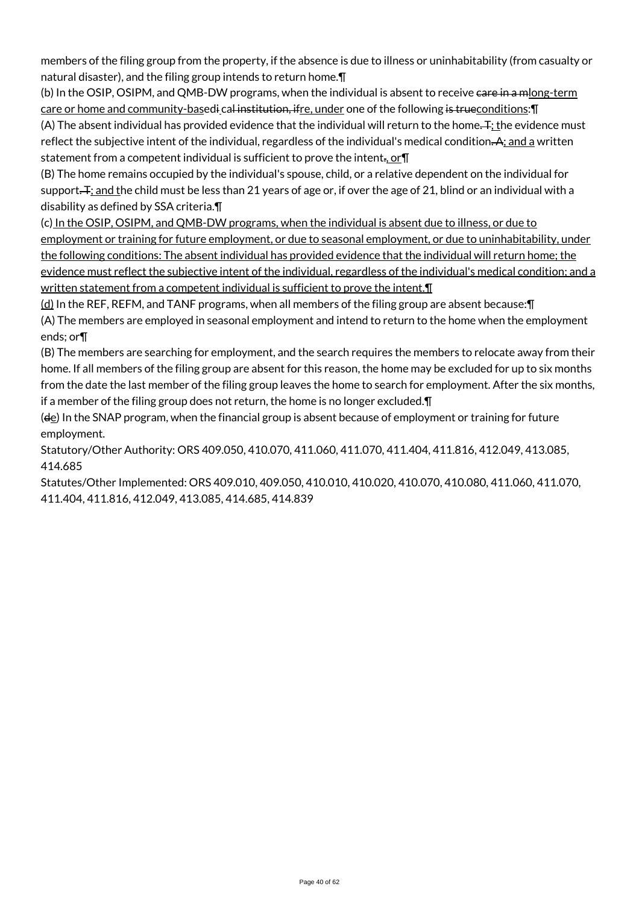members of the filing group from the property, if the absence is due to illness or uninhabitability (from casualty or natural disaster), and the filing group intends to return home.¶

(b) In the OSIP, OSIPM, and QMB-DW programs, when the individual is absent to receive care in a mlong-term care or home and community-basedi cal institution, ifre, under one of the following is trueconditions:¶

(A) The absent individual has provided evidence that the individual will return to the home. T; the evidence must reflect the subjective intent of the individual, regardless of the individual's medical condition. A; and a written statement from a competent individual is sufficient to prove the intent., or¶

(B) The home remains occupied by the individual's spouse, child, or a relative dependent on the individual for support. T; and the child must be less than 21 years of age or, if over the age of 21, blind or an individual with a disability as defined by SSA criteria.¶

(c) In the OSIP, OSIPM, and QMB-DW programs, when the individual is absent due to illness, or due to employment or training for future employment, or due to seasonal employment, or due to uninhabitability, under the following conditions: The absent individual has provided evidence that the individual will return home; the evidence must reflect the subjective intent of the individual, regardless of the individual's medical condition; and a written statement from a competent individual is sufficient to prove the intent.¶

(d) In the REF, REFM, and TANF programs, when all members of the filing group are absent because:¶

(A) The members are employed in seasonal employment and intend to return to the home when the employment ends; or¶

(B) The members are searching for employment, and the search requires the members to relocate away from their home. If all members of the filing group are absent for this reason, the home may be excluded for up to six months from the date the last member of the filing group leaves the home to search for employment. After the six months, if a member of the filing group does not return, the home is no longer excluded.¶

(de) In the SNAP program, when the financial group is absent because of employment or training for future employment.

Statutory/Other Authority: ORS 409.050, 410.070, 411.060, 411.070, 411.404, 411.816, 412.049, 413.085, 414.685

Statutes/Other Implemented: ORS 409.010, 409.050, 410.010, 410.020, 410.070, 410.080, 411.060, 411.070, 411.404, 411.816, 412.049, 413.085, 414.685, 414.839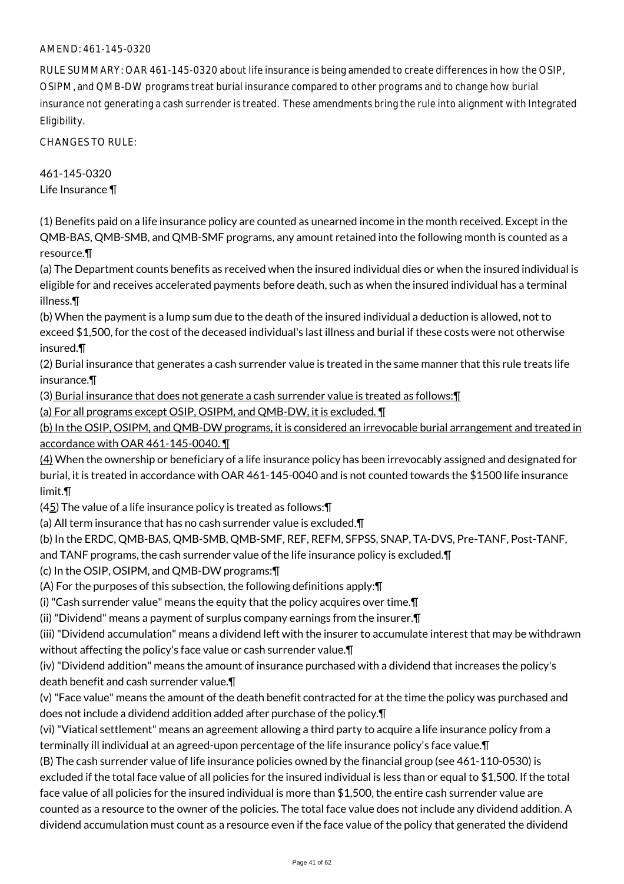AMEND: 461-145-0320

RULE SUMMARY: OAR 461-145-0320 about life insurance is being amended to create differences in how the OSIP, OSIPM, and QMB-DW programs treat burial insurance compared to other programs and to change how burial insurance not generating a cash surrender is treated. These amendments bring the rule into alignment with Integrated Eligibility.

CHANGES TO RULE:

461-145-0320
Life Insurance ¶

(1) Benefits paid on a life insurance policy are counted as unearned income in the month received. Except in the QMB-BAS, QMB-SMB, and QMB-SMF programs, any amount retained into the following month is counted as a resource.¶
(a) The Department counts benefits as received when the insured individual dies or when the insured individual is eligible for and receives accelerated payments before death, such as when the insured individual has a terminal illness.¶
(b) When the payment is a lump sum due to the death of the insured individual a deduction is allowed, not to exceed $1,500, for the cost of the deceased individual's last illness and burial if these costs were not otherwise insured.¶
(2) Burial insurance that generates a cash surrender value is treated in the same manner that this rule treats life insurance.¶
(3) Burial insurance that does not generate a cash surrender value is treated as follows:¶
(a) For all programs except OSIP, OSIPM, and QMB-DW, it is excluded. ¶
(b) In the OSIP, OSIPM, and QMB-DW programs, it is considered an irrevocable burial arrangement and treated in accordance with OAR 461-145-0040. ¶
(4) When the ownership or beneficiary of a life insurance policy has been irrevocably assigned and designated for burial, it is treated in accordance with OAR 461-145-0040 and is not counted towards the $1500 life insurance limit.¶
(45) The value of a life insurance policy is treated as follows:¶
(a) All term insurance that has no cash surrender value is excluded.¶
(b) In the ERDC, QMB-BAS, QMB-SMB, QMB-SMF, REF, REFM, SFPSS, SNAP, TA-DVS, Pre-TANF, Post-TANF, and TANF programs, the cash surrender value of the life insurance policy is excluded.¶
(c) In the OSIP, OSIPM, and QMB-DW programs:¶
(A) For the purposes of this subsection, the following definitions apply:¶
(i) "Cash surrender value" means the equity that the policy acquires over time.¶
(ii) "Dividend" means a payment of surplus company earnings from the insurer.¶
(iii) "Dividend accumulation" means a dividend left with the insurer to accumulate interest that may be withdrawn without affecting the policy's face value or cash surrender value.¶
(iv) "Dividend addition" means the amount of insurance purchased with a dividend that increases the policy's death benefit and cash surrender value.¶
(v) "Face value" means the amount of the death benefit contracted for at the time the policy was purchased and does not include a dividend addition added after purchase of the policy.¶
(vi) "Viatical settlement" means an agreement allowing a third party to acquire a life insurance policy from a terminally ill individual at an agreed-upon percentage of the life insurance policy's face value.¶
(B) The cash surrender value of life insurance policies owned by the financial group (see 461-110-0530) is excluded if the total face value of all policies for the insured individual is less than or equal to $1,500. If the total face value of all policies for the insured individual is more than $1,500, the entire cash surrender value are counted as a resource to the owner of the policies. The total face value does not include any dividend addition. A dividend accumulation must count as a resource even if the face value of the policy that generated the dividend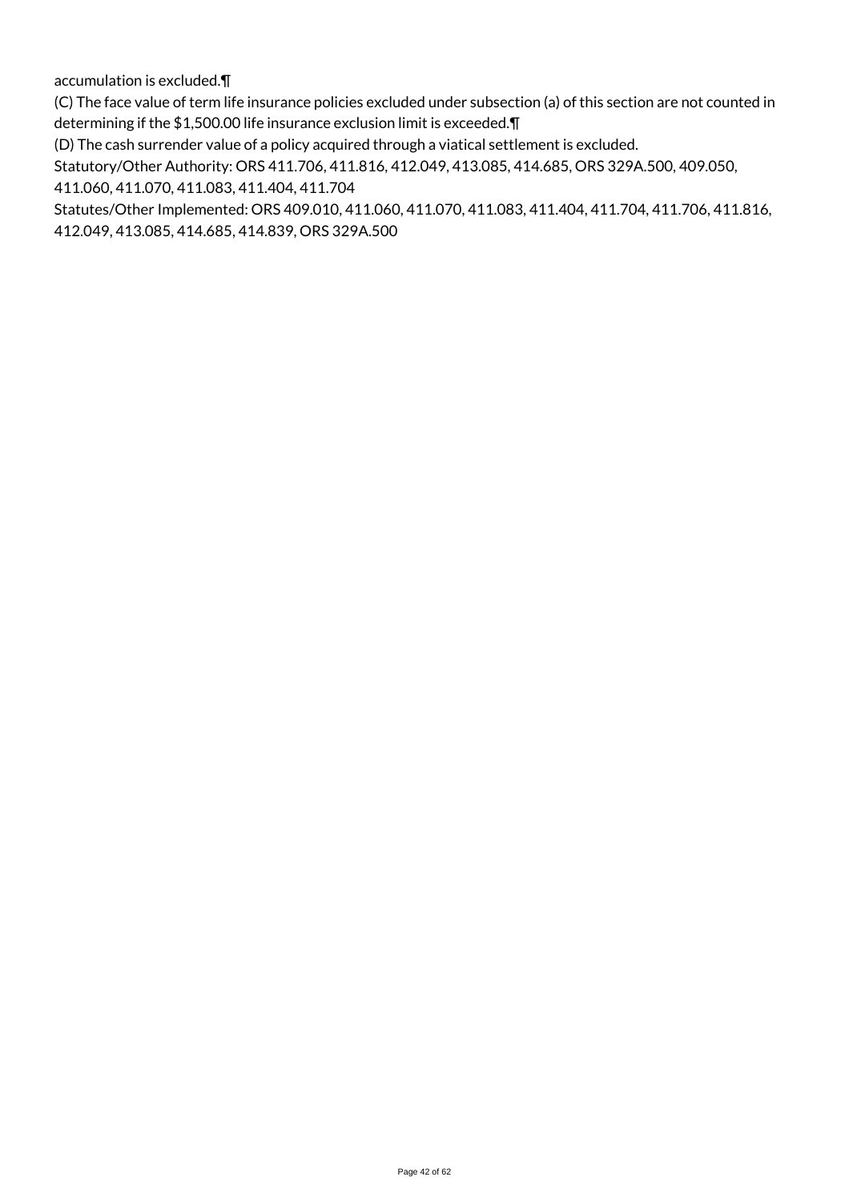accumulation is excluded.¶

(C) The face value of term life insurance policies excluded under subsection (a) of this section are not counted in determining if the $1,500.00 life insurance exclusion limit is exceeded.¶

(D) The cash surrender value of a policy acquired through a viatical settlement is excluded.

Statutory/Other Authority: ORS 411.706, 411.816, 412.049, 413.085, 414.685, ORS 329A.500, 409.050, 411.060, 411.070, 411.083, 411.404, 411.704

Statutes/Other Implemented: ORS 409.010, 411.060, 411.070, 411.083, 411.404, 411.704, 411.706, 411.816, 412.049, 413.085, 414.685, 414.839, ORS 329A.500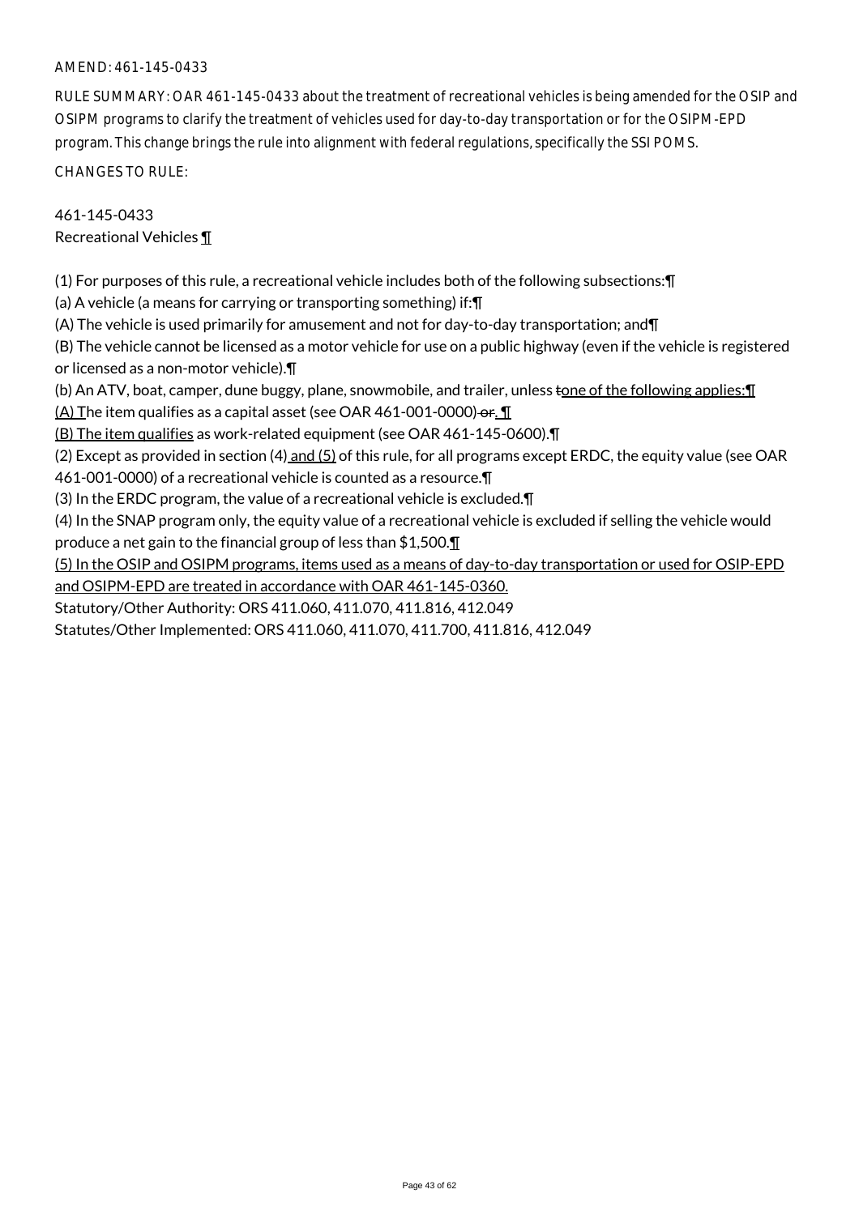AMEND: 461-145-0433

RULE SUMMARY: OAR 461-145-0433 about the treatment of recreational vehicles is being amended for the OSIP and OSIPM programs to clarify the treatment of vehicles used for day-to-day transportation or for the OSIPM-EPD program. This change brings the rule into alignment with federal regulations, specifically the SSI POMS.

CHANGES TO RULE:

461-145-0433
Recreational Vehicles ¶

(1) For purposes of this rule, a recreational vehicle includes both of the following subsections:¶
(a) A vehicle (a means for carrying or transporting something) if:¶
(A) The vehicle is used primarily for amusement and not for day-to-day transportation; and¶
(B) The vehicle cannot be licensed as a motor vehicle for use on a public highway (even if the vehicle is registered or licensed as a non-motor vehicle).¶
(b) An ATV, boat, camper, dune buggy, plane, snowmobile, and trailer, unless tone of the following applies:¶
(A) The item qualifies as a capital asset (see OAR 461-001-0000) or. ¶
(B) The item qualifies as work-related equipment (see OAR 461-145-0600).¶
(2) Except as provided in section (4) and (5) of this rule, for all programs except ERDC, the equity value (see OAR 461-001-0000) of a recreational vehicle is counted as a resource.¶
(3) In the ERDC program, the value of a recreational vehicle is excluded.¶
(4) In the SNAP program only, the equity value of a recreational vehicle is excluded if selling the vehicle would produce a net gain to the financial group of less than $1,500.¶
(5) In the OSIP and OSIPM programs, items used as a means of day-to-day transportation or used for OSIP-EPD and OSIPM-EPD are treated in accordance with OAR 461-145-0360.
Statutory/Other Authority: ORS 411.060, 411.070, 411.816, 412.049
Statutes/Other Implemented: ORS 411.060, 411.070, 411.700, 411.816, 412.049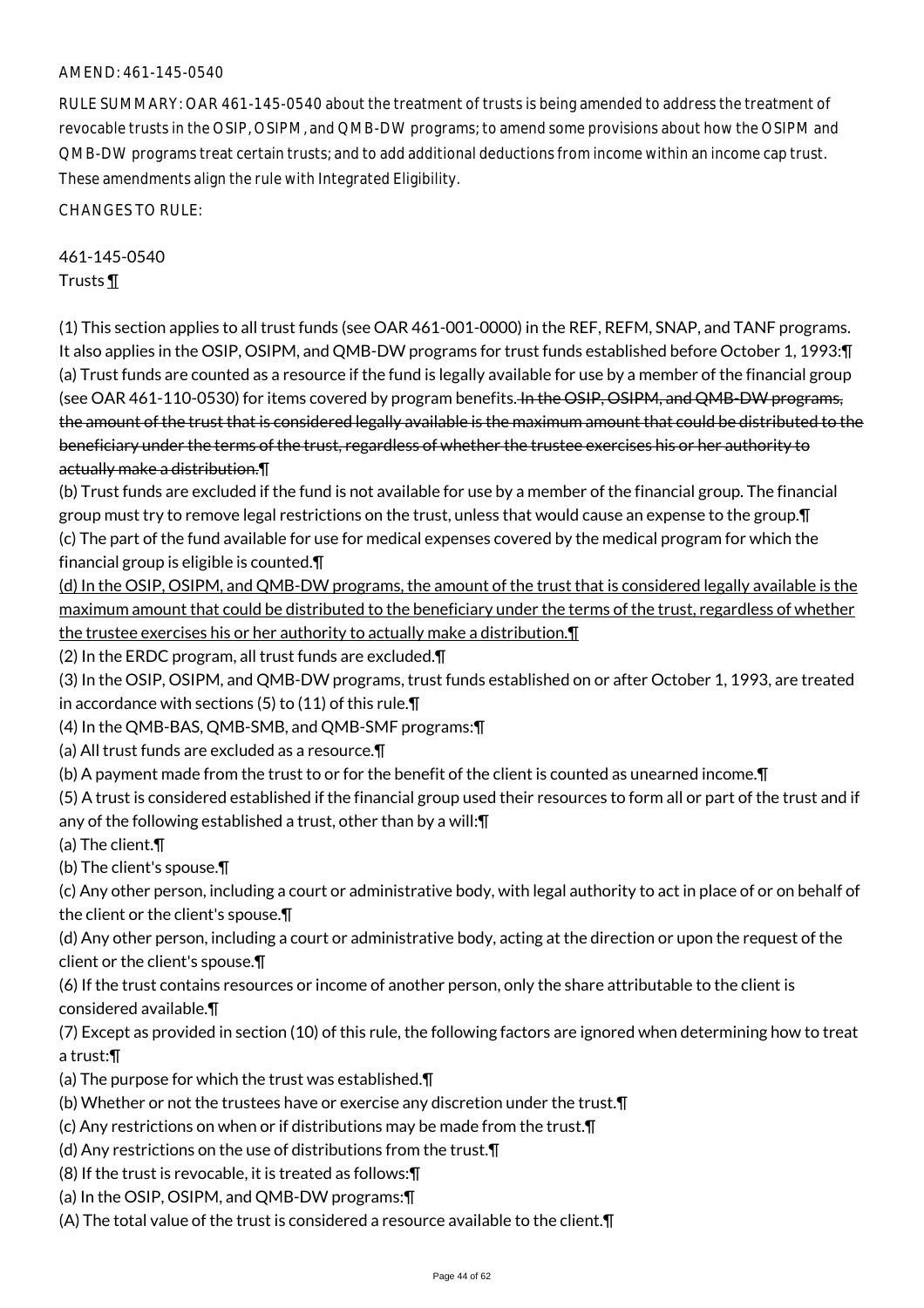AMEND: 461-145-0540

RULE SUMMARY: OAR 461-145-0540 about the treatment of trusts is being amended to address the treatment of revocable trusts in the OSIP, OSIPM, and QMB-DW programs; to amend some provisions about how the OSIPM and QMB-DW programs treat certain trusts; and to add additional deductions from income within an income cap trust. These amendments align the rule with Integrated Eligibility.

CHANGES TO RULE:

461-145-0540
Trusts ¶

(1) This section applies to all trust funds (see OAR 461-001-0000) in the REF, REFM, SNAP, and TANF programs. It also applies in the OSIP, OSIPM, and QMB-DW programs for trust funds established before October 1, 1993:¶
(a) Trust funds are counted as a resource if the fund is legally available for use by a member of the financial group (see OAR 461-110-0530) for items covered by program benefits. ~~In the OSIP, OSIPM, and QMB-DW programs, the amount of the trust that is considered legally available is the maximum amount that could be distributed to the beneficiary under the terms of the trust, regardless of whether the trustee exercises his or her authority to actually make a distribution.~~¶
(b) Trust funds are excluded if the fund is not available for use by a member of the financial group. The financial group must try to remove legal restrictions on the trust, unless that would cause an expense to the group.¶
(c) The part of the fund available for use for medical expenses covered by the medical program for which the financial group is eligible is counted.¶
<u>(d) In the OSIP, OSIPM, and QMB-DW programs, the amount of the trust that is considered legally available is the maximum amount that could be distributed to the beneficiary under the terms of the trust, regardless of whether the trustee exercises his or her authority to actually make a distribution.¶</u>
(2) In the ERDC program, all trust funds are excluded.¶
(3) In the OSIP, OSIPM, and QMB-DW programs, trust funds established on or after October 1, 1993, are treated in accordance with sections (5) to (11) of this rule.¶
(4) In the QMB-BAS, QMB-SMB, and QMB-SMF programs:¶
(a) All trust funds are excluded as a resource.¶
(b) A payment made from the trust to or for the benefit of the client is counted as unearned income.¶
(5) A trust is considered established if the financial group used their resources to form all or part of the trust and if any of the following established a trust, other than by a will:¶
(a) The client.¶
(b) The client's spouse.¶
(c) Any other person, including a court or administrative body, with legal authority to act in place of or on behalf of the client or the client's spouse.¶
(d) Any other person, including a court or administrative body, acting at the direction or upon the request of the client or the client's spouse.¶
(6) If the trust contains resources or income of another person, only the share attributable to the client is considered available.¶
(7) Except as provided in section (10) of this rule, the following factors are ignored when determining how to treat a trust:¶
(a) The purpose for which the trust was established.¶
(b) Whether or not the trustees have or exercise any discretion under the trust.¶
(c) Any restrictions on when or if distributions may be made from the trust.¶
(d) Any restrictions on the use of distributions from the trust.¶
(8) If the trust is revocable, it is treated as follows:¶
(a) In the OSIP, OSIPM, and QMB-DW programs:¶
(A) The total value of the trust is considered a resource available to the client.¶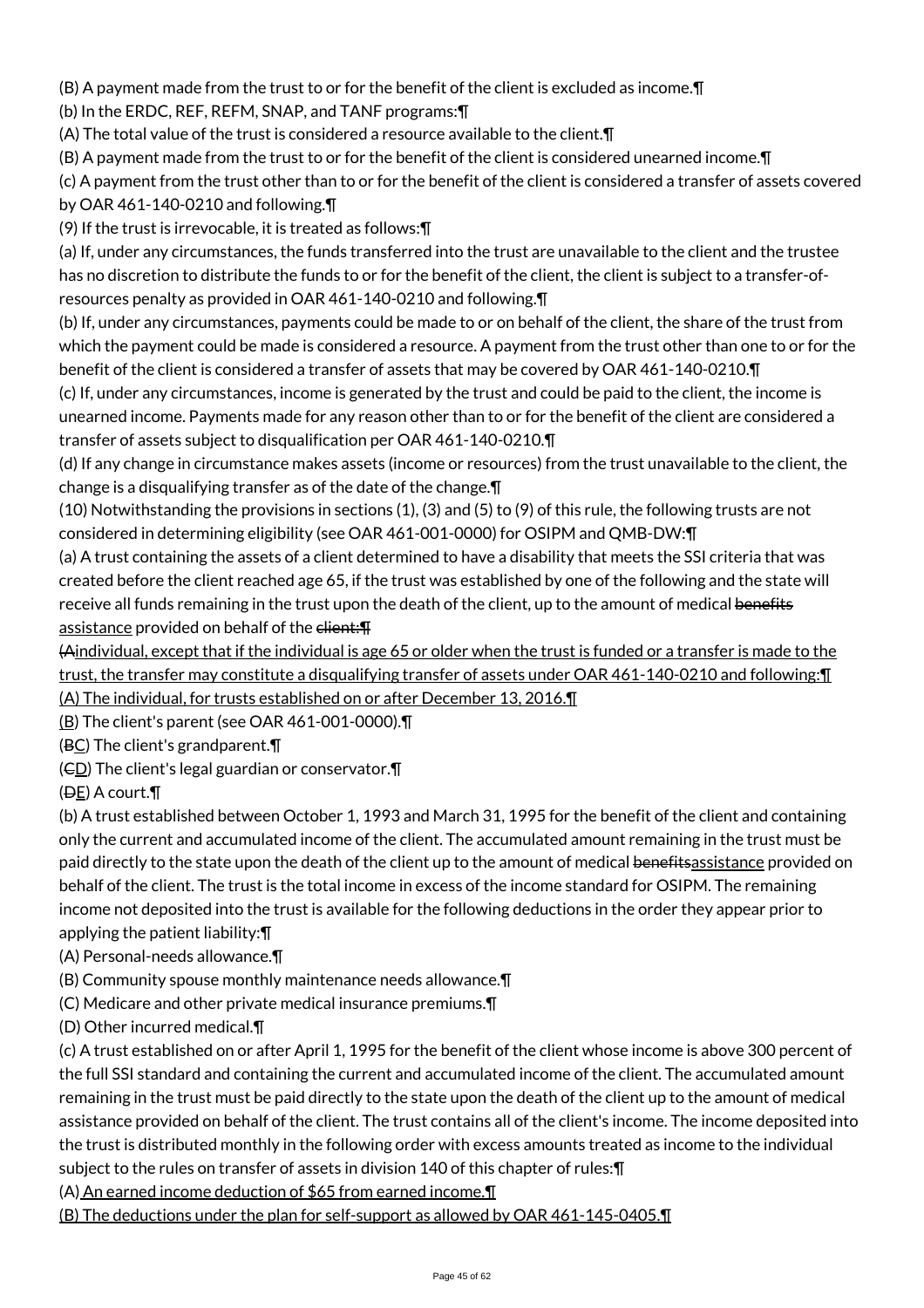(B) A payment made from the trust to or for the benefit of the client is excluded as income.¶

(b) In the ERDC, REF, REFM, SNAP, and TANF programs:¶

(A) The total value of the trust is considered a resource available to the client.¶

(B) A payment made from the trust to or for the benefit of the client is considered unearned income.¶

(c) A payment from the trust other than to or for the benefit of the client is considered a transfer of assets covered by OAR 461-140-0210 and following.¶

(9) If the trust is irrevocable, it is treated as follows:¶

(a) If, under any circumstances, the funds transferred into the trust are unavailable to the client and the trustee has no discretion to distribute the funds to or for the benefit of the client, the client is subject to a transfer-of-resources penalty as provided in OAR 461-140-0210 and following.¶

(b) If, under any circumstances, payments could be made to or on behalf of the client, the share of the trust from which the payment could be made is considered a resource. A payment from the trust other than one to or for the benefit of the client is considered a transfer of assets that may be covered by OAR 461-140-0210.¶

(c) If, under any circumstances, income is generated by the trust and could be paid to the client, the income is unearned income. Payments made for any reason other than to or for the benefit of the client are considered a transfer of assets subject to disqualification per OAR 461-140-0210.¶

(d) If any change in circumstance makes assets (income or resources) from the trust unavailable to the client, the change is a disqualifying transfer as of the date of the change.¶

(10) Notwithstanding the provisions in sections (1), (3) and (5) to (9) of this rule, the following trusts are not considered in determining eligibility (see OAR 461-001-0000) for OSIPM and QMB-DW:¶

(a) A trust containing the assets of a client determined to have a disability that meets the SSI criteria that was created before the client reached age 65, if the trust was established by one of the following and the state will receive all funds remaining in the trust upon the death of the client, up to the amount of medical ~~benefits~~ assistance provided on behalf of the ~~client:¶~~

~~(A~~individual, except that if the individual is age 65 or older when the trust is funded or a transfer is made to the trust, the transfer may constitute a disqualifying transfer of assets under OAR 461-140-0210 and following:¶

(A) The individual, for trusts established on or after December 13, 2016.¶

(B) The client's parent (see OAR 461-001-0000).¶

(~~B~~C) The client's grandparent.¶

(~~C~~D) The client's legal guardian or conservator.¶

(~~D~~E) A court.¶

(b) A trust established between October 1, 1993 and March 31, 1995 for the benefit of the client and containing only the current and accumulated income of the client. The accumulated amount remaining in the trust must be paid directly to the state upon the death of the client up to the amount of medical ~~benefits~~assistance provided on behalf of the client. The trust is the total income in excess of the income standard for OSIPM. The remaining income not deposited into the trust is available for the following deductions in the order they appear prior to applying the patient liability:¶

(A) Personal-needs allowance.¶

(B) Community spouse monthly maintenance needs allowance.¶

(C) Medicare and other private medical insurance premiums.¶

(D) Other incurred medical.¶

(c) A trust established on or after April 1, 1995 for the benefit of the client whose income is above 300 percent of the full SSI standard and containing the current and accumulated income of the client. The accumulated amount remaining in the trust must be paid directly to the state upon the death of the client up to the amount of medical assistance provided on behalf of the client. The trust contains all of the client's income. The income deposited into the trust is distributed monthly in the following order with excess amounts treated as income to the individual subject to the rules on transfer of assets in division 140 of this chapter of rules:¶

(A) An earned income deduction of $65 from earned income.¶

(B) The deductions under the plan for self-support as allowed by OAR 461-145-0405.¶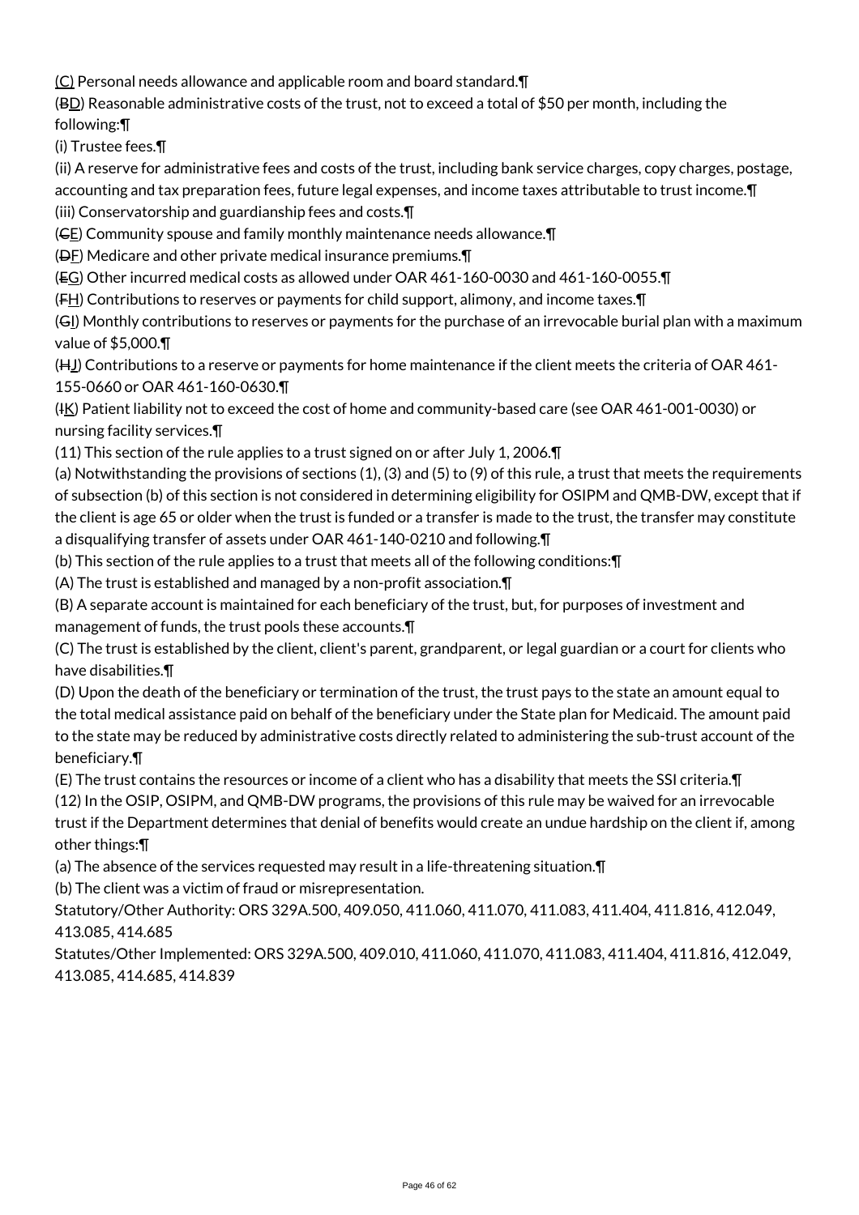(C) Personal needs allowance and applicable room and board standard.¶

(BD) Reasonable administrative costs of the trust, not to exceed a total of $50 per month, including the following:¶

(i) Trustee fees.¶

(ii) A reserve for administrative fees and costs of the trust, including bank service charges, copy charges, postage, accounting and tax preparation fees, future legal expenses, and income taxes attributable to trust income.¶

(iii) Conservatorship and guardianship fees and costs.¶

(CE) Community spouse and family monthly maintenance needs allowance.¶

(DF) Medicare and other private medical insurance premiums.¶

(EG) Other incurred medical costs as allowed under OAR 461-160-0030 and 461-160-0055.¶

(FH) Contributions to reserves or payments for child support, alimony, and income taxes.¶

(GI) Monthly contributions to reserves or payments for the purchase of an irrevocable burial plan with a maximum value of $5,000.¶

(HJ) Contributions to a reserve or payments for home maintenance if the client meets the criteria of OAR 461-155-0660 or OAR 461-160-0630.¶

(IK) Patient liability not to exceed the cost of home and community-based care (see OAR 461-001-0030) or nursing facility services.¶

(11) This section of the rule applies to a trust signed on or after July 1, 2006.¶

(a) Notwithstanding the provisions of sections (1), (3) and (5) to (9) of this rule, a trust that meets the requirements of subsection (b) of this section is not considered in determining eligibility for OSIPM and QMB-DW, except that if the client is age 65 or older when the trust is funded or a transfer is made to the trust, the transfer may constitute a disqualifying transfer of assets under OAR 461-140-0210 and following.¶

(b) This section of the rule applies to a trust that meets all of the following conditions:¶

(A) The trust is established and managed by a non-profit association.¶

(B) A separate account is maintained for each beneficiary of the trust, but, for purposes of investment and management of funds, the trust pools these accounts.¶

(C) The trust is established by the client, client's parent, grandparent, or legal guardian or a court for clients who have disabilities.¶

(D) Upon the death of the beneficiary or termination of the trust, the trust pays to the state an amount equal to the total medical assistance paid on behalf of the beneficiary under the State plan for Medicaid. The amount paid to the state may be reduced by administrative costs directly related to administering the sub-trust account of the beneficiary.¶

(E) The trust contains the resources or income of a client who has a disability that meets the SSI criteria.¶

(12) In the OSIP, OSIPM, and QMB-DW programs, the provisions of this rule may be waived for an irrevocable trust if the Department determines that denial of benefits would create an undue hardship on the client if, among other things:¶

(a) The absence of the services requested may result in a life-threatening situation.¶

(b) The client was a victim of fraud or misrepresentation.

Statutory/Other Authority: ORS 329A.500, 409.050, 411.060, 411.070, 411.083, 411.404, 411.816, 412.049, 413.085, 414.685

Statutes/Other Implemented: ORS 329A.500, 409.010, 411.060, 411.070, 411.083, 411.404, 411.816, 412.049, 413.085, 414.685, 414.839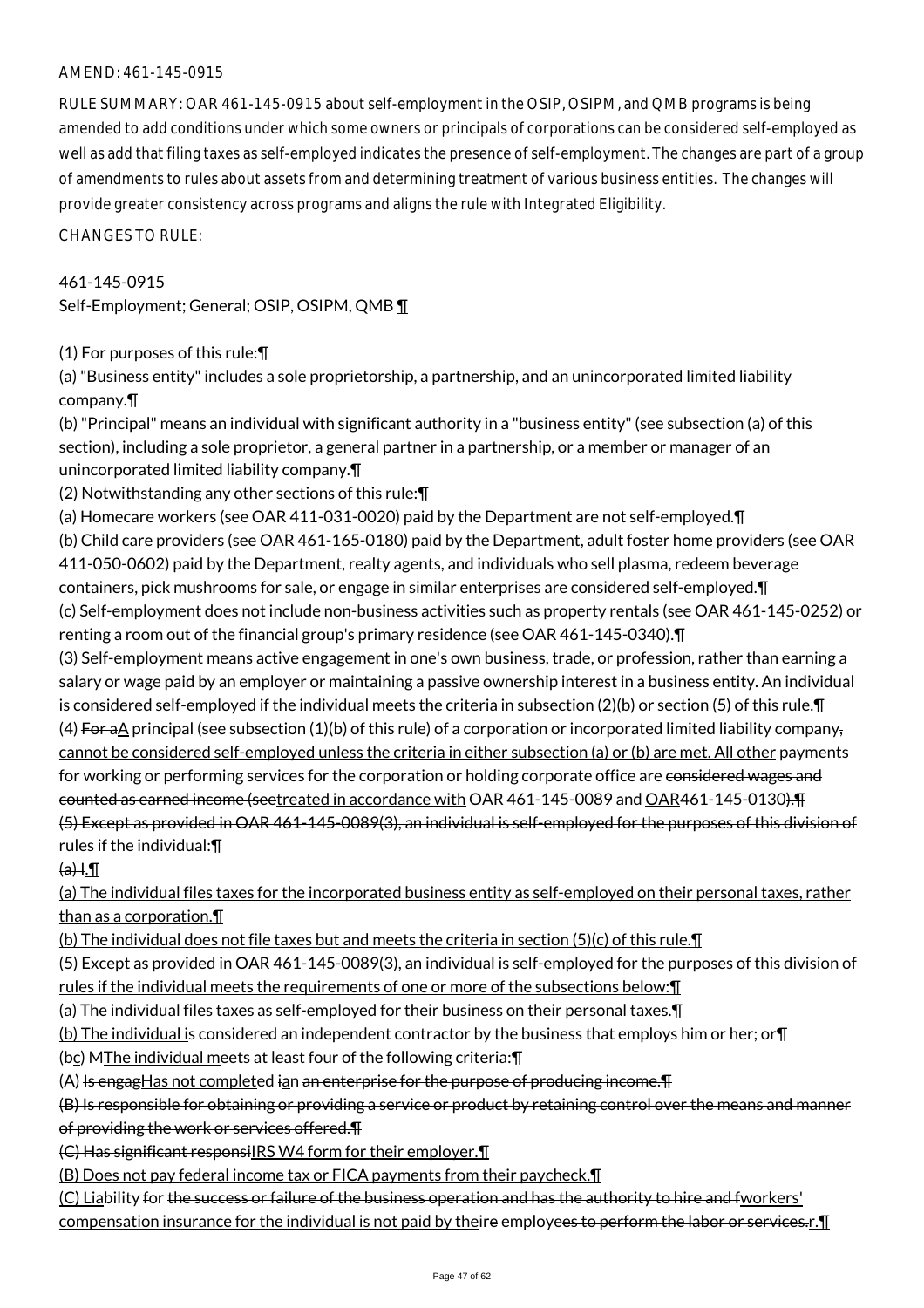AMEND: 461-145-0915

RULE SUMMARY: OAR 461-145-0915 about self-employment in the OSIP, OSIPM, and QMB programs is being amended to add conditions under which some owners or principals of corporations can be considered self-employed as well as add that filing taxes as self-employed indicates the presence of self-employment. The changes are part of a group of amendments to rules about assets from and determining treatment of various business entities. The changes will provide greater consistency across programs and aligns the rule with Integrated Eligibility.

CHANGES TO RULE:

461-145-0915
Self-Employment; General; OSIP, OSIPM, QMB ¶

(1) For purposes of this rule:¶
(a) "Business entity" includes a sole proprietorship, a partnership, and an unincorporated limited liability company.¶
(b) "Principal" means an individual with significant authority in a "business entity" (see subsection (a) of this section), including a sole proprietor, a general partner in a partnership, or a member or manager of an unincorporated limited liability company.¶
(2) Notwithstanding any other sections of this rule:¶
(a) Homecare workers (see OAR 411-031-0020) paid by the Department are not self-employed.¶
(b) Child care providers (see OAR 461-165-0180) paid by the Department, adult foster home providers (see OAR 411-050-0602) paid by the Department, realty agents, and individuals who sell plasma, redeem beverage containers, pick mushrooms for sale, or engage in similar enterprises are considered self-employed.¶
(c) Self-employment does not include non-business activities such as property rentals (see OAR 461-145-0252) or renting a room out of the financial group's primary residence (see OAR 461-145-0340).¶
(3) Self-employment means active engagement in one's own business, trade, or profession, rather than earning a salary or wage paid by an employer or maintaining a passive ownership interest in a business entity. An individual is considered self-employed if the individual meets the criteria in subsection (2)(b) or section (5) of this rule.¶
(4) ~~For a~~A principal (see subsection (1)(b) of this rule) of a corporation or incorporated limited liability company~~,~~ cannot be considered self-employed unless the criteria in either subsection (a) or (b) are met. All other payments for working or performing services for the corporation or holding corporate office are ~~considered wages and counted as earned income (see~~treated in accordance with OAR 461-145-0089 and OAR461-145-0130~~).~~.¶
~~(5) Except as provided in OAR 461-145-0089(3), an individual is self-employed for the purposes of this division of rules if the individual:¶~~
~~(a) I.¶~~
(a) The individual files taxes for the incorporated business entity as self-employed on their personal taxes, rather than as a corporation.¶
(b) The individual does not file taxes but and meets the criteria in section (5)(c) of this rule.¶
(5) Except as provided in OAR 461-145-0089(3), an individual is self-employed for the purposes of this division of rules if the individual meets the requirements of one or more of the subsections below:¶
(a) The individual files taxes as self-employed for their business on their personal taxes.¶
(b) The individual is considered an independent contractor by the business that employs him or her; or¶
(~~b~~c) ~~M~~The individual meets at least four of the following criteria:¶
(A) ~~Is engag~~Has not completed ~~i~~an ~~an enterprise for the purpose of producing income.¶~~
~~(B) Is responsible for obtaining or providing a service or product by retaining control over the means and manner of providing the work or services offered.¶~~
~~(C) Has significant responsi~~IRS W4 form for their employer.¶
(B) Does not pay federal income tax or FICA payments from their paycheck.¶
(C) Liability for ~~the success or failure of the business operation and has the authority to hire and f~~workers' compensation insurance for the individual is not paid by the~~ir~~ employe~~es to perform the labor or services.~~r.¶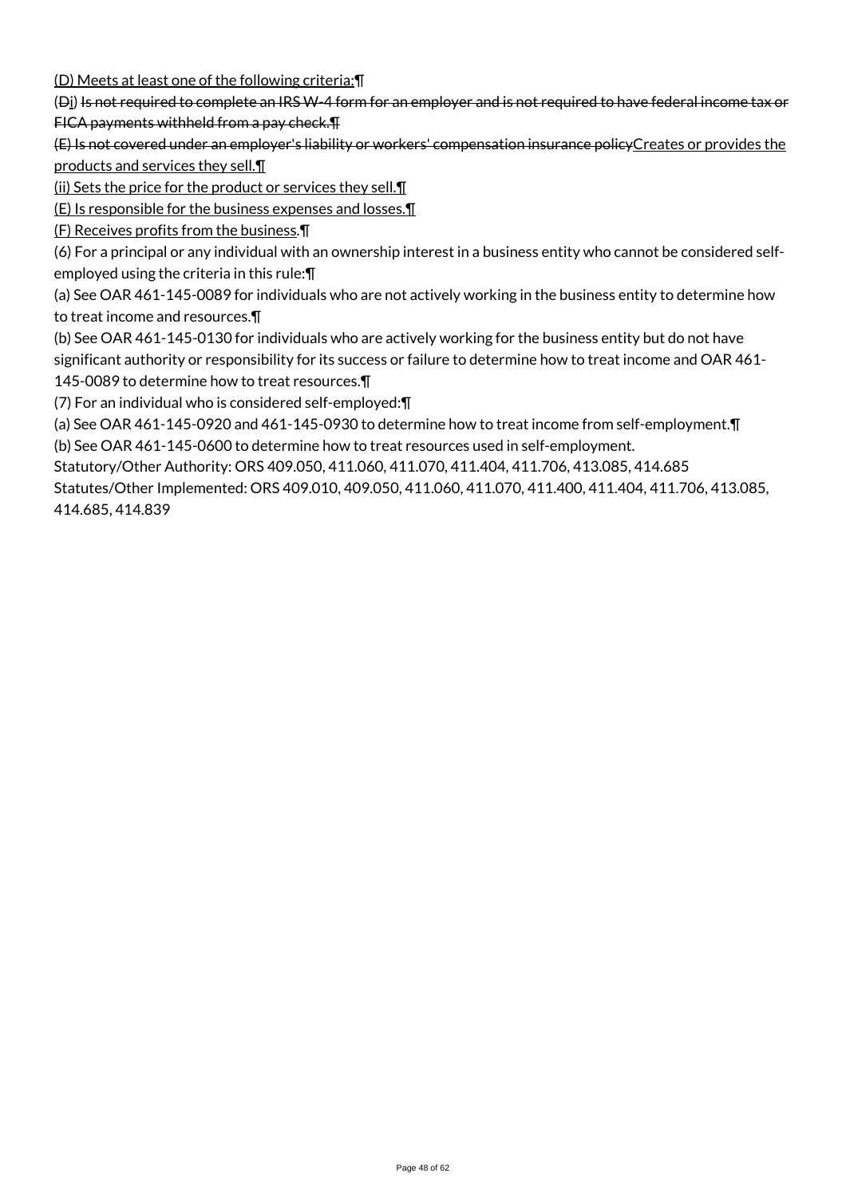(D) Meets at least one of the following criteria:¶

(~~D~~i) ~~Is not required to complete an IRS W-4 form for an employer and is not required to have federal income tax or FICA payments withheld from a pay check.¶~~

~~(E) Is not covered under an employer's liability or workers' compensation insurance policy~~Creates or provides the products and services they sell.¶

(ii) Sets the price for the product or services they sell.¶

(E) Is responsible for the business expenses and losses.¶

(F) Receives profits from the business.¶

(6) For a principal or any individual with an ownership interest in a business entity who cannot be considered self-employed using the criteria in this rule:¶

(a) See OAR 461-145-0089 for individuals who are not actively working in the business entity to determine how to treat income and resources.¶

(b) See OAR 461-145-0130 for individuals who are actively working for the business entity but do not have significant authority or responsibility for its success or failure to determine how to treat income and OAR 461-145-0089 to determine how to treat resources.¶

(7) For an individual who is considered self-employed:¶

(a) See OAR 461-145-0920 and 461-145-0930 to determine how to treat income from self-employment.¶

(b) See OAR 461-145-0600 to determine how to treat resources used in self-employment.

Statutory/Other Authority: ORS 409.050, 411.060, 411.070, 411.404, 411.706, 413.085, 414.685

Statutes/Other Implemented: ORS 409.010, 409.050, 411.060, 411.070, 411.400, 411.404, 411.706, 413.085, 414.685, 414.839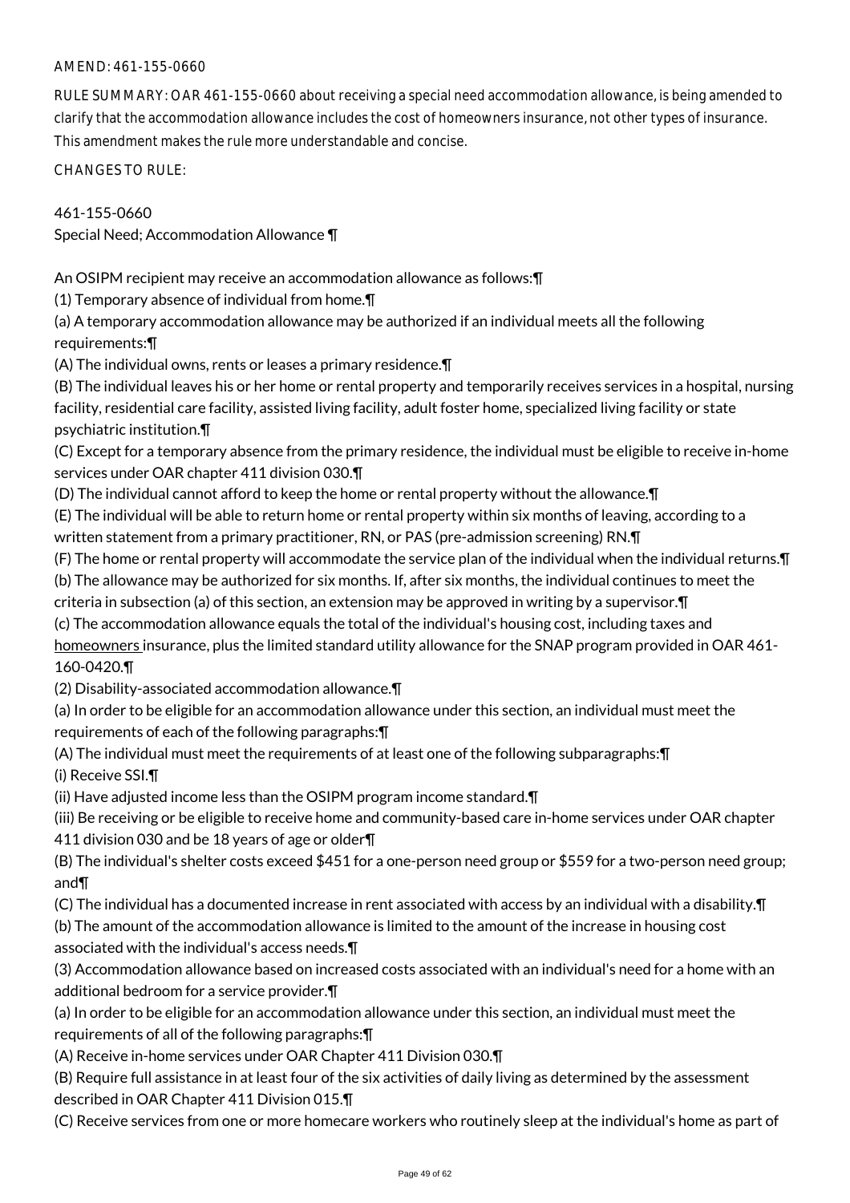AMEND: 461-155-0660

RULE SUMMARY: OAR 461-155-0660 about receiving a special need accommodation allowance, is being amended to clarify that the accommodation allowance includes the cost of homeowners insurance, not other types of insurance. This amendment makes the rule more understandable and concise.

CHANGES TO RULE:

461-155-0660
Special Need; Accommodation Allowance ¶

An OSIPM recipient may receive an accommodation allowance as follows:¶
(1) Temporary absence of individual from home.¶
(a) A temporary accommodation allowance may be authorized if an individual meets all the following requirements:¶
(A) The individual owns, rents or leases a primary residence.¶
(B) The individual leaves his or her home or rental property and temporarily receives services in a hospital, nursing facility, residential care facility, assisted living facility, adult foster home, specialized living facility or state psychiatric institution.¶
(C) Except for a temporary absence from the primary residence, the individual must be eligible to receive in-home services under OAR chapter 411 division 030.¶
(D) The individual cannot afford to keep the home or rental property without the allowance.¶
(E) The individual will be able to return home or rental property within six months of leaving, according to a written statement from a primary practitioner, RN, or PAS (pre-admission screening) RN.¶
(F) The home or rental property will accommodate the service plan of the individual when the individual returns.¶
(b) The allowance may be authorized for six months. If, after six months, the individual continues to meet the criteria in subsection (a) of this section, an extension may be approved in writing by a supervisor.¶
(c) The accommodation allowance equals the total of the individual's housing cost, including taxes and <u>homeowners</u> insurance, plus the limited standard utility allowance for the SNAP program provided in OAR 461-160-0420.¶
(2) Disability-associated accommodation allowance.¶
(a) In order to be eligible for an accommodation allowance under this section, an individual must meet the requirements of each of the following paragraphs:¶
(A) The individual must meet the requirements of at least one of the following subparagraphs:¶
(i) Receive SSI.¶
(ii) Have adjusted income less than the OSIPM program income standard.¶
(iii) Be receiving or be eligible to receive home and community-based care in-home services under OAR chapter 411 division 030 and be 18 years of age or older¶
(B) The individual's shelter costs exceed $451 for a one-person need group or $559 for a two-person need group; and¶
(C) The individual has a documented increase in rent associated with access by an individual with a disability.¶
(b) The amount of the accommodation allowance is limited to the amount of the increase in housing cost associated with the individual's access needs.¶
(3) Accommodation allowance based on increased costs associated with an individual's need for a home with an additional bedroom for a service provider.¶
(a) In order to be eligible for an accommodation allowance under this section, an individual must meet the requirements of all of the following paragraphs:¶
(A) Receive in-home services under OAR Chapter 411 Division 030.¶
(B) Require full assistance in at least four of the six activities of daily living as determined by the assessment described in OAR Chapter 411 Division 015.¶
(C) Receive services from one or more homecare workers who routinely sleep at the individual's home as part of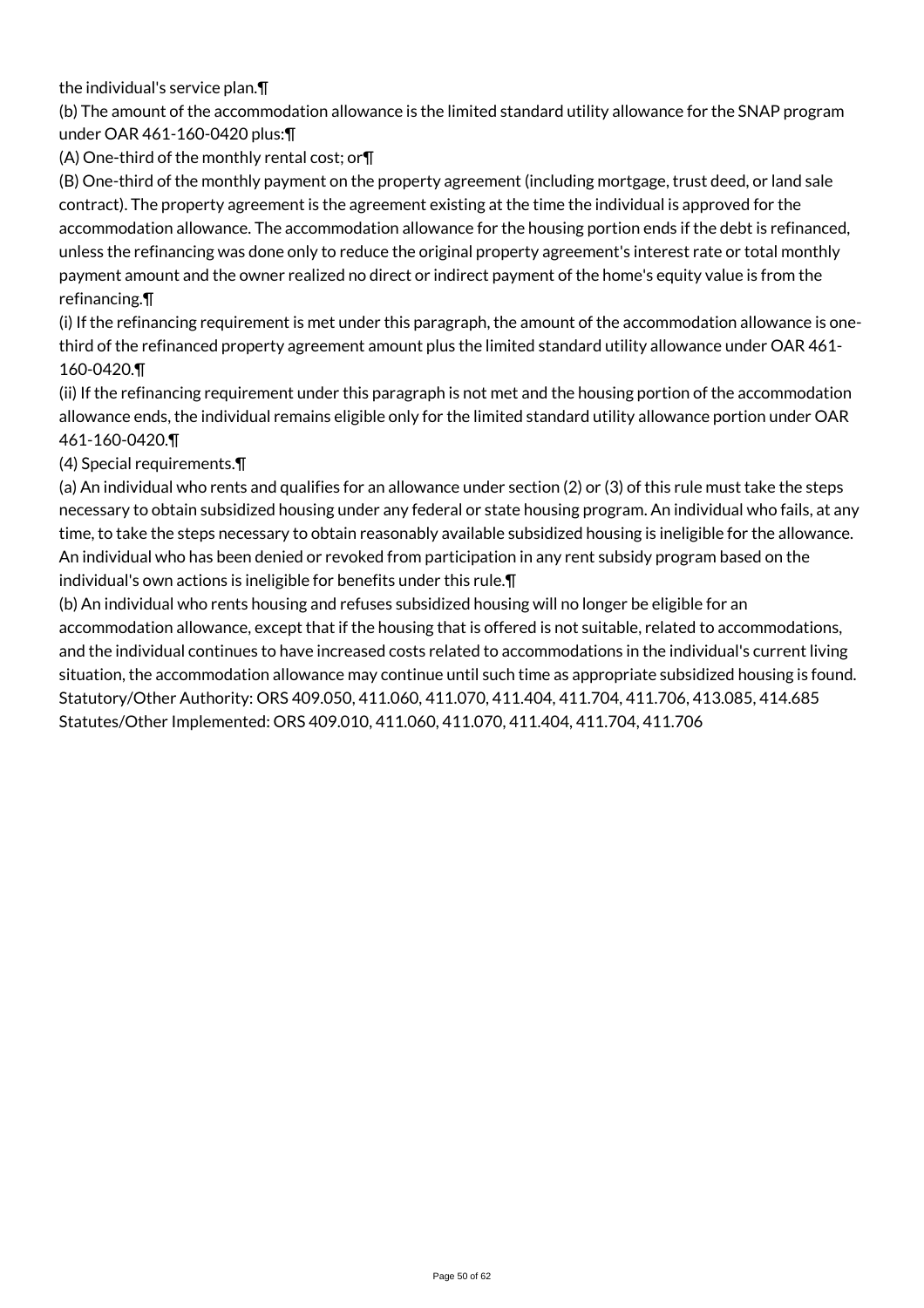the individual's service plan.¶

(b) The amount of the accommodation allowance is the limited standard utility allowance for the SNAP program under OAR 461-160-0420 plus:¶

(A) One-third of the monthly rental cost; or¶

(B) One-third of the monthly payment on the property agreement (including mortgage, trust deed, or land sale contract). The property agreement is the agreement existing at the time the individual is approved for the accommodation allowance. The accommodation allowance for the housing portion ends if the debt is refinanced, unless the refinancing was done only to reduce the original property agreement's interest rate or total monthly payment amount and the owner realized no direct or indirect payment of the home's equity value is from the refinancing.¶

(i) If the refinancing requirement is met under this paragraph, the amount of the accommodation allowance is one-third of the refinanced property agreement amount plus the limited standard utility allowance under OAR 461-160-0420.¶

(ii) If the refinancing requirement under this paragraph is not met and the housing portion of the accommodation allowance ends, the individual remains eligible only for the limited standard utility allowance portion under OAR 461-160-0420.¶

(4) Special requirements.¶

(a) An individual who rents and qualifies for an allowance under section (2) or (3) of this rule must take the steps necessary to obtain subsidized housing under any federal or state housing program. An individual who fails, at any time, to take the steps necessary to obtain reasonably available subsidized housing is ineligible for the allowance. An individual who has been denied or revoked from participation in any rent subsidy program based on the individual's own actions is ineligible for benefits under this rule.¶

(b) An individual who rents housing and refuses subsidized housing will no longer be eligible for an accommodation allowance, except that if the housing that is offered is not suitable, related to accommodations, and the individual continues to have increased costs related to accommodations in the individual's current living situation, the accommodation allowance may continue until such time as appropriate subsidized housing is found.

Statutory/Other Authority: ORS 409.050, 411.060, 411.070, 411.404, 411.704, 411.706, 413.085, 414.685

Statutes/Other Implemented: ORS 409.010, 411.060, 411.070, 411.404, 411.704, 411.706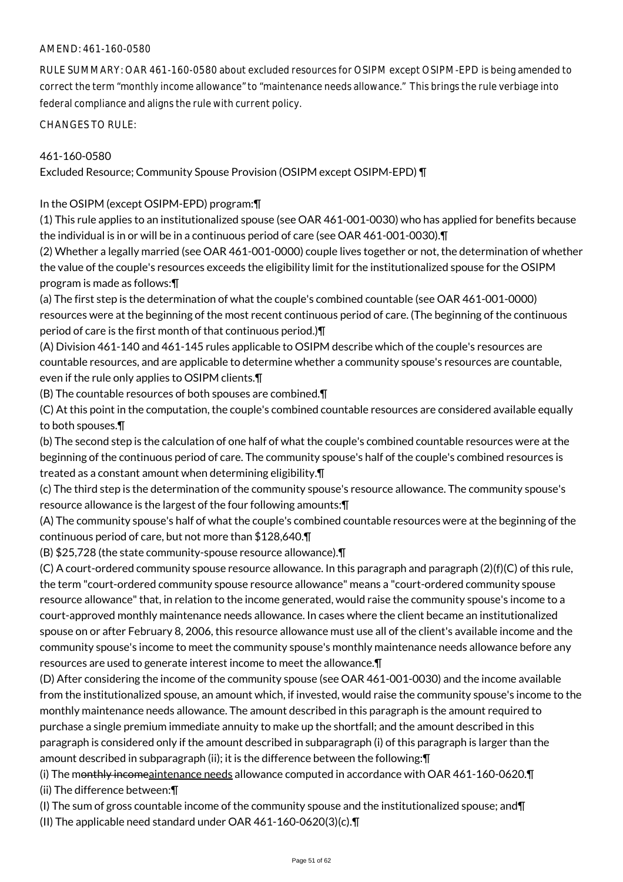AMEND: 461-160-0580

RULE SUMMARY: OAR 461-160-0580 about excluded resources for OSIPM except OSIPM-EPD is being amended to correct the term "monthly income allowance" to "maintenance needs allowance." This brings the rule verbiage into federal compliance and aligns the rule with current policy.

CHANGES TO RULE:

461-160-0580
Excluded Resource; Community Spouse Provision (OSIPM except OSIPM-EPD) ¶

In the OSIPM (except OSIPM-EPD) program:¶
(1) This rule applies to an institutionalized spouse (see OAR 461-001-0030) who has applied for benefits because the individual is in or will be in a continuous period of care (see OAR 461-001-0030).¶
(2) Whether a legally married (see OAR 461-001-0000) couple lives together or not, the determination of whether the value of the couple's resources exceeds the eligibility limit for the institutionalized spouse for the OSIPM program is made as follows:¶
(a) The first step is the determination of what the couple's combined countable (see OAR 461-001-0000) resources were at the beginning of the most recent continuous period of care. (The beginning of the continuous period of care is the first month of that continuous period.)¶
(A) Division 461-140 and 461-145 rules applicable to OSIPM describe which of the couple's resources are countable resources, and are applicable to determine whether a community spouse's resources are countable, even if the rule only applies to OSIPM clients.¶
(B) The countable resources of both spouses are combined.¶
(C) At this point in the computation, the couple's combined countable resources are considered available equally to both spouses.¶
(b) The second step is the calculation of one half of what the couple's combined countable resources were at the beginning of the continuous period of care. The community spouse's half of the couple's combined resources is treated as a constant amount when determining eligibility.¶
(c) The third step is the determination of the community spouse's resource allowance. The community spouse's resource allowance is the largest of the four following amounts:¶
(A) The community spouse's half of what the couple's combined countable resources were at the beginning of the continuous period of care, but not more than $128,640.¶
(B) $25,728 (the state community-spouse resource allowance).¶
(C) A court-ordered community spouse resource allowance. In this paragraph and paragraph (2)(f)(C) of this rule, the term "court-ordered community spouse resource allowance" means a "court-ordered community spouse resource allowance" that, in relation to the income generated, would raise the community spouse's income to a court-approved monthly maintenance needs allowance. In cases where the client became an institutionalized spouse on or after February 8, 2006, this resource allowance must use all of the client's available income and the community spouse's income to meet the community spouse's monthly maintenance needs allowance before any resources are used to generate interest income to meet the allowance.¶
(D) After considering the income of the community spouse (see OAR 461-001-0030) and the income available from the institutionalized spouse, an amount which, if invested, would raise the community spouse's income to the monthly maintenance needs allowance. The amount described in this paragraph is the amount required to purchase a single premium immediate annuity to make up the shortfall; and the amount described in this paragraph is considered only if the amount described in subparagraph (i) of this paragraph is larger than the amount described in subparagraph (ii); it is the difference between the following:¶
(i) The m~~onthly income~~aintenance needs allowance computed in accordance with OAR 461-160-0620.¶
(ii) The difference between:¶
(I) The sum of gross countable income of the community spouse and the institutionalized spouse; and¶
(II) The applicable need standard under OAR 461-160-0620(3)(c).¶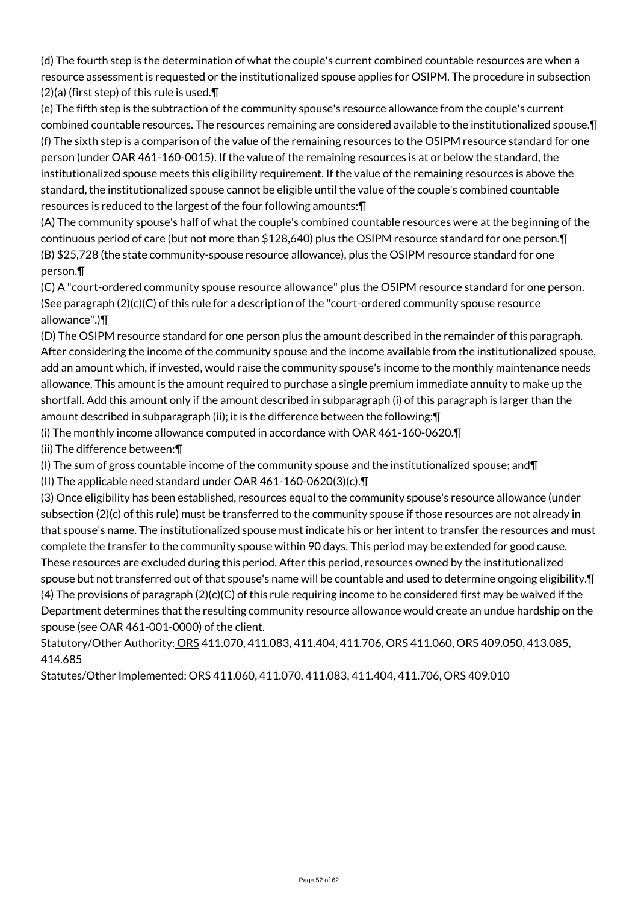(d) The fourth step is the determination of what the couple's current combined countable resources are when a resource assessment is requested or the institutionalized spouse applies for OSIPM. The procedure in subsection (2)(a) (first step) of this rule is used.¶

(e) The fifth step is the subtraction of the community spouse's resource allowance from the couple's current combined countable resources. The resources remaining are considered available to the institutionalized spouse.¶

(f) The sixth step is a comparison of the value of the remaining resources to the OSIPM resource standard for one person (under OAR 461-160-0015). If the value of the remaining resources is at or below the standard, the institutionalized spouse meets this eligibility requirement. If the value of the remaining resources is above the standard, the institutionalized spouse cannot be eligible until the value of the couple's combined countable resources is reduced to the largest of the four following amounts:¶

(A) The community spouse's half of what the couple's combined countable resources were at the beginning of the continuous period of care (but not more than $128,640) plus the OSIPM resource standard for one person.¶

(B) $25,728 (the state community-spouse resource allowance), plus the OSIPM resource standard for one person.¶

(C) A "court-ordered community spouse resource allowance" plus the OSIPM resource standard for one person. (See paragraph (2)(c)(C) of this rule for a description of the "court-ordered community spouse resource allowance".)¶

(D) The OSIPM resource standard for one person plus the amount described in the remainder of this paragraph. After considering the income of the community spouse and the income available from the institutionalized spouse, add an amount which, if invested, would raise the community spouse's income to the monthly maintenance needs allowance. This amount is the amount required to purchase a single premium immediate annuity to make up the shortfall. Add this amount only if the amount described in subparagraph (i) of this paragraph is larger than the amount described in subparagraph (ii); it is the difference between the following:¶

(i) The monthly income allowance computed in accordance with OAR 461-160-0620.¶

(ii) The difference between:¶

(I) The sum of gross countable income of the community spouse and the institutionalized spouse; and¶

(II) The applicable need standard under OAR 461-160-0620(3)(c).¶

(3) Once eligibility has been established, resources equal to the community spouse's resource allowance (under subsection (2)(c) of this rule) must be transferred to the community spouse if those resources are not already in that spouse's name. The institutionalized spouse must indicate his or her intent to transfer the resources and must complete the transfer to the community spouse within 90 days. This period may be extended for good cause. These resources are excluded during this period. After this period, resources owned by the institutionalized spouse but not transferred out of that spouse's name will be countable and used to determine ongoing eligibility.¶

(4) The provisions of paragraph (2)(c)(C) of this rule requiring income to be considered first may be waived if the Department determines that the resulting community resource allowance would create an undue hardship on the spouse (see OAR 461-001-0000) of the client.

Statutory/Other Authority: ORS 411.070, 411.083, 411.404, 411.706, ORS 411.060, ORS 409.050, 413.085, 414.685

Statutes/Other Implemented: ORS 411.060, 411.070, 411.083, 411.404, 411.706, ORS 409.010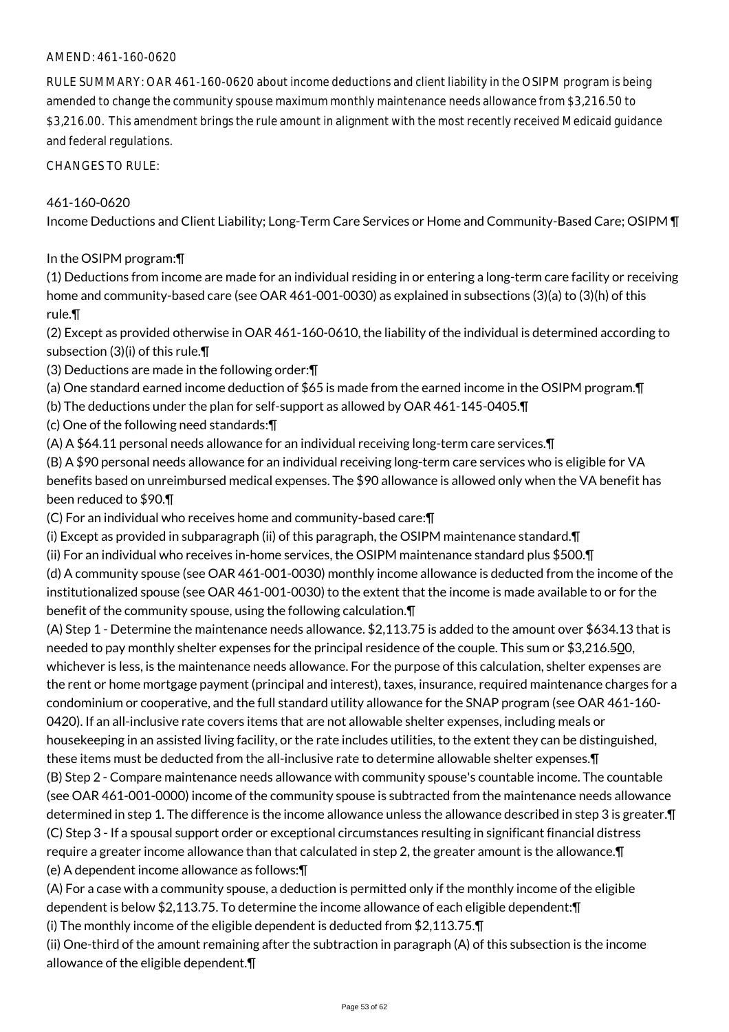AMEND: 461-160-0620

RULE SUMMARY: OAR 461-160-0620 about income deductions and client liability in the OSIPM program is being amended to change the community spouse maximum monthly maintenance needs allowance from $3,216.50 to $3,216.00. This amendment brings the rule amount in alignment with the most recently received Medicaid guidance and federal regulations.

CHANGES TO RULE:

461-160-0620
Income Deductions and Client Liability; Long-Term Care Services or Home and Community-Based Care; OSIPM ¶

In the OSIPM program:¶
(1) Deductions from income are made for an individual residing in or entering a long-term care facility or receiving home and community-based care (see OAR 461-001-0030) as explained in subsections (3)(a) to (3)(h) of this rule.¶
(2) Except as provided otherwise in OAR 461-160-0610, the liability of the individual is determined according to subsection (3)(i) of this rule.¶
(3) Deductions are made in the following order:¶
(a) One standard earned income deduction of $65 is made from the earned income in the OSIPM program.¶
(b) The deductions under the plan for self-support as allowed by OAR 461-145-0405.¶
(c) One of the following need standards:¶
(A) A $64.11 personal needs allowance for an individual receiving long-term care services.¶
(B) A $90 personal needs allowance for an individual receiving long-term care services who is eligible for VA benefits based on unreimbursed medical expenses. The $90 allowance is allowed only when the VA benefit has been reduced to $90.¶
(C) For an individual who receives home and community-based care:¶
(i) Except as provided in subparagraph (ii) of this paragraph, the OSIPM maintenance standard.¶
(ii) For an individual who receives in-home services, the OSIPM maintenance standard plus $500.¶
(d) A community spouse (see OAR 461-001-0030) monthly income allowance is deducted from the income of the institutionalized spouse (see OAR 461-001-0030) to the extent that the income is made available to or for the benefit of the community spouse, using the following calculation.¶
(A) Step 1 - Determine the maintenance needs allowance. $2,113.75 is added to the amount over $634.13 that is needed to pay monthly shelter expenses for the principal residence of the couple. This sum or $3,216.~~50~~0, whichever is less, is the maintenance needs allowance. For the purpose of this calculation, shelter expenses are the rent or home mortgage payment (principal and interest), taxes, insurance, required maintenance charges for a condominium or cooperative, and the full standard utility allowance for the SNAP program (see OAR 461-160-0420). If an all-inclusive rate covers items that are not allowable shelter expenses, including meals or housekeeping in an assisted living facility, or the rate includes utilities, to the extent they can be distinguished, these items must be deducted from the all-inclusive rate to determine allowable shelter expenses.¶
(B) Step 2 - Compare maintenance needs allowance with community spouse's countable income. The countable (see OAR 461-001-0000) income of the community spouse is subtracted from the maintenance needs allowance determined in step 1. The difference is the income allowance unless the allowance described in step 3 is greater.¶
(C) Step 3 - If a spousal support order or exceptional circumstances resulting in significant financial distress require a greater income allowance than that calculated in step 2, the greater amount is the allowance.¶
(e) A dependent income allowance as follows:¶
(A) For a case with a community spouse, a deduction is permitted only if the monthly income of the eligible dependent is below $2,113.75. To determine the income allowance of each eligible dependent:¶
(i) The monthly income of the eligible dependent is deducted from $2,113.75.¶
(ii) One-third of the amount remaining after the subtraction in paragraph (A) of this subsection is the income allowance of the eligible dependent.¶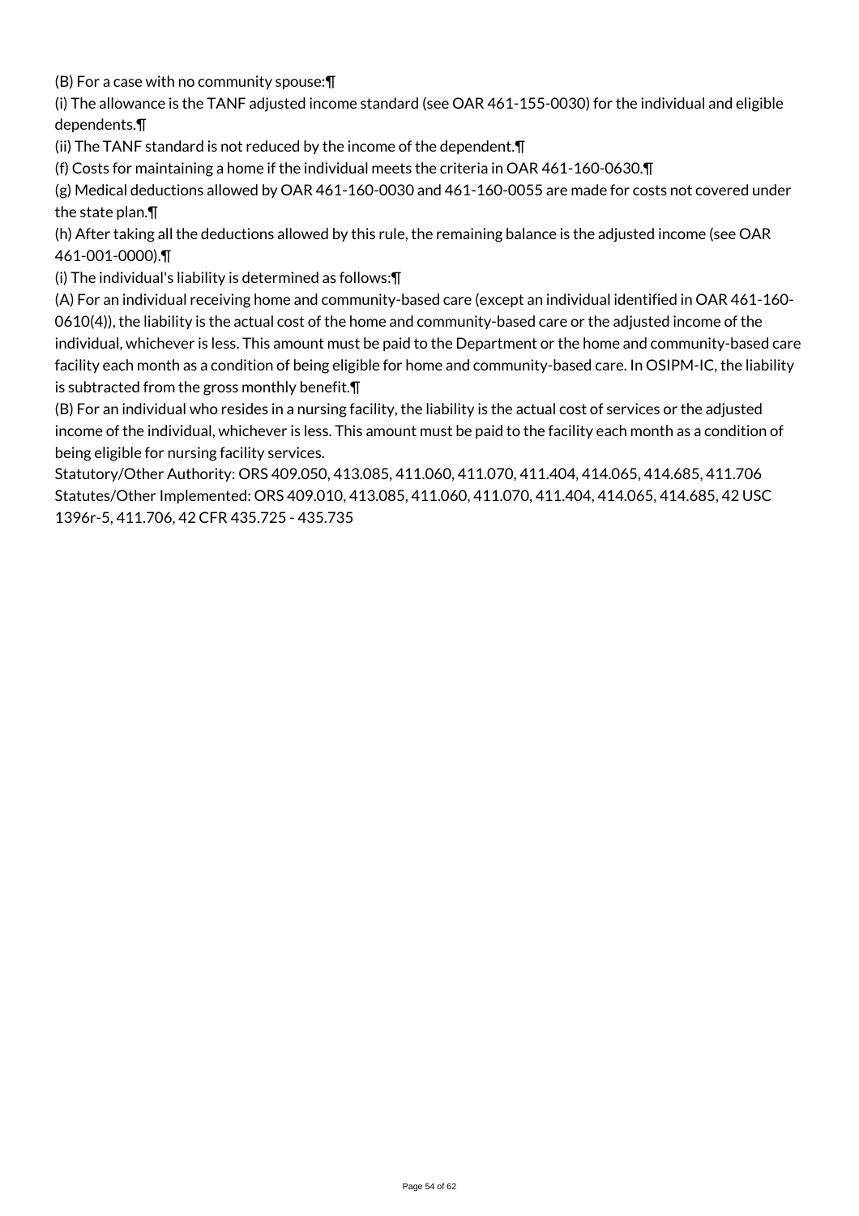(B) For a case with no community spouse:¶

(i) The allowance is the TANF adjusted income standard (see OAR 461-155-0030) for the individual and eligible dependents.¶

(ii) The TANF standard is not reduced by the income of the dependent.¶

(f) Costs for maintaining a home if the individual meets the criteria in OAR 461-160-0630.¶

(g) Medical deductions allowed by OAR 461-160-0030 and 461-160-0055 are made for costs not covered under the state plan.¶

(h) After taking all the deductions allowed by this rule, the remaining balance is the adjusted income (see OAR 461-001-0000).¶

(i) The individual's liability is determined as follows:¶

(A) For an individual receiving home and community-based care (except an individual identified in OAR 461-160-0610(4)), the liability is the actual cost of the home and community-based care or the adjusted income of the individual, whichever is less. This amount must be paid to the Department or the home and community-based care facility each month as a condition of being eligible for home and community-based care. In OSIPM-IC, the liability is subtracted from the gross monthly benefit.¶

(B) For an individual who resides in a nursing facility, the liability is the actual cost of services or the adjusted income of the individual, whichever is less. This amount must be paid to the facility each month as a condition of being eligible for nursing facility services.

Statutory/Other Authority: ORS 409.050, 413.085, 411.060, 411.070, 411.404, 414.065, 414.685, 411.706

Statutes/Other Implemented: ORS 409.010, 413.085, 411.060, 411.070, 411.404, 414.065, 414.685, 42 USC 1396r-5, 411.706, 42 CFR 435.725 - 435.735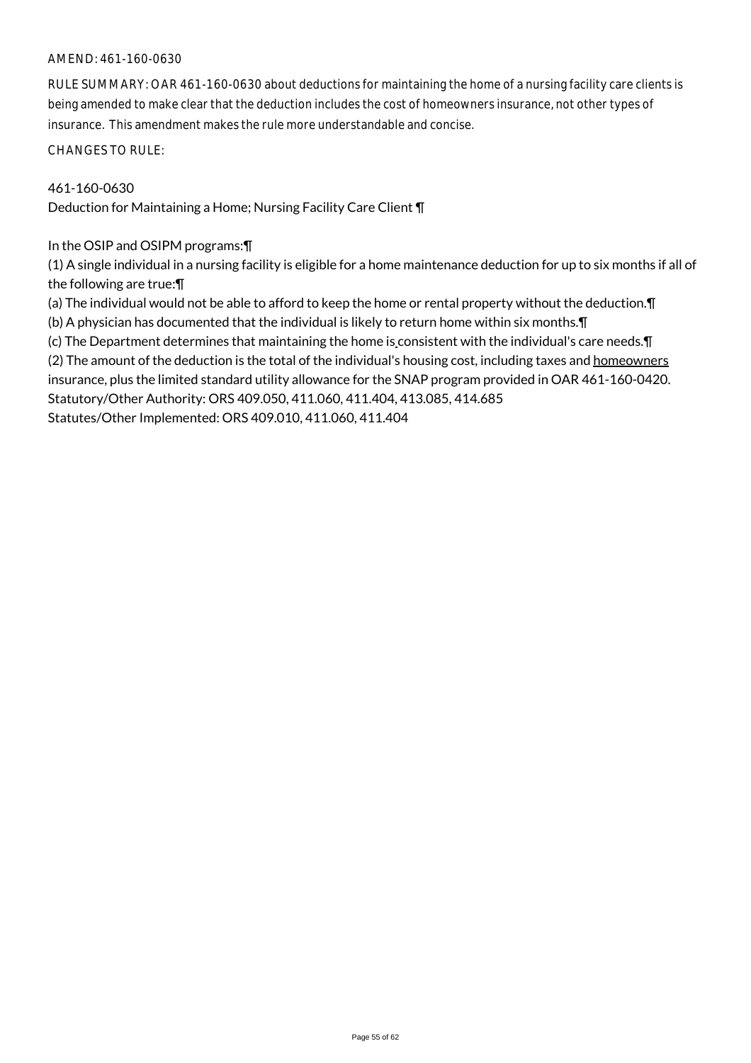AMEND: 461-160-0630

RULE SUMMARY: OAR 461-160-0630 about deductions for maintaining the home of a nursing facility care clients is being amended to make clear that the deduction includes the cost of homeowners insurance, not other types of insurance. This amendment makes the rule more understandable and concise.

CHANGES TO RULE:

461-160-0630
Deduction for Maintaining a Home; Nursing Facility Care Client ¶

In the OSIP and OSIPM programs:¶
(1) A single individual in a nursing facility is eligible for a home maintenance deduction for up to six months if all of the following are true:¶
(a) The individual would not be able to afford to keep the home or rental property without the deduction.¶
(b) A physician has documented that the individual is likely to return home within six months.¶
(c) The Department determines that maintaining the home is consistent with the individual's care needs.¶
(2) The amount of the deduction is the total of the individual's housing cost, including taxes and homeowners insurance, plus the limited standard utility allowance for the SNAP program provided in OAR 461-160-0420.
Statutory/Other Authority: ORS 409.050, 411.060, 411.404, 413.085, 414.685
Statutes/Other Implemented: ORS 409.010, 411.060, 411.404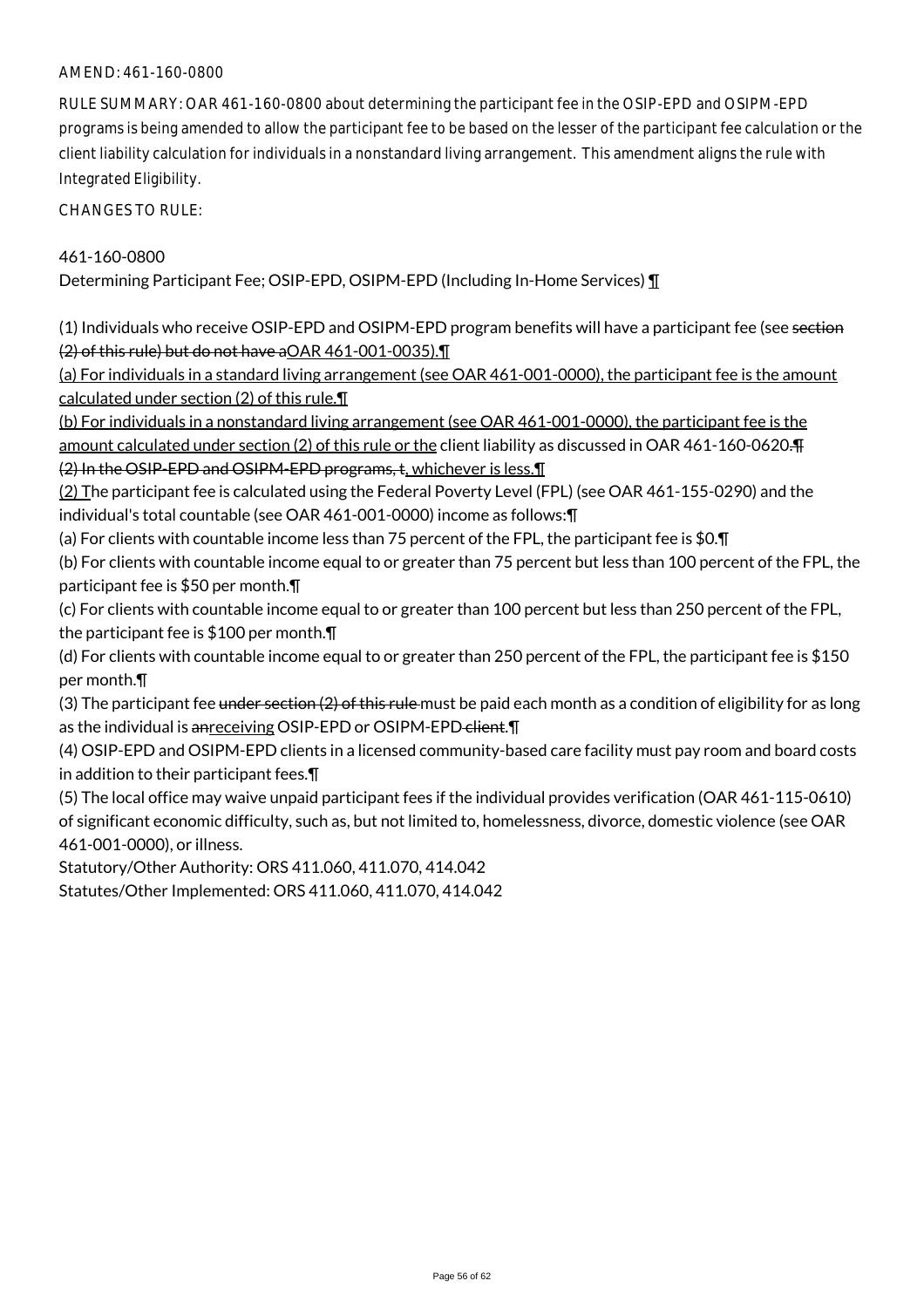AMEND: 461-160-0800

RULE SUMMARY: OAR 461-160-0800 about determining the participant fee in the OSIP-EPD and OSIPM-EPD programs is being amended to allow the participant fee to be based on the lesser of the participant fee calculation or the client liability calculation for individuals in a nonstandard living arrangement. This amendment aligns the rule with Integrated Eligibility.

CHANGES TO RULE:

461-160-0800

Determining Participant Fee; OSIP-EPD, OSIPM-EPD (Including In-Home Services) ¶

(1) Individuals who receive OSIP-EPD and OSIPM-EPD program benefits will have a participant fee (see ~~section (2) of this rule) but do not have a~~OAR 461-001-0035).¶

(a) For individuals in a standard living arrangement (see OAR 461-001-0000), the participant fee is the amount calculated under section (2) of this rule.¶

(b) For individuals in a nonstandard living arrangement (see OAR 461-001-0000), the participant fee is the amount calculated under section (2) of this rule or the client liability as discussed in OAR 461-160-0620~~.¶~~

~~(2) In the OSIP-EPD and OSIPM-EPD programs, t~~, whichever is less.¶

(2) The participant fee is calculated using the Federal Poverty Level (FPL) (see OAR 461-155-0290) and the individual's total countable (see OAR 461-001-0000) income as follows:¶

(a) For clients with countable income less than 75 percent of the FPL, the participant fee is $0.¶

(b) For clients with countable income equal to or greater than 75 percent but less than 100 percent of the FPL, the participant fee is $50 per month.¶

(c) For clients with countable income equal to or greater than 100 percent but less than 250 percent of the FPL, the participant fee is $100 per month.¶

(d) For clients with countable income equal to or greater than 250 percent of the FPL, the participant fee is $150 per month.¶

(3) The participant fee ~~under section (2) of this rule~~ must be paid each month as a condition of eligibility for as long as the individual is ~~an~~receiving OSIP-EPD or OSIPM-EPD ~~client~~.¶

(4) OSIP-EPD and OSIPM-EPD clients in a licensed community-based care facility must pay room and board costs in addition to their participant fees.¶

(5) The local office may waive unpaid participant fees if the individual provides verification (OAR 461-115-0610) of significant economic difficulty, such as, but not limited to, homelessness, divorce, domestic violence (see OAR 461-001-0000), or illness.

Statutory/Other Authority: ORS 411.060, 411.070, 414.042

Statutes/Other Implemented: ORS 411.060, 411.070, 414.042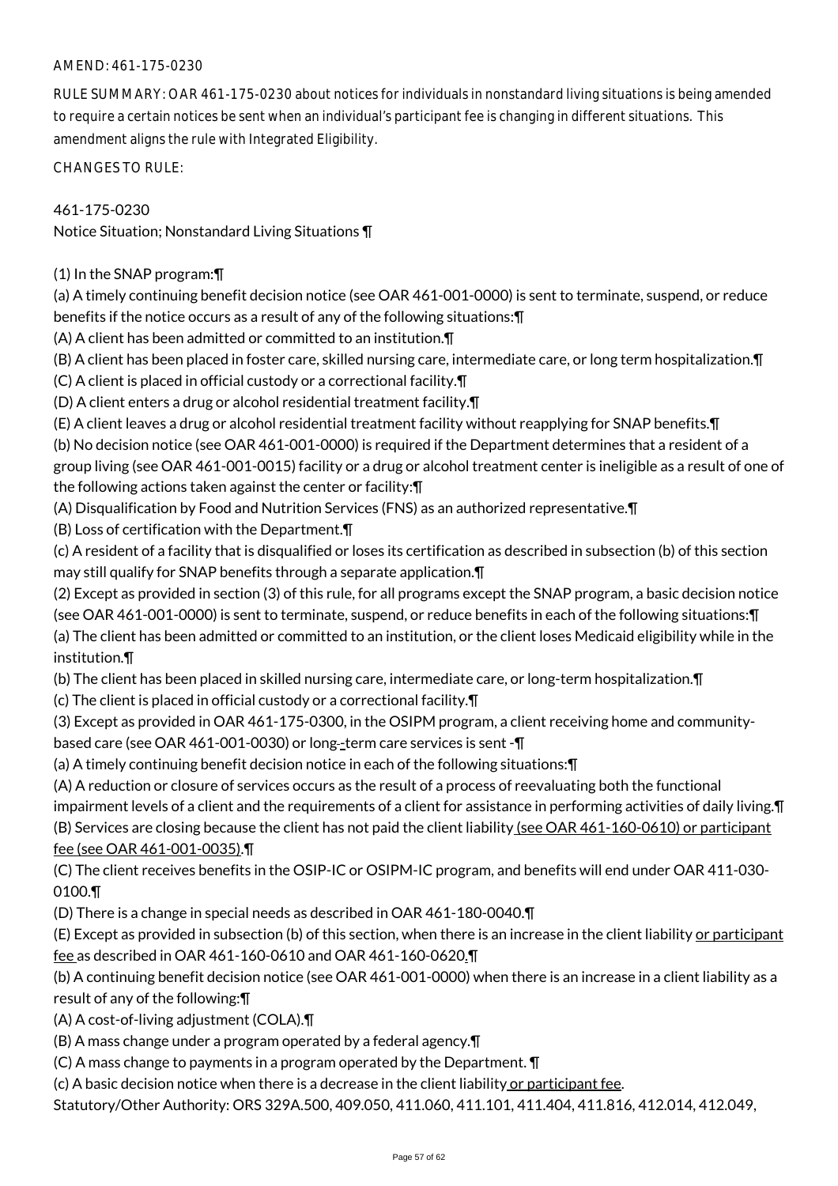AMEND: 461-175-0230

RULE SUMMARY: OAR 461-175-0230 about notices for individuals in nonstandard living situations is being amended to require a certain notices be sent when an individual's participant fee is changing in different situations. This amendment aligns the rule with Integrated Eligibility.

CHANGES TO RULE:

461-175-0230
Notice Situation; Nonstandard Living Situations ¶

(1) In the SNAP program:¶
(a) A timely continuing benefit decision notice (see OAR 461-001-0000) is sent to terminate, suspend, or reduce benefits if the notice occurs as a result of any of the following situations:¶
(A) A client has been admitted or committed to an institution.¶
(B) A client has been placed in foster care, skilled nursing care, intermediate care, or long term hospitalization.¶
(C) A client is placed in official custody or a correctional facility.¶
(D) A client enters a drug or alcohol residential treatment facility.¶
(E) A client leaves a drug or alcohol residential treatment facility without reapplying for SNAP benefits.¶
(b) No decision notice (see OAR 461-001-0000) is required if the Department determines that a resident of a group living (see OAR 461-001-0015) facility or a drug or alcohol treatment center is ineligible as a result of one of the following actions taken against the center or facility:¶
(A) Disqualification by Food and Nutrition Services (FNS) as an authorized representative.¶
(B) Loss of certification with the Department.¶
(c) A resident of a facility that is disqualified or loses its certification as described in subsection (b) of this section may still qualify for SNAP benefits through a separate application.¶
(2) Except as provided in section (3) of this rule, for all programs except the SNAP program, a basic decision notice (see OAR 461-001-0000) is sent to terminate, suspend, or reduce benefits in each of the following situations:¶
(a) The client has been admitted or committed to an institution, or the client loses Medicaid eligibility while in the institution.¶
(b) The client has been placed in skilled nursing care, intermediate care, or long-term hospitalization.¶
(c) The client is placed in official custody or a correctional facility.¶
(3) Except as provided in OAR 461-175-0300, in the OSIPM program, a client receiving home and community-based care (see OAR 461-001-0030) or long--term care services is sent -¶
(a) A timely continuing benefit decision notice in each of the following situations:¶
(A) A reduction or closure of services occurs as the result of a process of reevaluating both the functional impairment levels of a client and the requirements of a client for assistance in performing activities of daily living.¶
(B) Services are closing because the client has not paid the client liability (see OAR 461-160-0610) or participant fee (see OAR 461-001-0035).¶
(C) The client receives benefits in the OSIP-IC or OSIPM-IC program, and benefits will end under OAR 411-030-0100.¶
(D) There is a change in special needs as described in OAR 461-180-0040.¶
(E) Except as provided in subsection (b) of this section, when there is an increase in the client liability or participant fee as described in OAR 461-160-0610 and OAR 461-160-0620.¶
(b) A continuing benefit decision notice (see OAR 461-001-0000) when there is an increase in a client liability as a result of any of the following:¶
(A) A cost-of-living adjustment (COLA).¶
(B) A mass change under a program operated by a federal agency.¶
(C) A mass change to payments in a program operated by the Department. ¶
(c) A basic decision notice when there is a decrease in the client liability or participant fee.
Statutory/Other Authority: ORS 329A.500, 409.050, 411.060, 411.101, 411.404, 411.816, 412.014, 412.049,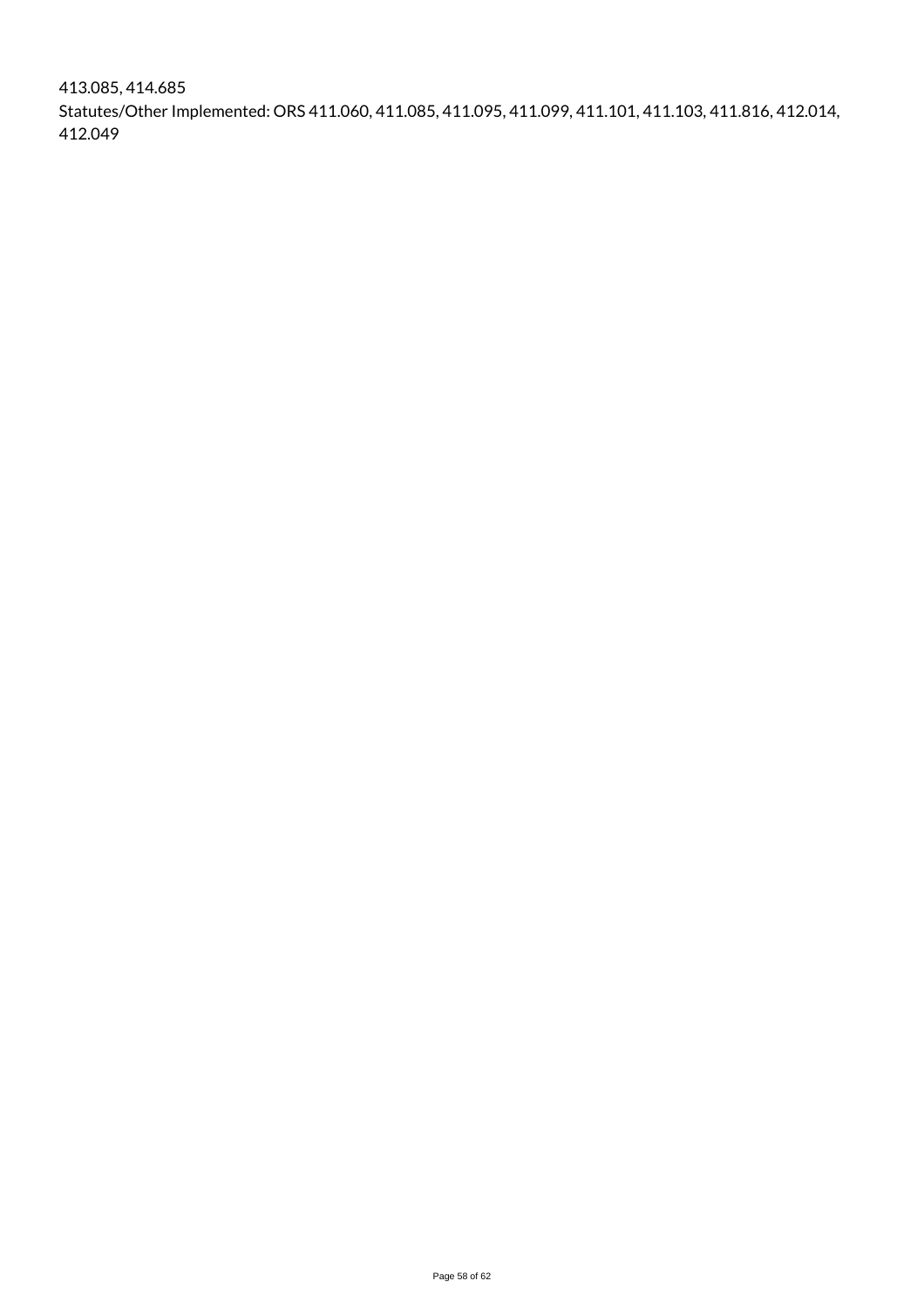413.085, 414.685
Statutes/Other Implemented: ORS 411.060, 411.085, 411.095, 411.099, 411.101, 411.103, 411.816, 412.014, 412.049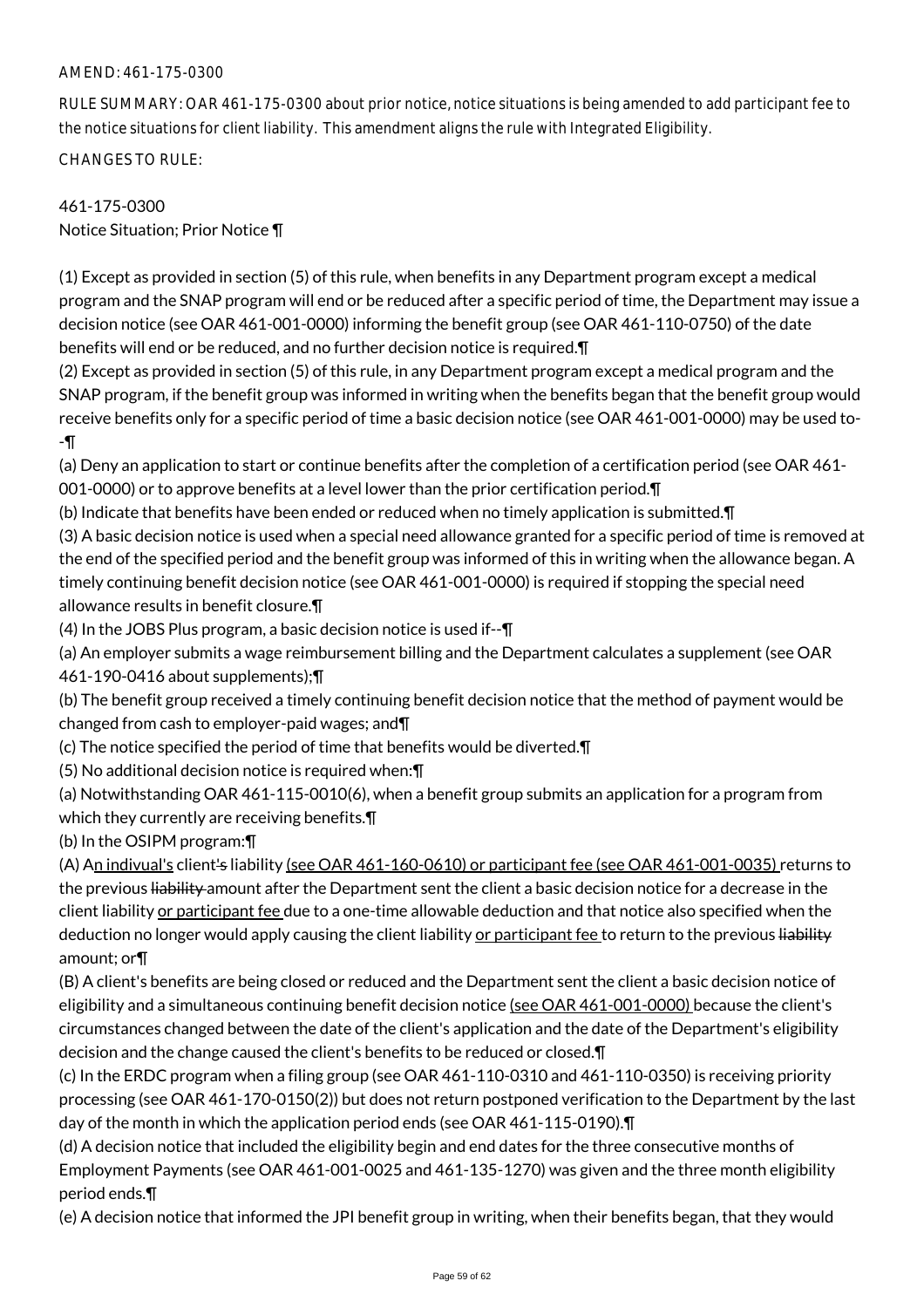AMEND: 461-175-0300

RULE SUMMARY: OAR 461-175-0300 about prior notice, notice situations is being amended to add participant fee to the notice situations for client liability. This amendment aligns the rule with Integrated Eligibility.

CHANGES TO RULE:

461-175-0300
Notice Situation; Prior Notice ¶

(1) Except as provided in section (5) of this rule, when benefits in any Department program except a medical program and the SNAP program will end or be reduced after a specific period of time, the Department may issue a decision notice (see OAR 461-001-0000) informing the benefit group (see OAR 461-110-0750) of the date benefits will end or be reduced, and no further decision notice is required.¶
(2) Except as provided in section (5) of this rule, in any Department program except a medical program and the SNAP program, if the benefit group was informed in writing when the benefits began that the benefit group would receive benefits only for a specific period of time a basic decision notice (see OAR 461-001-0000) may be used to--¶
(a) Deny an application to start or continue benefits after the completion of a certification period (see OAR 461-001-0000) or to approve benefits at a level lower than the prior certification period.¶
(b) Indicate that benefits have been ended or reduced when no timely application is submitted.¶
(3) A basic decision notice is used when a special need allowance granted for a specific period of time is removed at the end of the specified period and the benefit group was informed of this in writing when the allowance began. A timely continuing benefit decision notice (see OAR 461-001-0000) is required if stopping the special need allowance results in benefit closure.¶
(4) In the JOBS Plus program, a basic decision notice is used if--¶
(a) An employer submits a wage reimbursement billing and the Department calculates a supplement (see OAR 461-190-0416 about supplements);¶
(b) The benefit group received a timely continuing benefit decision notice that the method of payment would be changed from cash to employer-paid wages; and¶
(c) The notice specified the period of time that benefits would be diverted.¶
(5) No additional decision notice is required when:¶
(a) Notwithstanding OAR 461-115-0010(6), when a benefit group submits an application for a program from which they currently are receiving benefits.¶
(b) In the OSIPM program:¶
(A) An indivual's client's liability (see OAR 461-160-0610) or participant fee (see OAR 461-001-0035) returns to the previous liability amount after the Department sent the client a basic decision notice for a decrease in the client liability or participant fee due to a one-time allowable deduction and that notice also specified when the deduction no longer would apply causing the client liability or participant fee to return to the previous liability amount; or¶
(B) A client's benefits are being closed or reduced and the Department sent the client a basic decision notice of eligibility and a simultaneous continuing benefit decision notice (see OAR 461-001-0000) because the client's circumstances changed between the date of the client's application and the date of the Department's eligibility decision and the change caused the client's benefits to be reduced or closed.¶
(c) In the ERDC program when a filing group (see OAR 461-110-0310 and 461-110-0350) is receiving priority processing (see OAR 461-170-0150(2)) but does not return postponed verification to the Department by the last day of the month in which the application period ends (see OAR 461-115-0190).¶
(d) A decision notice that included the eligibility begin and end dates for the three consecutive months of Employment Payments (see OAR 461-001-0025 and 461-135-1270) was given and the three month eligibility period ends.¶
(e) A decision notice that informed the JPI benefit group in writing, when their benefits began, that they would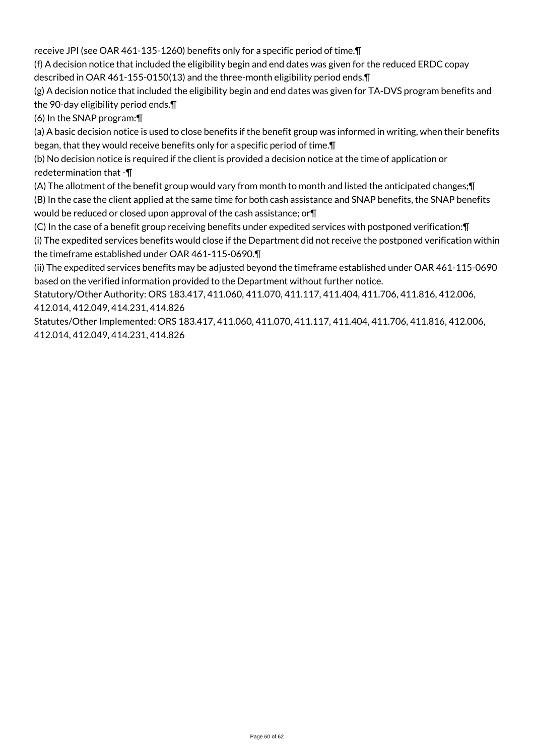receive JPI (see OAR 461-135-1260) benefits only for a specific period of time.¶

(f) A decision notice that included the eligibility begin and end dates was given for the reduced ERDC copay described in OAR 461-155-0150(13) and the three-month eligibility period ends.¶

(g) A decision notice that included the eligibility begin and end dates was given for TA-DVS program benefits and the 90-day eligibility period ends.¶

(6) In the SNAP program:¶

(a) A basic decision notice is used to close benefits if the benefit group was informed in writing, when their benefits began, that they would receive benefits only for a specific period of time.¶

(b) No decision notice is required if the client is provided a decision notice at the time of application or redetermination that -¶

(A) The allotment of the benefit group would vary from month to month and listed the anticipated changes;¶

(B) In the case the client applied at the same time for both cash assistance and SNAP benefits, the SNAP benefits would be reduced or closed upon approval of the cash assistance; or¶

(C) In the case of a benefit group receiving benefits under expedited services with postponed verification:¶

(i) The expedited services benefits would close if the Department did not receive the postponed verification within the timeframe established under OAR 461-115-0690.¶

(ii) The expedited services benefits may be adjusted beyond the timeframe established under OAR 461-115-0690 based on the verified information provided to the Department without further notice.

Statutory/Other Authority: ORS 183.417, 411.060, 411.070, 411.117, 411.404, 411.706, 411.816, 412.006, 412.014, 412.049, 414.231, 414.826

Statutes/Other Implemented: ORS 183.417, 411.060, 411.070, 411.117, 411.404, 411.706, 411.816, 412.006, 412.014, 412.049, 414.231, 414.826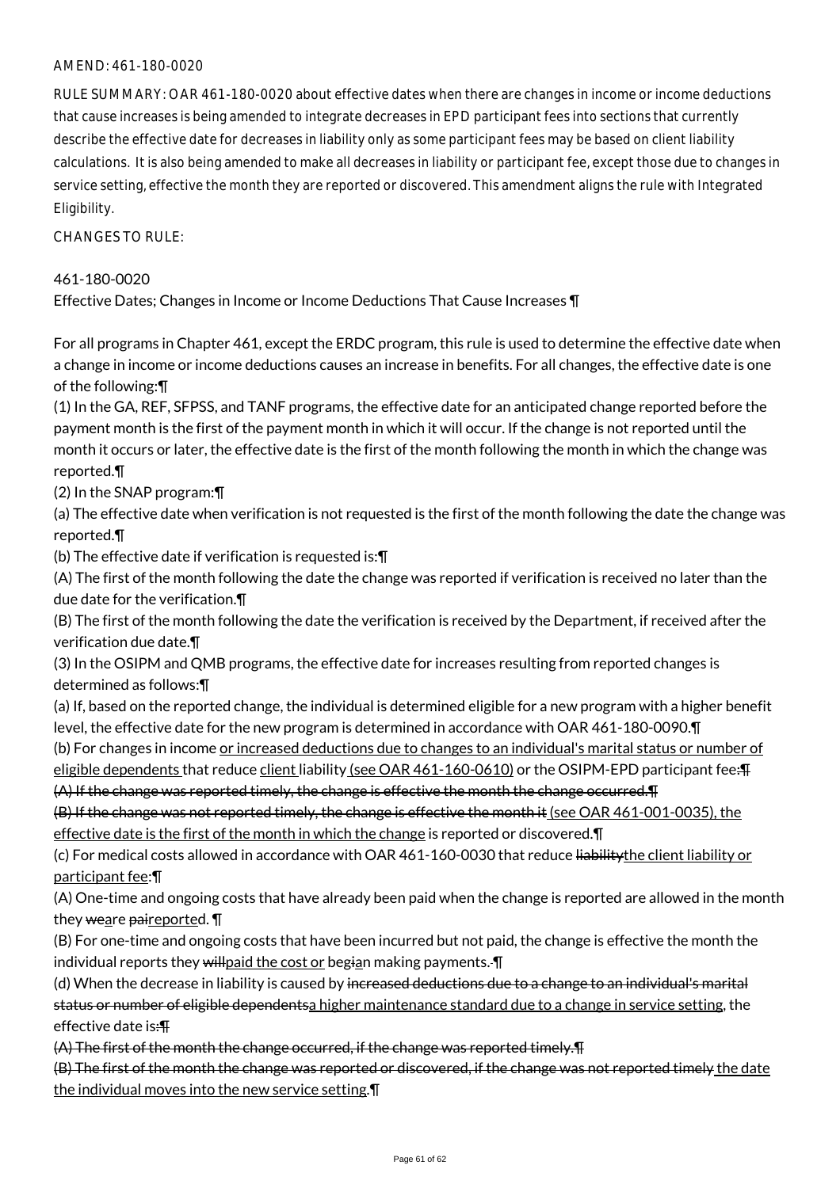AMEND: 461-180-0020

RULE SUMMARY: OAR 461-180-0020 about effective dates when there are changes in income or income deductions that cause increases is being amended to integrate decreases in EPD participant fees into sections that currently describe the effective date for decreases in liability only as some participant fees may be based on client liability calculations. It is also being amended to make all decreases in liability or participant fee, except those due to changes in service setting, effective the month they are reported or discovered. This amendment aligns the rule with Integrated Eligibility.

CHANGES TO RULE:

461-180-0020

Effective Dates; Changes in Income or Income Deductions That Cause Increases ¶

For all programs in Chapter 461, except the ERDC program, this rule is used to determine the effective date when a change in income or income deductions causes an increase in benefits. For all changes, the effective date is one of the following:¶

(1) In the GA, REF, SFPSS, and TANF programs, the effective date for an anticipated change reported before the payment month is the first of the payment month in which it will occur. If the change is not reported until the month it occurs or later, the effective date is the first of the month following the month in which the change was reported.¶

(2) In the SNAP program:¶

(a) The effective date when verification is not requested is the first of the month following the date the change was reported.¶

(b) The effective date if verification is requested is:¶

(A) The first of the month following the date the change was reported if verification is received no later than the due date for the verification.¶

(B) The first of the month following the date the verification is received by the Department, if received after the verification due date.¶

(3) In the OSIPM and QMB programs, the effective date for increases resulting from reported changes is determined as follows:¶

(a) If, based on the reported change, the individual is determined eligible for a new program with a higher benefit level, the effective date for the new program is determined in accordance with OAR 461-180-0090.¶

(b) For changes in income or increased deductions due to changes to an individual's marital status or number of eligible dependents that reduce client liability (see OAR 461-160-0610) or the OSIPM-EPD participant fee:¶
(A) If the change was reported timely, the change is effective the month the change occurred.¶
(B) If the change was not reported timely, the change is effective the month it (see OAR 461-001-0035), the effective date is the first of the month in which the change is reported or discovered.¶

(c) For medical costs allowed in accordance with OAR 461-160-0030 that reduce liabilitythe client liability or participant fee:¶

(A) One-time and ongoing costs that have already been paid when the change is reported are allowed in the month they weare paireported. ¶

(B) For one-time and ongoing costs that have been incurred but not paid, the change is effective the month the individual reports they willpaid the cost or begian making payments. ¶

(d) When the decrease in liability is caused by increased deductions due to a change to an individual's marital status or number of eligible dependentsa higher maintenance standard due to a change in service setting, the effective date is:¶
(A) The first of the month the change occurred, if the change was reported timely.¶
(B) The first of the month the change was reported or discovered, if the change was not reported timely the date the individual moves into the new service setting.¶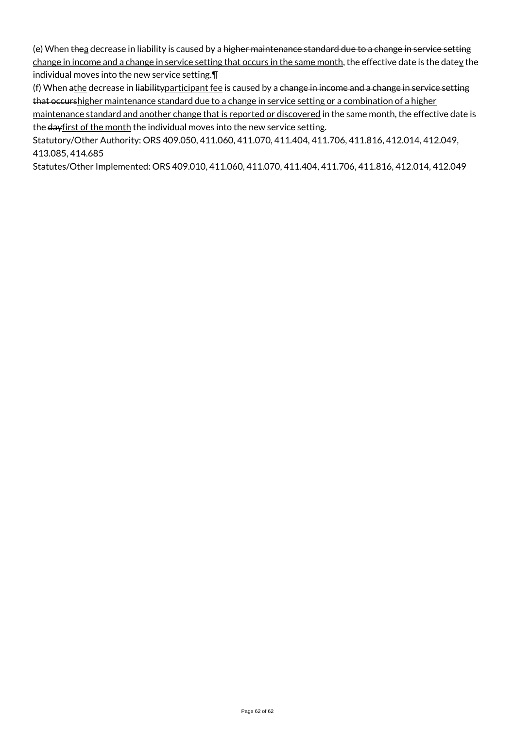(e) When ~~the~~a decrease in liability is caused by a ~~higher maintenance standard due to a change in service setting~~ change in income and a change in service setting that occurs in the same month, the effective date is the dat~~e~~y the individual moves into the new service setting.¶

(f) When ~~a~~the decrease in ~~liability~~participant fee is caused by a ~~change in income and a change in service setting that occurs~~higher maintenance standard due to a change in service setting or a combination of a higher maintenance standard and another change that is reported or discovered in the same month, the effective date is the ~~day~~first of the month the individual moves into the new service setting.

Statutory/Other Authority: ORS 409.050, 411.060, 411.070, 411.404, 411.706, 411.816, 412.014, 412.049, 413.085, 414.685

Statutes/Other Implemented: ORS 409.010, 411.060, 411.070, 411.404, 411.706, 411.816, 412.014, 412.049